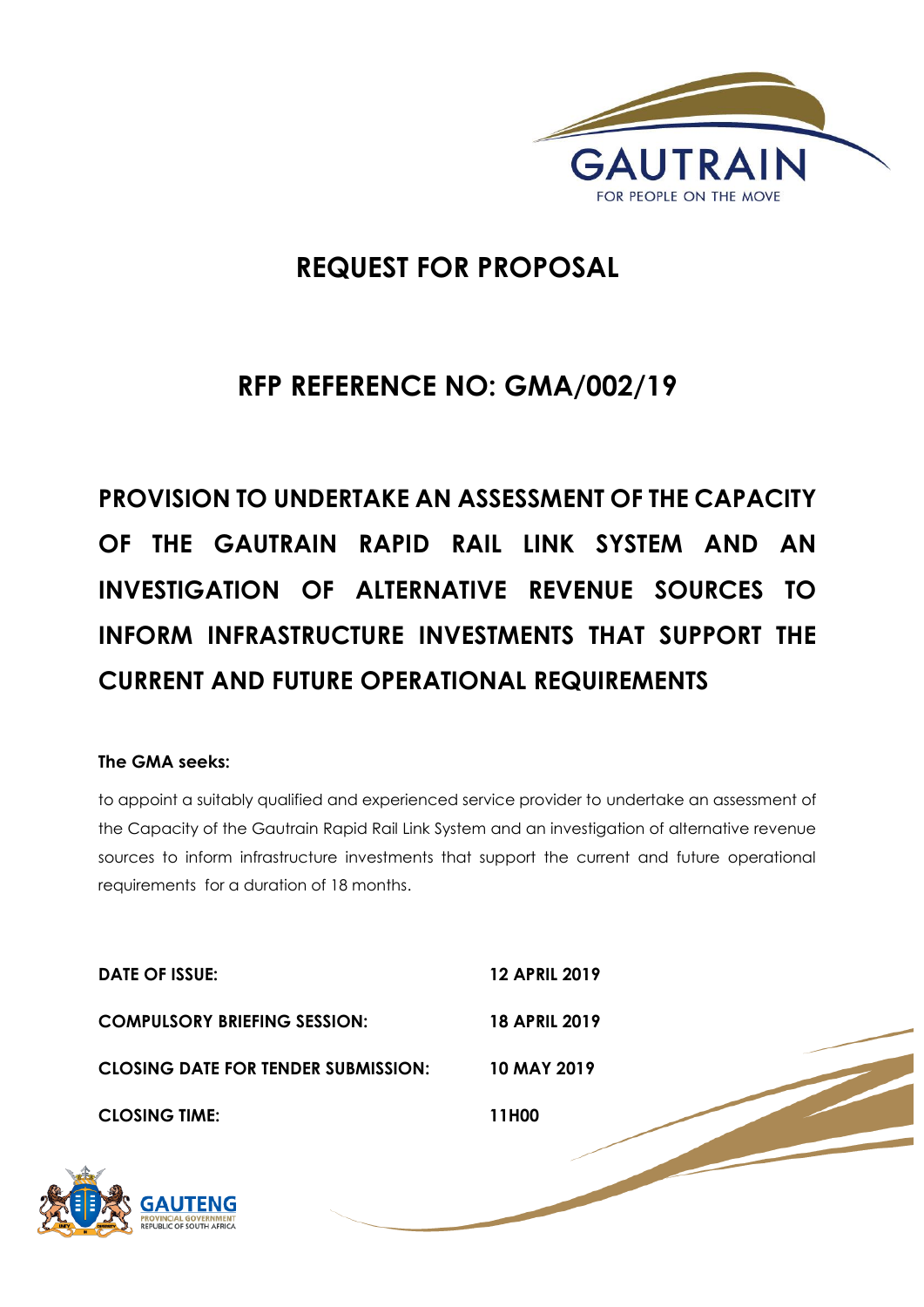GAUTRAIN

FOR PEOPLE ON THE MOVE

# REQUEST FOR PROPOSAL

# RFP REFERENCE NO: GMA/002/19

# PROVISION TO UNDERTAKE AN ASSESSMENT OF THE CAPACITY OF THE GAUTRAIN RAPID RAIL LINK SYSTEM AND AN INVESTIGATION OF ALTERNATIVE REVENUE SOURCES TO INFORM INFRASTRUCTURE INVESTMENTS THAT SUPPORT THE CURRENT AND FUTURE OPERATIONAL REQUIREMENTS

**The GMA seeks:**

to appoint a suitably qualified and experienced service provider to undertake an assessment of the Capacity of the Gautrain Rapid Rail Link System and an investigation of alternative revenue sources to inform infrastructure investments that support the current and future operational requirements for a duration of 18 months.

| | |
|---|---|
| **DATE OF ISSUE:** | **12 APRIL 2019** |
| **COMPULSORY BRIEFING SESSION:** | **18 APRIL 2019** |
| **CLOSING DATE FOR TENDER SUBMISSION:** | **10 MAY 2019** |
| **CLOSING TIME:** | **11H00** |

GAUTENG PROVINCIAL GOVERNMENT
REPUBLIC OF SOUTH AFRICA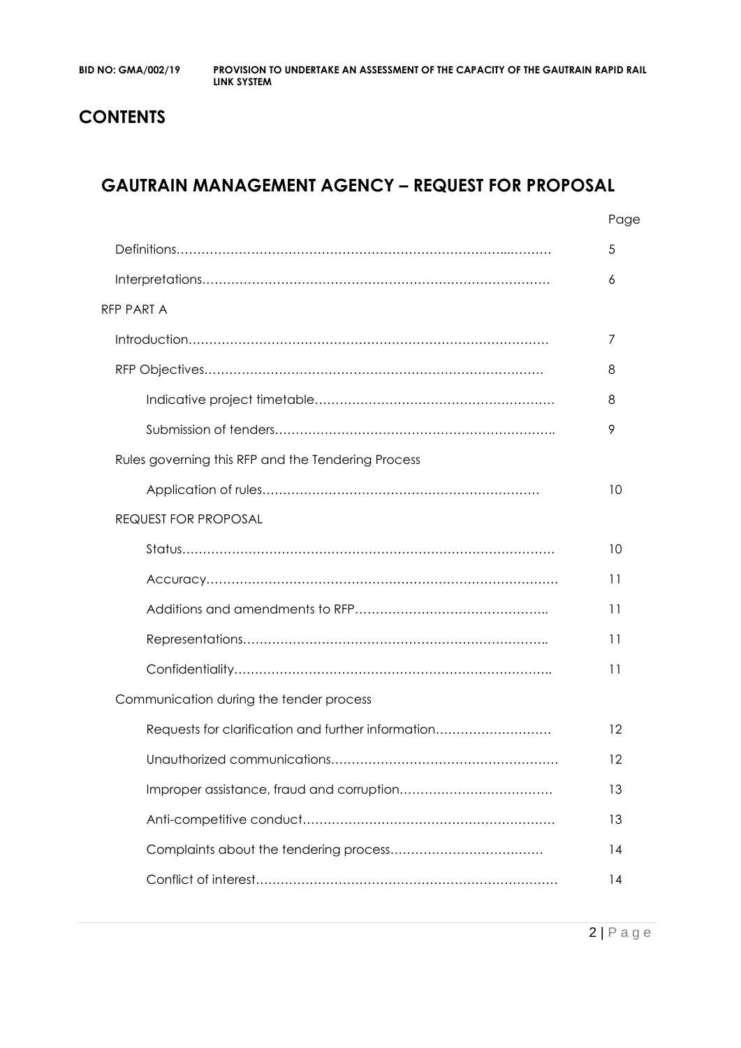# CONTENTS

## GAUTRAIN MANAGEMENT AGENCY – REQUEST FOR PROPOSAL

| | Page |
|---|---|
| Definitions………………………………………………………………………..………. | 5 |
| Interpretations………………………………………………………………………… | 6 |
| RFP PART A | |
| Introduction…………………………………………………………………………… | 7 |
| RFP Objectives……………………………………………………………………… | 8 |
| Indicative project timetable………………………………………………… | 8 |
| Submission of tenders………………………………………………………….. | 9 |
| Rules governing this RFP and the Tendering Process | |
| Application of rules………………………………………………………… | 10 |
| REQUEST FOR PROPOSAL | |
| Status………………………………………………………………………………. | 10 |
| Accuracy…………………………………………………………………………. | 11 |
| Additions and amendments to RFP……………………………………….. | 11 |
| Representations……………………………………………………………….. | 11 |
| Confidentiality………………………………………………………………….. | 11 |
| Communication during the tender process | |
| Requests for clarification and further information………………………. | 12 |
| Unauthorized communications……………………………………………. | 12 |
| Improper assistance, fraud and corruption………………………………. | 13 |
| Anti-competitive conduct……………………………………………………. | 13 |
| Complaints about the tendering process………………………………. | 14 |
| Conflict of interest………………………………………………………………. | 14 |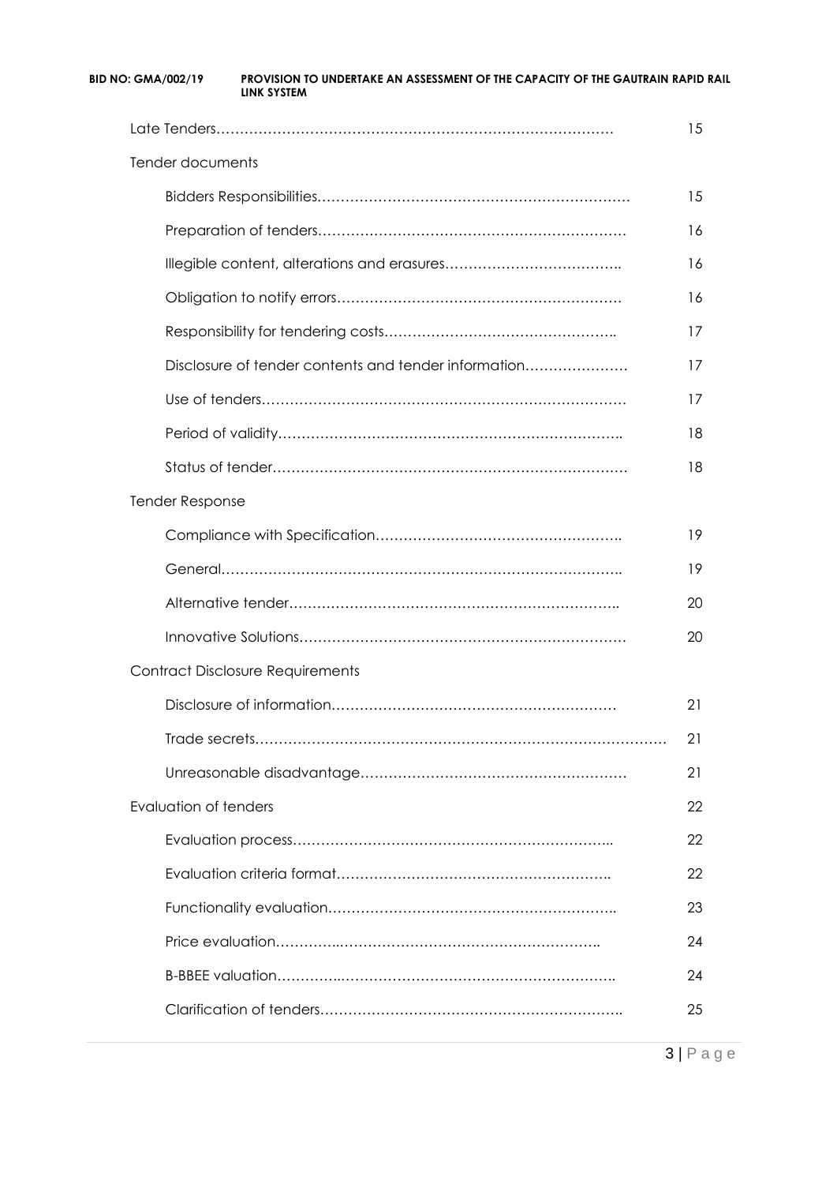| | |
|---|---|
| Late Tenders……………………………………………………………………………… | 15 |
| Tender documents | |
| Bidders Responsibilities………………………………………………………… | 15 |
| Preparation of tenders………………………………………………………… | 16 |
| Illegible content, alterations and erasures……………………………….. | 16 |
| Obligation to notify errors…………………………………………………… | 16 |
| Responsibility for tendering costs………………………………………….. | 17 |
| Disclosure of tender contents and tender information…………………. | 17 |
| Use of tenders…………………………………………………………………… | 17 |
| Period of validity……………………………………………………………….. | 18 |
| Status of tender…………………………………………………………………. | 18 |
| Tender Response | |
| Compliance with Specification…………………………………………….. | 19 |
| General…………………………………………………………………………….. | 19 |
| Alternative tender…………………………………………………………….. | 20 |
| Innovative Solutions…………………………………………………………… | 20 |
| Contract Disclosure Requirements | |
| Disclosure of information……………………………………………………. | 21 |
| Trade secrets……………………………………………………………………………. | 21 |
| Unreasonable disadvantage………………………………………………… | 21 |
| Evaluation of tenders | 22 |
| Evaluation process…………………………………………………………….. | 22 |
| Evaluation criteria format…………………………………………………… | 22 |
| Functionality evaluation…………………………………………………….. | 23 |
| Price evaluation………….………………………………………………….. | 24 |
| B-BBEE valuation…………..……………………………………………………. | 24 |
| Clarification of tenders……………………………………………………….. | 25 |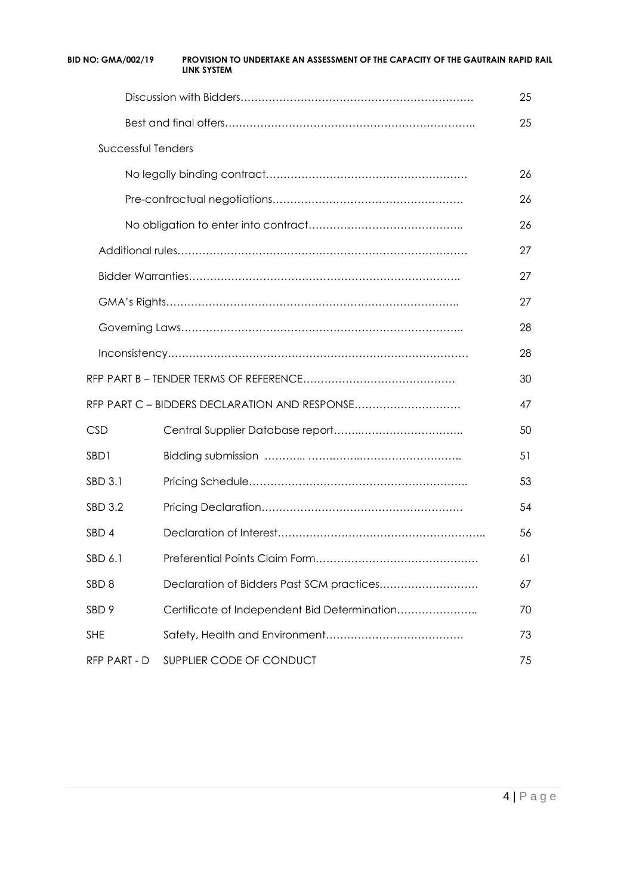| | | |
|---|---|---|
| | Discussion with Bidders………………………………………………………… | 25 |
| | Best and final offers…………………………………………………………….. | 25 |
| Successful Tenders | | |
| | No legally binding contract………………………………………………… | 26 |
| | Pre-contractual negotiations……………………………………………… | 26 |
| | No obligation to enter into contract…………………………………….. | 26 |
| | Additional rules………………………………………………………………………… | 27 |
| | Bidder Warranties………………………………………………………………….. | 27 |
| | GMA's Rights……………………………………………………………………….. | 27 |
| | Governing Laws…………………………………………………………………….. | 28 |
| | Inconsistency…………………………………………………………………………… | 28 |
| RFP PART B – TENDER TERMS OF REFERENCE…………………………………… | | 30 |
| RFP PART C – BIDDERS DECLARATION AND RESPONSE………………………… | | 47 |
| CSD | Central Supplier Database report…….……………………….. | 50 |
| SBD1 | Bidding submission ……….. ……….……………………………. | 51 |
| SBD 3.1 | Pricing Schedule…………………………………………………….. | 53 |
| SBD 3.2 | Pricing Declaration………………………………………………… | 54 |
| SBD 4 | Declaration of Interest……………………………………………….. | 56 |
| SBD 6.1 | Preferential Points Claim Form……………………………………… | 61 |
| SBD 8 | Declaration of Bidders Past SCM practices……………………… | 67 |
| SBD 9 | Certificate of Independent Bid Determination………………….. | 70 |
| SHE | Safety, Health and Environment………………………………… | 73 |
| RFP PART - D | SUPPLIER CODE OF CONDUCT | 75 |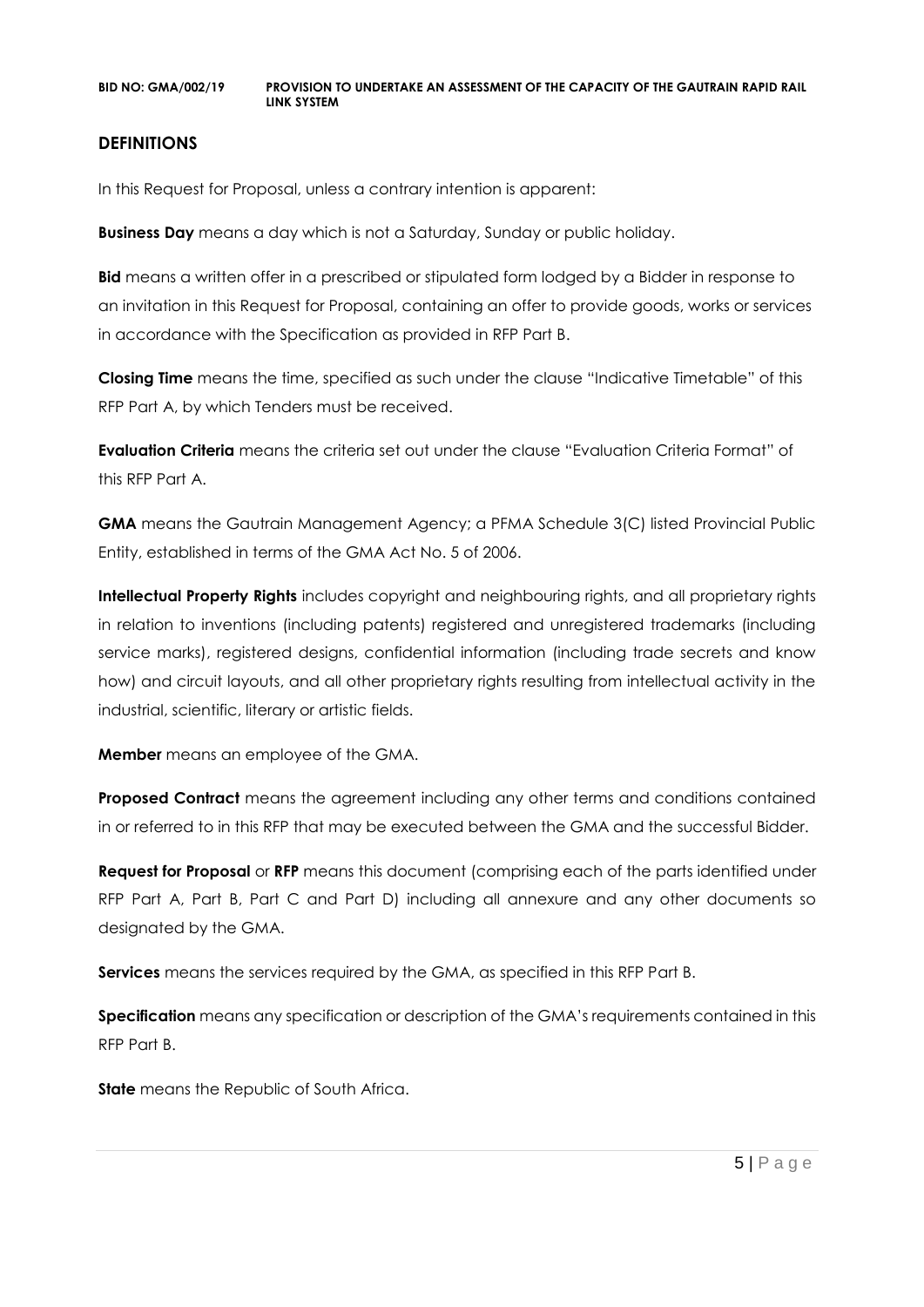## DEFINITIONS

In this Request for Proposal, unless a contrary intention is apparent:

**Business Day** means a day which is not a Saturday, Sunday or public holiday.

**Bid** means a written offer in a prescribed or stipulated form lodged by a Bidder in response to an invitation in this Request for Proposal, containing an offer to provide goods, works or services in accordance with the Specification as provided in RFP Part B.

**Closing Time** means the time, specified as such under the clause "Indicative Timetable" of this RFP Part A, by which Tenders must be received.

**Evaluation Criteria** means the criteria set out under the clause "Evaluation Criteria Format" of this RFP Part A.

**GMA** means the Gautrain Management Agency; a PFMA Schedule 3(C) listed Provincial Public Entity, established in terms of the GMA Act No. 5 of 2006.

**Intellectual Property Rights** includes copyright and neighbouring rights, and all proprietary rights in relation to inventions (including patents) registered and unregistered trademarks (including service marks), registered designs, confidential information (including trade secrets and know how) and circuit layouts, and all other proprietary rights resulting from intellectual activity in the industrial, scientific, literary or artistic fields.

**Member** means an employee of the GMA.

**Proposed Contract** means the agreement including any other terms and conditions contained in or referred to in this RFP that may be executed between the GMA and the successful Bidder.

**Request for Proposal** or **RFP** means this document (comprising each of the parts identified under RFP Part A, Part B, Part C and Part D) including all annexure and any other documents so designated by the GMA.

**Services** means the services required by the GMA, as specified in this RFP Part B.

**Specification** means any specification or description of the GMA's requirements contained in this RFP Part B.

**State** means the Republic of South Africa.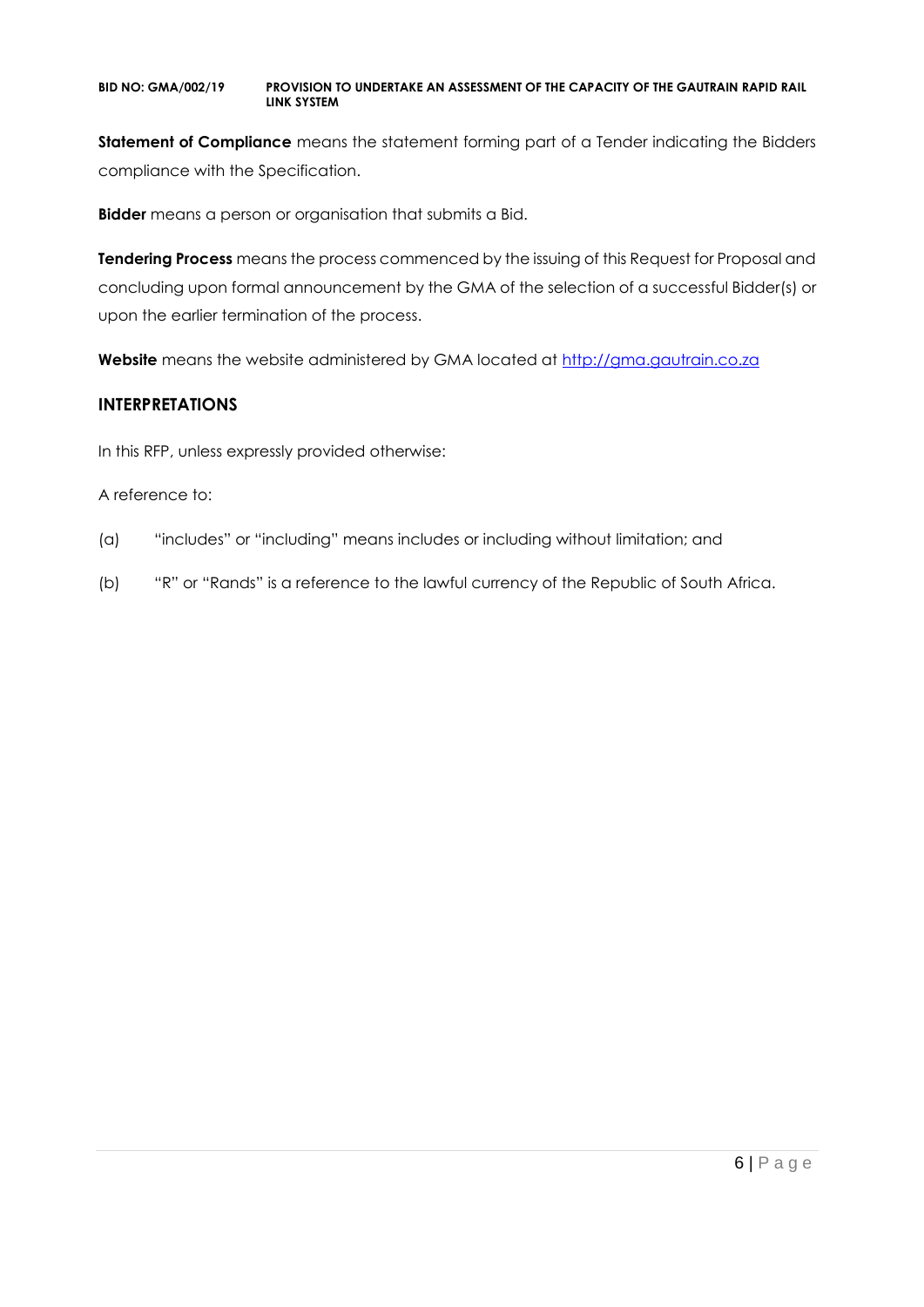**Statement of Compliance** means the statement forming part of a Tender indicating the Bidders compliance with the Specification.

**Bidder** means a person or organisation that submits a Bid.

**Tendering Process** means the process commenced by the issuing of this Request for Proposal and concluding upon formal announcement by the GMA of the selection of a successful Bidder(s) or upon the earlier termination of the process.

**Website** means the website administered by GMA located at [http://gma.gautrain.co.za](http://gma.gautrain.co.za)

## INTERPRETATIONS

In this RFP, unless expressly provided otherwise:

A reference to:

(a) "includes" or "including" means includes or including without limitation; and

(b) "R" or "Rands" is a reference to the lawful currency of the Republic of South Africa.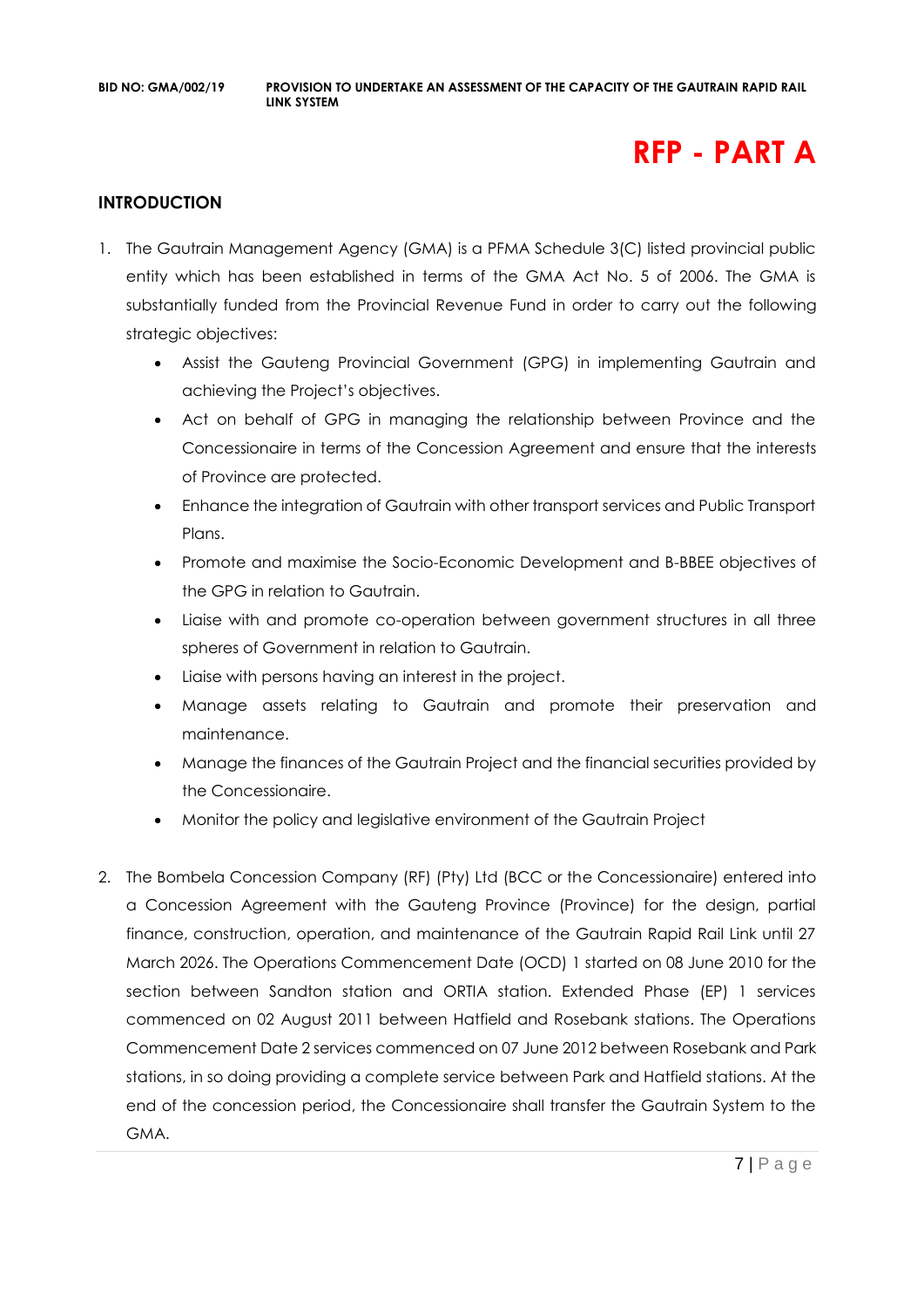# RFP - PART A

## INTRODUCTION

1. The Gautrain Management Agency (GMA) is a PFMA Schedule 3(C) listed provincial public entity which has been established in terms of the GMA Act No. 5 of 2006. The GMA is substantially funded from the Provincial Revenue Fund in order to carry out the following strategic objectives:
   - Assist the Gauteng Provincial Government (GPG) in implementing Gautrain and achieving the Project's objectives.
   - Act on behalf of GPG in managing the relationship between Province and the Concessionaire in terms of the Concession Agreement and ensure that the interests of Province are protected.
   - Enhance the integration of Gautrain with other transport services and Public Transport Plans.
   - Promote and maximise the Socio-Economic Development and B-BBEE objectives of the GPG in relation to Gautrain.
   - Liaise with and promote co-operation between government structures in all three spheres of Government in relation to Gautrain.
   - Liaise with persons having an interest in the project.
   - Manage assets relating to Gautrain and promote their preservation and maintenance.
   - Manage the finances of the Gautrain Project and the financial securities provided by the Concessionaire.
   - Monitor the policy and legislative environment of the Gautrain Project

2. The Bombela Concession Company (RF) (Pty) Ltd (BCC or the Concessionaire) entered into a Concession Agreement with the Gauteng Province (Province) for the design, partial finance, construction, operation, and maintenance of the Gautrain Rapid Rail Link until 27 March 2026. The Operations Commencement Date (OCD) 1 started on 08 June 2010 for the section between Sandton station and ORTIA station. Extended Phase (EP) 1 services commenced on 02 August 2011 between Hatfield and Rosebank stations. The Operations Commencement Date 2 services commenced on 07 June 2012 between Rosebank and Park stations, in so doing providing a complete service between Park and Hatfield stations. At the end of the concession period, the Concessionaire shall transfer the Gautrain System to the GMA.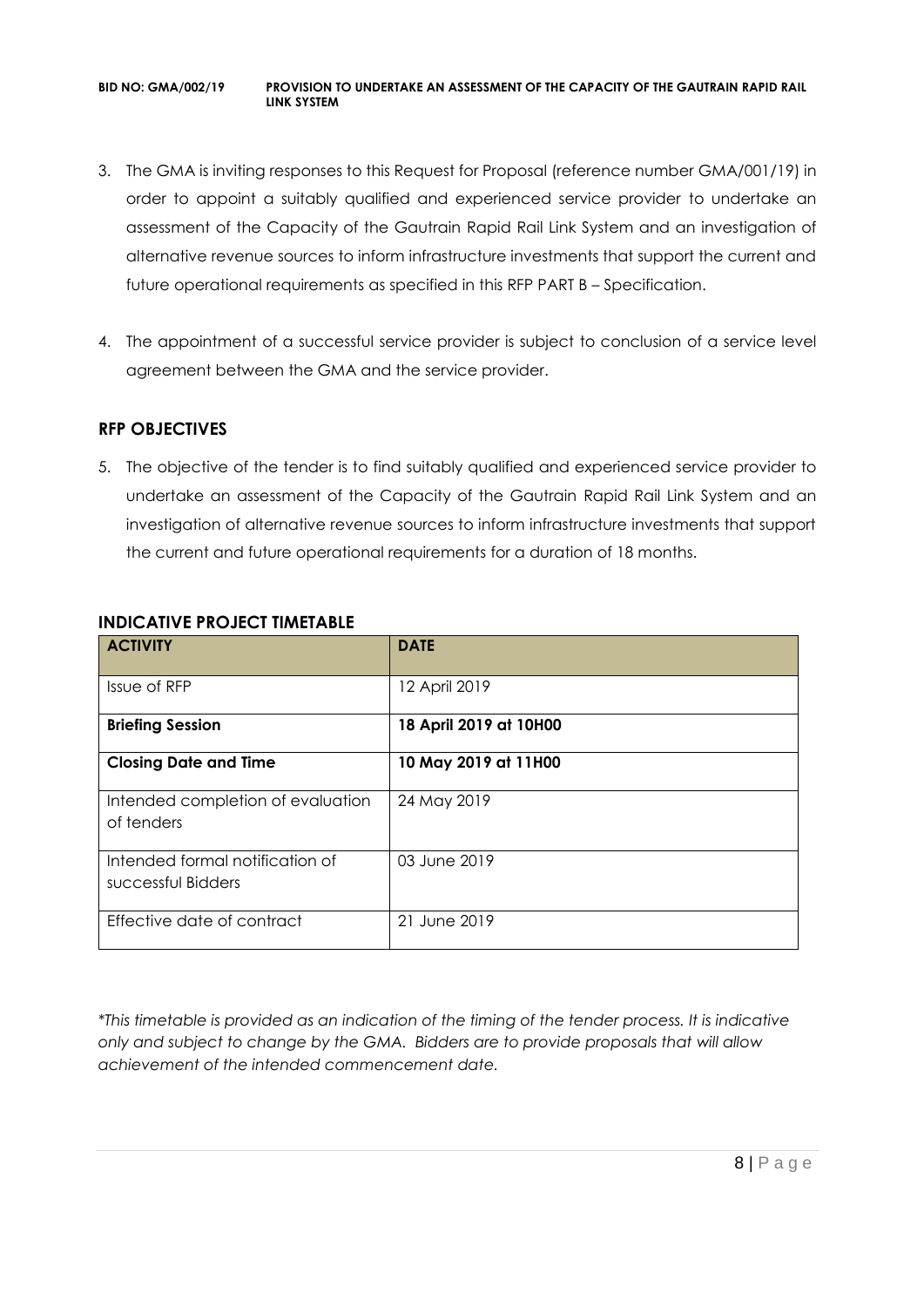3. The GMA is inviting responses to this Request for Proposal (reference number GMA/001/19) in order to appoint a suitably qualified and experienced service provider to undertake an assessment of the Capacity of the Gautrain Rapid Rail Link System and an investigation of alternative revenue sources to inform infrastructure investments that support the current and future operational requirements as specified in this RFP PART B – Specification.

4. The appointment of a successful service provider is subject to conclusion of a service level agreement between the GMA and the service provider.

## RFP OBJECTIVES

5. The objective of the tender is to find suitably qualified and experienced service provider to undertake an assessment of the Capacity of the Gautrain Rapid Rail Link System and an investigation of alternative revenue sources to inform infrastructure investments that support the current and future operational requirements for a duration of 18 months.

## INDICATIVE PROJECT TIMETABLE

| ACTIVITY | DATE |
| --- | --- |
| Issue of RFP | 12 April 2019 |
| **Briefing Session** | **18 April 2019 at 10H00** |
| **Closing Date and Time** | **10 May 2019 at 11H00** |
| Intended completion of evaluation of tenders | 24 May 2019 |
| Intended formal notification of successful Bidders | 03 June 2019 |
| Effective date of contract | 21 June 2019 |

*\*This timetable is provided as an indication of the timing of the tender process. It is indicative only and subject to change by the GMA. Bidders are to provide proposals that will allow achievement of the intended commencement date.*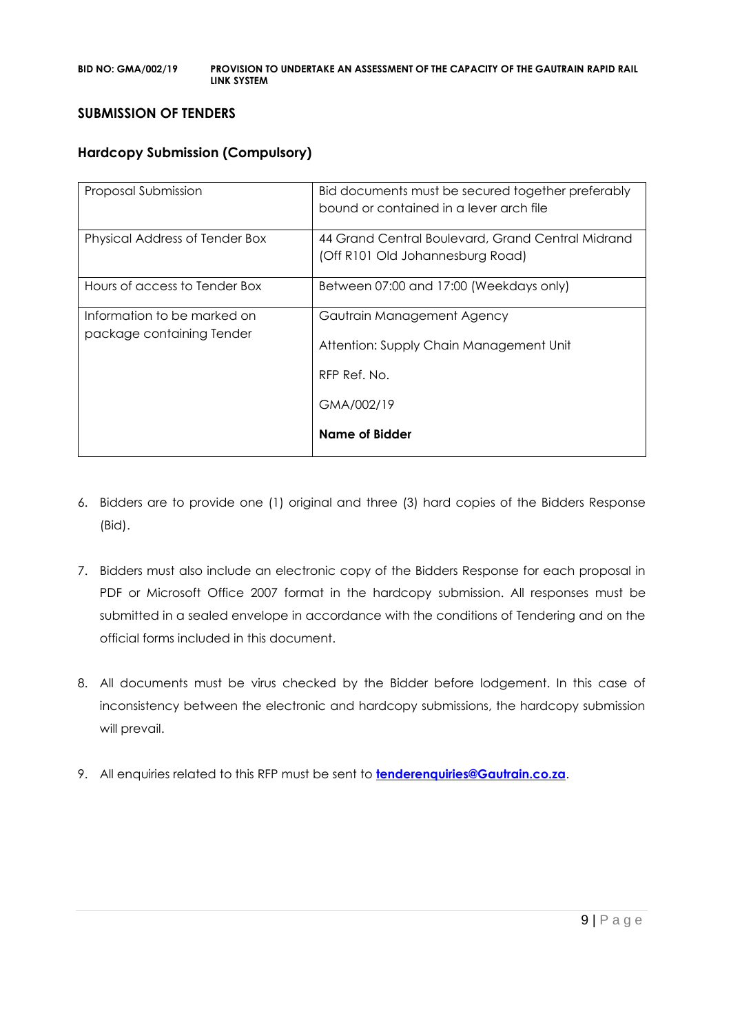## SUBMISSION OF TENDERS

### Hardcopy Submission (Compulsory)

| Proposal Submission | Bid documents must be secured together preferably bound or contained in a lever arch file |
|---|---|
| Physical Address of Tender Box | 44 Grand Central Boulevard, Grand Central Midrand (Off R101 Old Johannesburg Road) |
| Hours of access to Tender Box | Between 07:00 and 17:00 (Weekdays only) |
| Information to be marked on package containing Tender | Gautrain Management Agency<br><br>Attention: Supply Chain Management Unit<br><br>RFP Ref. No.<br><br>GMA/002/19<br><br>**Name of Bidder** |

6. Bidders are to provide one (1) original and three (3) hard copies of the Bidders Response (Bid).

7. Bidders must also include an electronic copy of the Bidders Response for each proposal in PDF or Microsoft Office 2007 format in the hardcopy submission. All responses must be submitted in a sealed envelope in accordance with the conditions of Tendering and on the official forms included in this document.

8. All documents must be virus checked by the Bidder before lodgement. In this case of inconsistency between the electronic and hardcopy submissions, the hardcopy submission will prevail.

9. All enquiries related to this RFP must be sent to **tenderenquiries@Gautrain.co.za**.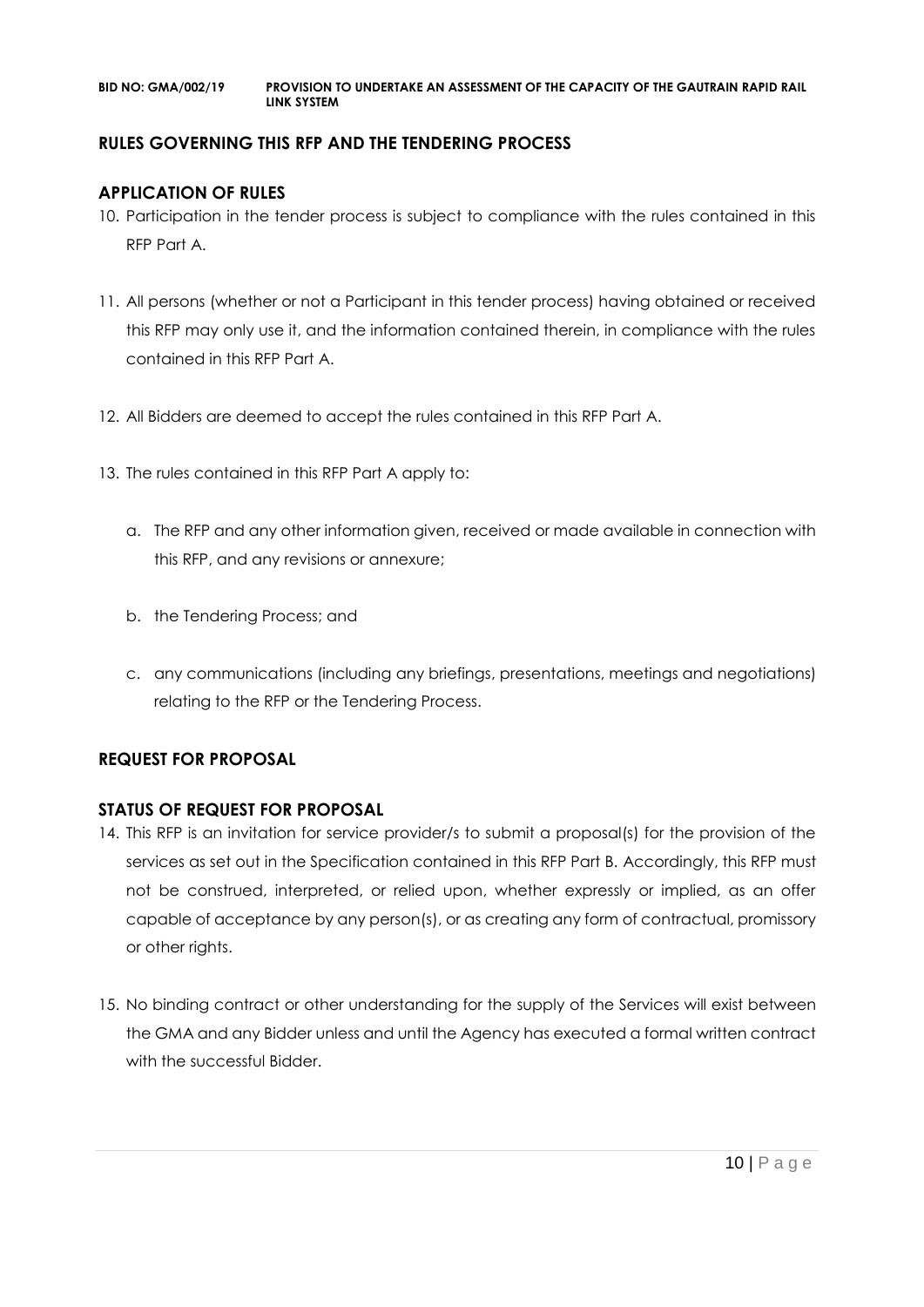## RULES GOVERNING THIS RFP AND THE TENDERING PROCESS

### APPLICATION OF RULES

10. Participation in the tender process is subject to compliance with the rules contained in this RFP Part A.

11. All persons (whether or not a Participant in this tender process) having obtained or received this RFP may only use it, and the information contained therein, in compliance with the rules contained in this RFP Part A.

12. All Bidders are deemed to accept the rules contained in this RFP Part A.

13. The rules contained in this RFP Part A apply to:

    a. The RFP and any other information given, received or made available in connection with this RFP, and any revisions or annexure;

    b. the Tendering Process; and

    c. any communications (including any briefings, presentations, meetings and negotiations) relating to the RFP or the Tendering Process.

## REQUEST FOR PROPOSAL

### STATUS OF REQUEST FOR PROPOSAL

14. This RFP is an invitation for service provider/s to submit a proposal(s) for the provision of the services as set out in the Specification contained in this RFP Part B. Accordingly, this RFP must not be construed, interpreted, or relied upon, whether expressly or implied, as an offer capable of acceptance by any person(s), or as creating any form of contractual, promissory or other rights.

15. No binding contract or other understanding for the supply of the Services will exist between the GMA and any Bidder unless and until the Agency has executed a formal written contract with the successful Bidder.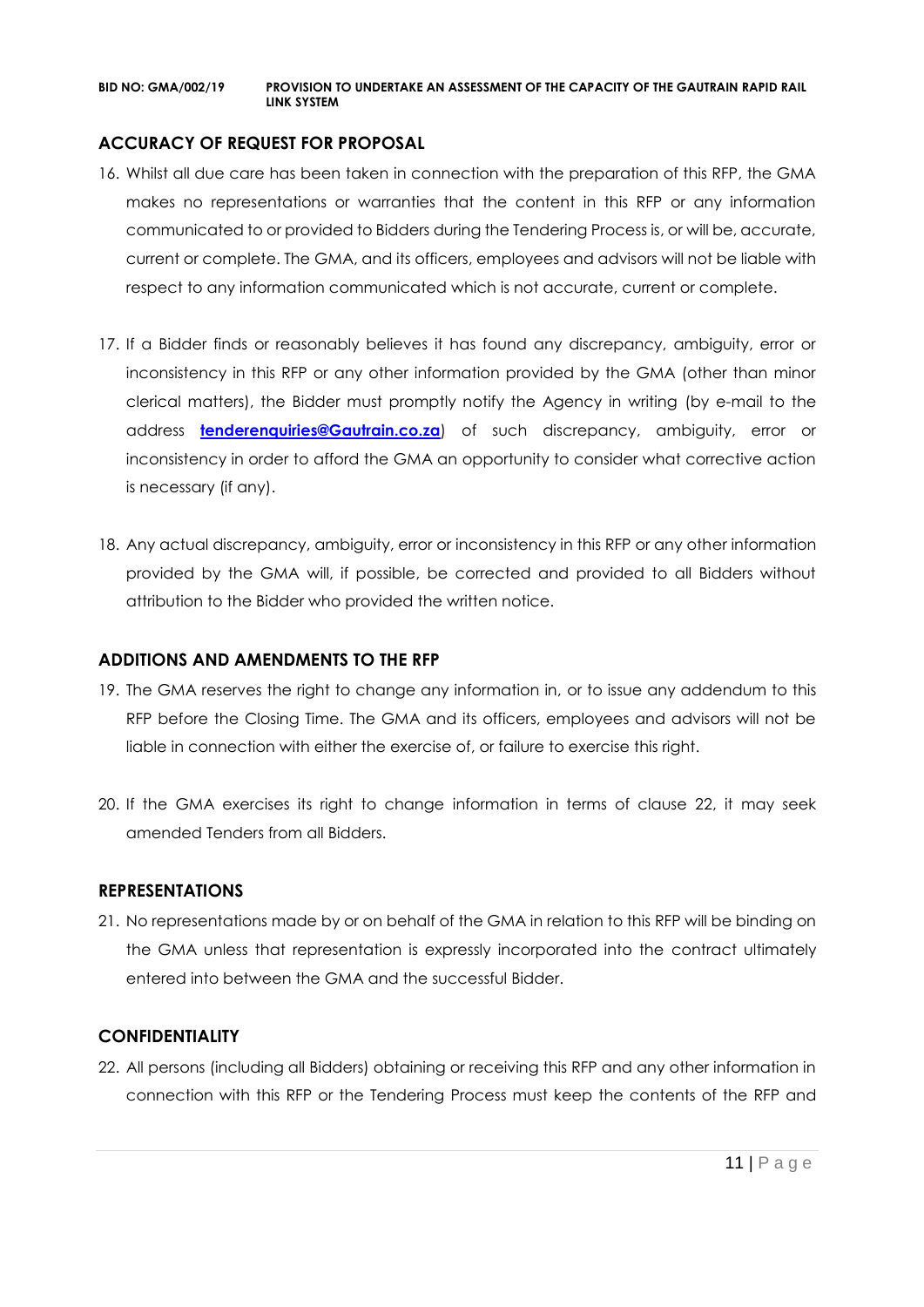## ACCURACY OF REQUEST FOR PROPOSAL

16. Whilst all due care has been taken in connection with the preparation of this RFP, the GMA makes no representations or warranties that the content in this RFP or any information communicated to or provided to Bidders during the Tendering Process is, or will be, accurate, current or complete. The GMA, and its officers, employees and advisors will not be liable with respect to any information communicated which is not accurate, current or complete.

17. If a Bidder finds or reasonably believes it has found any discrepancy, ambiguity, error or inconsistency in this RFP or any other information provided by the GMA (other than minor clerical matters), the Bidder must promptly notify the Agency in writing (by e-mail to the address **tenderenquiries@Gautrain.co.za**) of such discrepancy, ambiguity, error or inconsistency in order to afford the GMA an opportunity to consider what corrective action is necessary (if any).

18. Any actual discrepancy, ambiguity, error or inconsistency in this RFP or any other information provided by the GMA will, if possible, be corrected and provided to all Bidders without attribution to the Bidder who provided the written notice.

## ADDITIONS AND AMENDMENTS TO THE RFP

19. The GMA reserves the right to change any information in, or to issue any addendum to this RFP before the Closing Time. The GMA and its officers, employees and advisors will not be liable in connection with either the exercise of, or failure to exercise this right.

20. If the GMA exercises its right to change information in terms of clause 22, it may seek amended Tenders from all Bidders.

## REPRESENTATIONS

21. No representations made by or on behalf of the GMA in relation to this RFP will be binding on the GMA unless that representation is expressly incorporated into the contract ultimately entered into between the GMA and the successful Bidder.

## CONFIDENTIALITY

22. All persons (including all Bidders) obtaining or receiving this RFP and any other information in connection with this RFP or the Tendering Process must keep the contents of the RFP and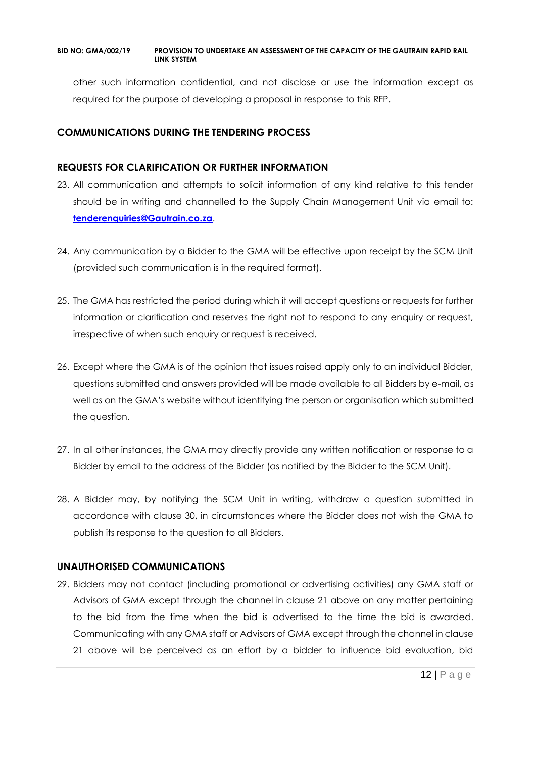other such information confidential, and not disclose or use the information except as required for the purpose of developing a proposal in response to this RFP.

## COMMUNICATIONS DURING THE TENDERING PROCESS

### REQUESTS FOR CLARIFICATION OR FURTHER INFORMATION

23. All communication and attempts to solicit information of any kind relative to this tender should be in writing and channelled to the Supply Chain Management Unit via email to: **[tenderenquiries@Gautrain.co.za](mailto:tenderenquiries@Gautrain.co.za)**.

24. Any communication by a Bidder to the GMA will be effective upon receipt by the SCM Unit (provided such communication is in the required format).

25. The GMA has restricted the period during which it will accept questions or requests for further information or clarification and reserves the right not to respond to any enquiry or request, irrespective of when such enquiry or request is received.

26. Except where the GMA is of the opinion that issues raised apply only to an individual Bidder, questions submitted and answers provided will be made available to all Bidders by e-mail, as well as on the GMA's website without identifying the person or organisation which submitted the question.

27. In all other instances, the GMA may directly provide any written notification or response to a Bidder by email to the address of the Bidder (as notified by the Bidder to the SCM Unit).

28. A Bidder may, by notifying the SCM Unit in writing, withdraw a question submitted in accordance with clause 30, in circumstances where the Bidder does not wish the GMA to publish its response to the question to all Bidders.

### UNAUTHORISED COMMUNICATIONS

29. Bidders may not contact (including promotional or advertising activities) any GMA staff or Advisors of GMA except through the channel in clause 21 above on any matter pertaining to the bid from the time when the bid is advertised to the time the bid is awarded. Communicating with any GMA staff or Advisors of GMA except through the channel in clause 21 above will be perceived as an effort by a bidder to influence bid evaluation, bid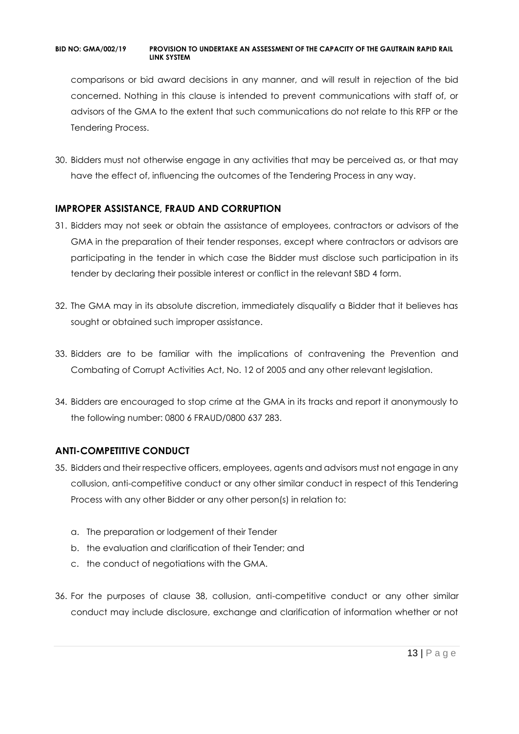comparisons or bid award decisions in any manner, and will result in rejection of the bid concerned. Nothing in this clause is intended to prevent communications with staff of, or advisors of the GMA to the extent that such communications do not relate to this RFP or the Tendering Process.

30. Bidders must not otherwise engage in any activities that may be perceived as, or that may have the effect of, influencing the outcomes of the Tendering Process in any way.

## IMPROPER ASSISTANCE, FRAUD AND CORRUPTION

31. Bidders may not seek or obtain the assistance of employees, contractors or advisors of the GMA in the preparation of their tender responses, except where contractors or advisors are participating in the tender in which case the Bidder must disclose such participation in its tender by declaring their possible interest or conflict in the relevant SBD 4 form.

32. The GMA may in its absolute discretion, immediately disqualify a Bidder that it believes has sought or obtained such improper assistance.

33. Bidders are to be familiar with the implications of contravening the Prevention and Combating of Corrupt Activities Act, No. 12 of 2005 and any other relevant legislation.

34. Bidders are encouraged to stop crime at the GMA in its tracks and report it anonymously to the following number: 0800 6 FRAUD/0800 637 283.

## ANTI-COMPETITIVE CONDUCT

35. Bidders and their respective officers, employees, agents and advisors must not engage in any collusion, anti-competitive conduct or any other similar conduct in respect of this Tendering Process with any other Bidder or any other person(s) in relation to:

    a. The preparation or lodgement of their Tender
    b. the evaluation and clarification of their Tender; and
    c. the conduct of negotiations with the GMA.

36. For the purposes of clause 38, collusion, anti-competitive conduct or any other similar conduct may include disclosure, exchange and clarification of information whether or not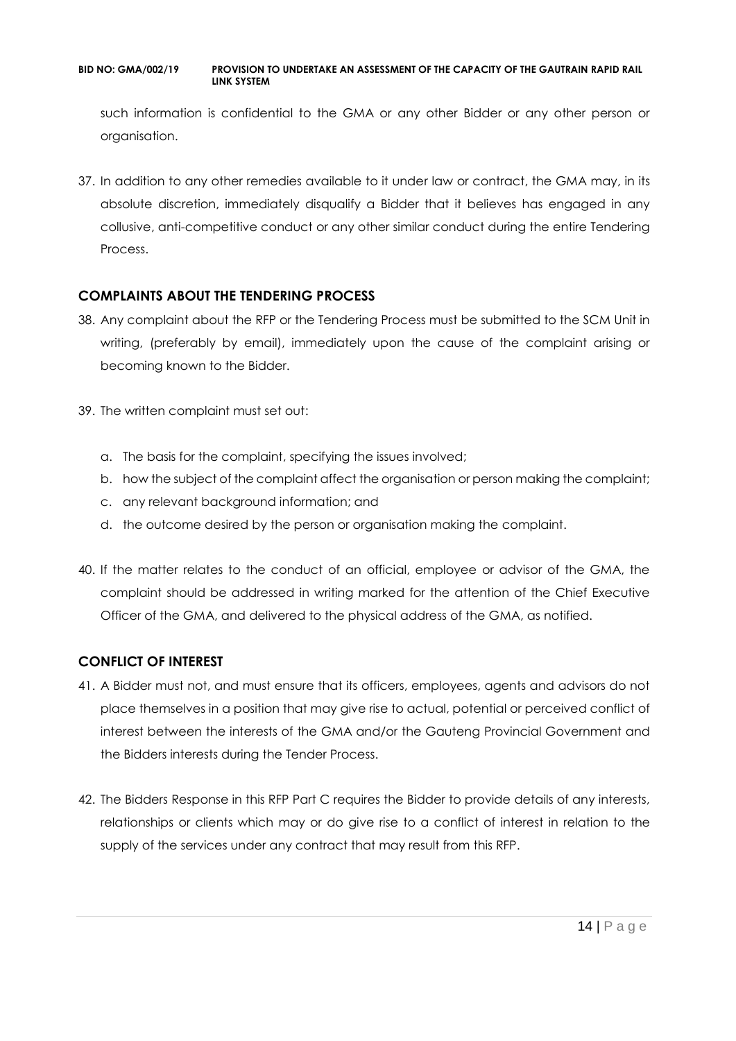such information is confidential to the GMA or any other Bidder or any other person or organisation.

37. In addition to any other remedies available to it under law or contract, the GMA may, in its absolute discretion, immediately disqualify a Bidder that it believes has engaged in any collusive, anti-competitive conduct or any other similar conduct during the entire Tendering Process.

## COMPLAINTS ABOUT THE TENDERING PROCESS

38. Any complaint about the RFP or the Tendering Process must be submitted to the SCM Unit in writing, (preferably by email), immediately upon the cause of the complaint arising or becoming known to the Bidder.

39. The written complaint must set out:

    a. The basis for the complaint, specifying the issues involved;
    b. how the subject of the complaint affect the organisation or person making the complaint;
    c. any relevant background information; and
    d. the outcome desired by the person or organisation making the complaint.

40. If the matter relates to the conduct of an official, employee or advisor of the GMA, the complaint should be addressed in writing marked for the attention of the Chief Executive Officer of the GMA, and delivered to the physical address of the GMA, as notified.

## CONFLICT OF INTEREST

41. A Bidder must not, and must ensure that its officers, employees, agents and advisors do not place themselves in a position that may give rise to actual, potential or perceived conflict of interest between the interests of the GMA and/or the Gauteng Provincial Government and the Bidders interests during the Tender Process.

42. The Bidders Response in this RFP Part C requires the Bidder to provide details of any interests, relationships or clients which may or do give rise to a conflict of interest in relation to the supply of the services under any contract that may result from this RFP.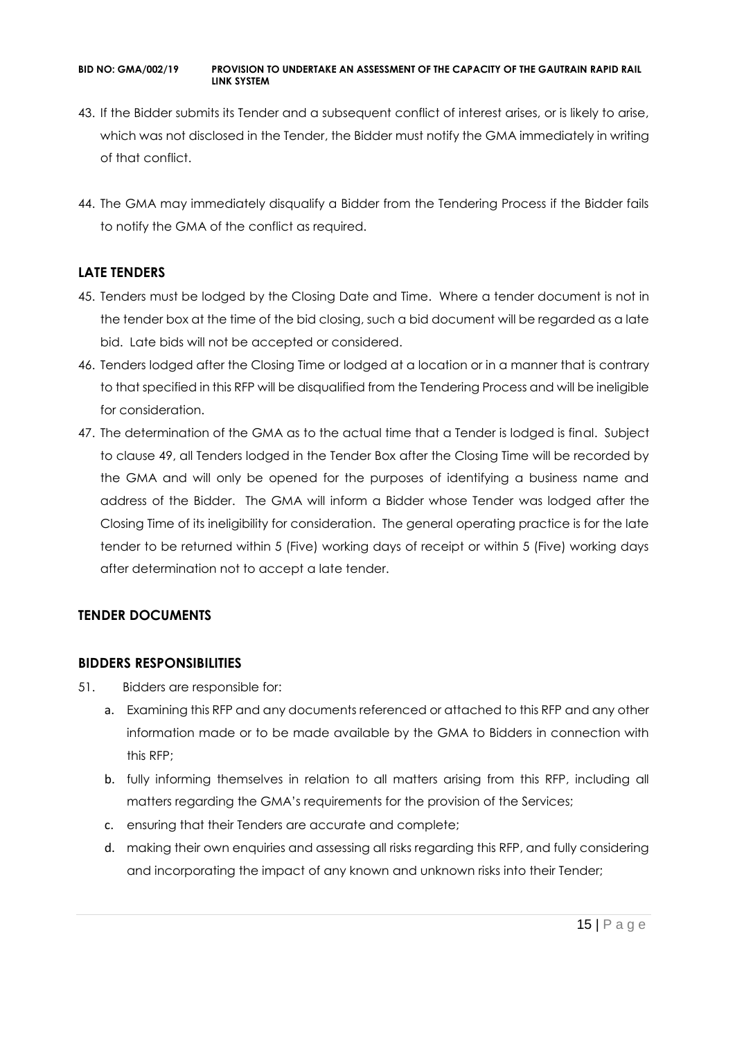43. If the Bidder submits its Tender and a subsequent conflict of interest arises, or is likely to arise, which was not disclosed in the Tender, the Bidder must notify the GMA immediately in writing of that conflict.

44. The GMA may immediately disqualify a Bidder from the Tendering Process if the Bidder fails to notify the GMA of the conflict as required.

## LATE TENDERS

45. Tenders must be lodged by the Closing Date and Time. Where a tender document is not in the tender box at the time of the bid closing, such a bid document will be regarded as a late bid. Late bids will not be accepted or considered.
46. Tenders lodged after the Closing Time or lodged at a location or in a manner that is contrary to that specified in this RFP will be disqualified from the Tendering Process and will be ineligible for consideration.
47. The determination of the GMA as to the actual time that a Tender is lodged is final. Subject to clause 49, all Tenders lodged in the Tender Box after the Closing Time will be recorded by the GMA and will only be opened for the purposes of identifying a business name and address of the Bidder. The GMA will inform a Bidder whose Tender was lodged after the Closing Time of its ineligibility for consideration. The general operating practice is for the late tender to be returned within 5 (Five) working days of receipt or within 5 (Five) working days after determination not to accept a late tender.

## TENDER DOCUMENTS

## BIDDERS RESPONSIBILITIES

51. Bidders are responsible for:
    a. Examining this RFP and any documents referenced or attached to this RFP and any other information made or to be made available by the GMA to Bidders in connection with this RFP;
    b. fully informing themselves in relation to all matters arising from this RFP, including all matters regarding the GMA's requirements for the provision of the Services;
    c. ensuring that their Tenders are accurate and complete;
    d. making their own enquiries and assessing all risks regarding this RFP, and fully considering and incorporating the impact of any known and unknown risks into their Tender;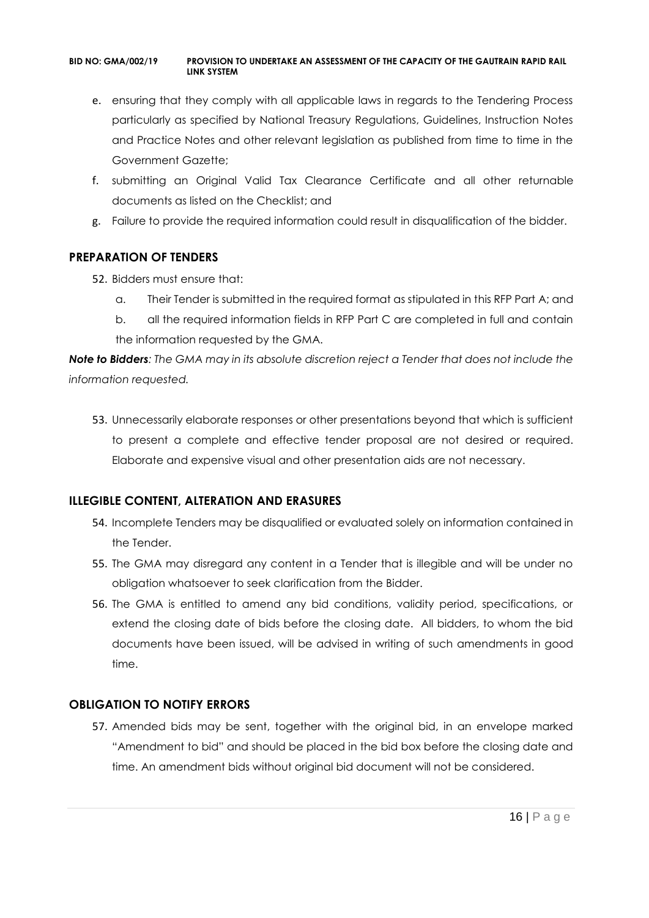e. ensuring that they comply with all applicable laws in regards to the Tendering Process particularly as specified by National Treasury Regulations, Guidelines, Instruction Notes and Practice Notes and other relevant legislation as published from time to time in the Government Gazette;

f. submitting an Original Valid Tax Clearance Certificate and all other returnable documents as listed on the Checklist; and

g. Failure to provide the required information could result in disqualification of the bidder.

## PREPARATION OF TENDERS

52. Bidders must ensure that:

    a. Their Tender is submitted in the required format as stipulated in this RFP Part A; and

    b. all the required information fields in RFP Part C are completed in full and contain the information requested by the GMA.

***Note to Bidders**: The GMA may in its absolute discretion reject a Tender that does not include the information requested.*

53. Unnecessarily elaborate responses or other presentations beyond that which is sufficient to present a complete and effective tender proposal are not desired or required. Elaborate and expensive visual and other presentation aids are not necessary.

## ILLEGIBLE CONTENT, ALTERATION AND ERASURES

54. Incomplete Tenders may be disqualified or evaluated solely on information contained in the Tender.

55. The GMA may disregard any content in a Tender that is illegible and will be under no obligation whatsoever to seek clarification from the Bidder.

56. The GMA is entitled to amend any bid conditions, validity period, specifications, or extend the closing date of bids before the closing date. All bidders, to whom the bid documents have been issued, will be advised in writing of such amendments in good time.

## OBLIGATION TO NOTIFY ERRORS

57. Amended bids may be sent, together with the original bid, in an envelope marked "Amendment to bid" and should be placed in the bid box before the closing date and time. An amendment bids without original bid document will not be considered.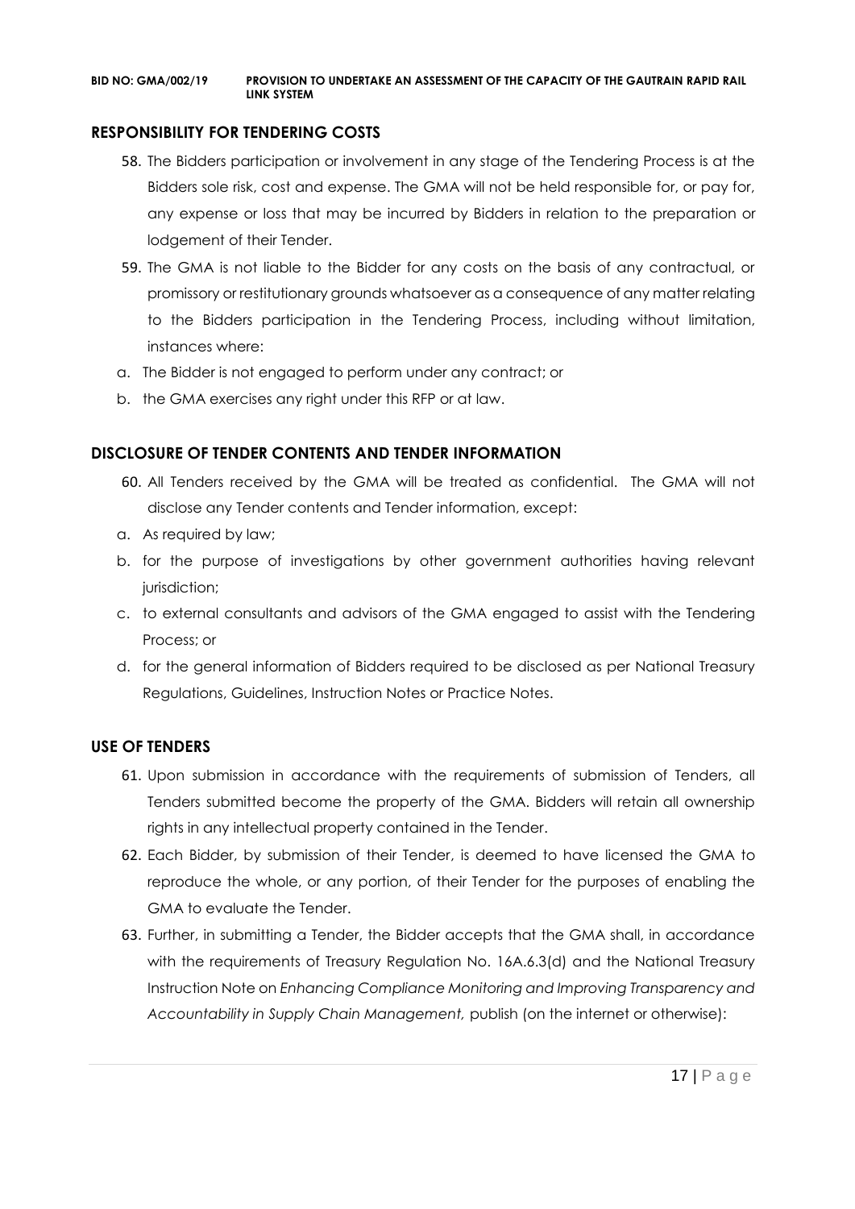## RESPONSIBILITY FOR TENDERING COSTS

58. The Bidders participation or involvement in any stage of the Tendering Process is at the Bidders sole risk, cost and expense. The GMA will not be held responsible for, or pay for, any expense or loss that may be incurred by Bidders in relation to the preparation or lodgement of their Tender.
59. The GMA is not liable to the Bidder for any costs on the basis of any contractual, or promissory or restitutionary grounds whatsoever as a consequence of any matter relating to the Bidders participation in the Tendering Process, including without limitation, instances where:

a. The Bidder is not engaged to perform under any contract; or
b. the GMA exercises any right under this RFP or at law.

## DISCLOSURE OF TENDER CONTENTS AND TENDER INFORMATION

60. All Tenders received by the GMA will be treated as confidential. The GMA will not disclose any Tender contents and Tender information, except:

a. As required by law;
b. for the purpose of investigations by other government authorities having relevant jurisdiction;
c. to external consultants and advisors of the GMA engaged to assist with the Tendering Process; or
d. for the general information of Bidders required to be disclosed as per National Treasury Regulations, Guidelines, Instruction Notes or Practice Notes.

## USE OF TENDERS

61. Upon submission in accordance with the requirements of submission of Tenders, all Tenders submitted become the property of the GMA. Bidders will retain all ownership rights in any intellectual property contained in the Tender.
62. Each Bidder, by submission of their Tender, is deemed to have licensed the GMA to reproduce the whole, or any portion, of their Tender for the purposes of enabling the GMA to evaluate the Tender.
63. Further, in submitting a Tender, the Bidder accepts that the GMA shall, in accordance with the requirements of Treasury Regulation No. 16A.6.3(d) and the National Treasury Instruction Note on *Enhancing Compliance Monitoring and Improving Transparency and Accountability in Supply Chain Management,* publish (on the internet or otherwise):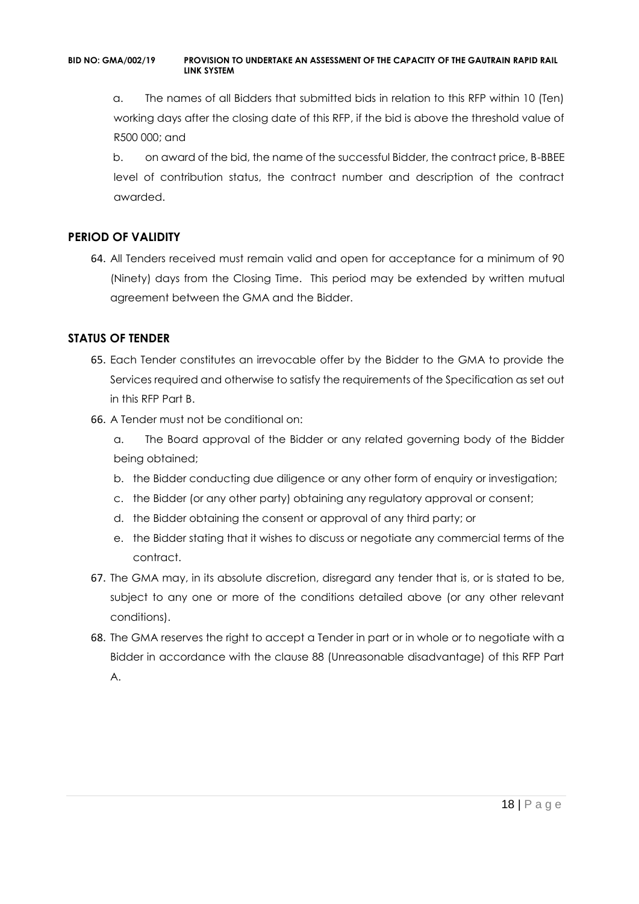a. The names of all Bidders that submitted bids in relation to this RFP within 10 (Ten) working days after the closing date of this RFP, if the bid is above the threshold value of R500 000; and

b. on award of the bid, the name of the successful Bidder, the contract price, B-BBEE level of contribution status, the contract number and description of the contract awarded.

## PERIOD OF VALIDITY

64. All Tenders received must remain valid and open for acceptance for a minimum of 90 (Ninety) days from the Closing Time. This period may be extended by written mutual agreement between the GMA and the Bidder.

## STATUS OF TENDER

65. Each Tender constitutes an irrevocable offer by the Bidder to the GMA to provide the Services required and otherwise to satisfy the requirements of the Specification as set out in this RFP Part B.
66. A Tender must not be conditional on:

    a. The Board approval of the Bidder or any related governing body of the Bidder being obtained;

    b. the Bidder conducting due diligence or any other form of enquiry or investigation;

    c. the Bidder (or any other party) obtaining any regulatory approval or consent;

    d. the Bidder obtaining the consent or approval of any third party; or

    e. the Bidder stating that it wishes to discuss or negotiate any commercial terms of the contract.
67. The GMA may, in its absolute discretion, disregard any tender that is, or is stated to be, subject to any one or more of the conditions detailed above (or any other relevant conditions).
68. The GMA reserves the right to accept a Tender in part or in whole or to negotiate with a Bidder in accordance with the clause 88 (Unreasonable disadvantage) of this RFP Part A.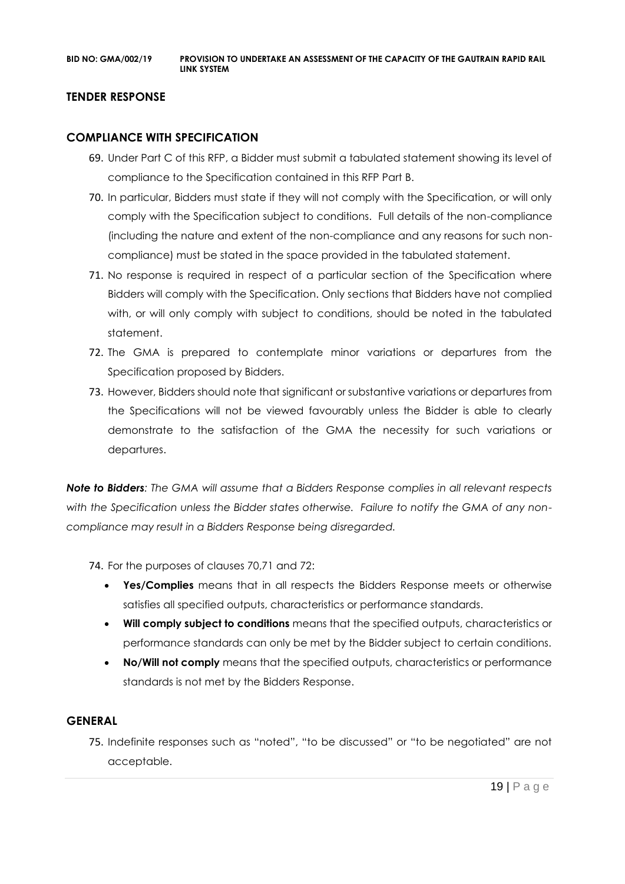## TENDER RESPONSE

### COMPLIANCE WITH SPECIFICATION

69. Under Part C of this RFP, a Bidder must submit a tabulated statement showing its level of compliance to the Specification contained in this RFP Part B.
70. In particular, Bidders must state if they will not comply with the Specification, or will only comply with the Specification subject to conditions. Full details of the non-compliance (including the nature and extent of the non-compliance and any reasons for such non-compliance) must be stated in the space provided in the tabulated statement.
71. No response is required in respect of a particular section of the Specification where Bidders will comply with the Specification. Only sections that Bidders have not complied with, or will only comply with subject to conditions, should be noted in the tabulated statement.
72. The GMA is prepared to contemplate minor variations or departures from the Specification proposed by Bidders.
73. However, Bidders should note that significant or substantive variations or departures from the Specifications will not be viewed favourably unless the Bidder is able to clearly demonstrate to the satisfaction of the GMA the necessity for such variations or departures.

***Note to Bidders****: The GMA will assume that a Bidders Response complies in all relevant respects with the Specification unless the Bidder states otherwise. Failure to notify the GMA of any non-compliance may result in a Bidders Response being disregarded.*

74. For the purposes of clauses 70,71 and 72:
    - **Yes/Complies** means that in all respects the Bidders Response meets or otherwise satisfies all specified outputs, characteristics or performance standards.
    - **Will comply subject to conditions** means that the specified outputs, characteristics or performance standards can only be met by the Bidder subject to certain conditions.
    - **No/Will not comply** means that the specified outputs, characteristics or performance standards is not met by the Bidders Response.

### GENERAL

75. Indefinite responses such as "noted", "to be discussed" or "to be negotiated" are not acceptable.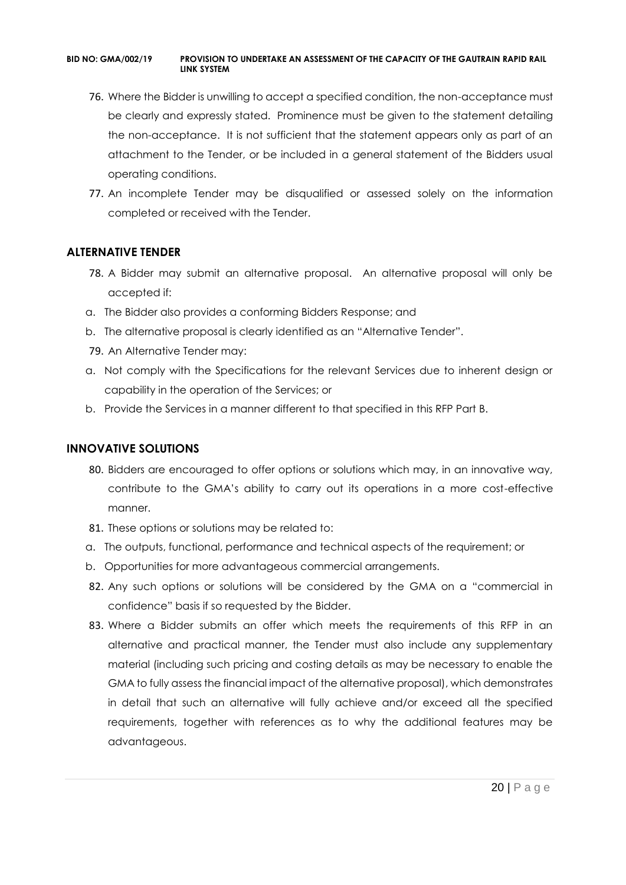76. Where the Bidder is unwilling to accept a specified condition, the non-acceptance must be clearly and expressly stated. Prominence must be given to the statement detailing the non-acceptance. It is not sufficient that the statement appears only as part of an attachment to the Tender, or be included in a general statement of the Bidders usual operating conditions.
77. An incomplete Tender may be disqualified or assessed solely on the information completed or received with the Tender.

## ALTERNATIVE TENDER

78. A Bidder may submit an alternative proposal. An alternative proposal will only be accepted if:

a. The Bidder also provides a conforming Bidders Response; and
b. The alternative proposal is clearly identified as an "Alternative Tender".

79. An Alternative Tender may:

a. Not comply with the Specifications for the relevant Services due to inherent design or capability in the operation of the Services; or
b. Provide the Services in a manner different to that specified in this RFP Part B.

## INNOVATIVE SOLUTIONS

80. Bidders are encouraged to offer options or solutions which may, in an innovative way, contribute to the GMA's ability to carry out its operations in a more cost-effective manner.
81. These options or solutions may be related to:

a. The outputs, functional, performance and technical aspects of the requirement; or
b. Opportunities for more advantageous commercial arrangements.

82. Any such options or solutions will be considered by the GMA on a "commercial in confidence" basis if so requested by the Bidder.
83. Where a Bidder submits an offer which meets the requirements of this RFP in an alternative and practical manner, the Tender must also include any supplementary material (including such pricing and costing details as may be necessary to enable the GMA to fully assess the financial impact of the alternative proposal), which demonstrates in detail that such an alternative will fully achieve and/or exceed all the specified requirements, together with references as to why the additional features may be advantageous.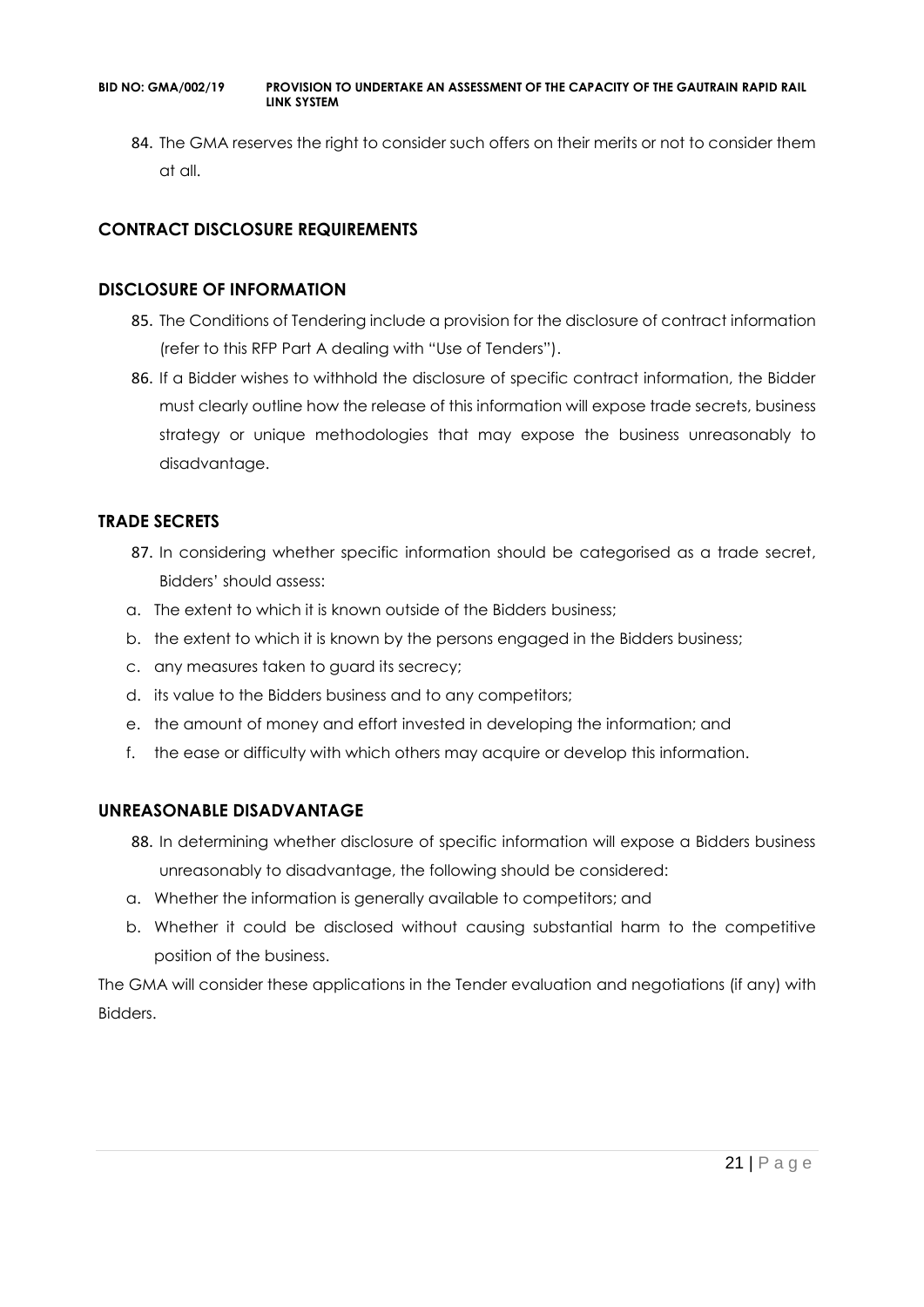84. The GMA reserves the right to consider such offers on their merits or not to consider them at all.

## CONTRACT DISCLOSURE REQUIREMENTS

### DISCLOSURE OF INFORMATION

85. The Conditions of Tendering include a provision for the disclosure of contract information (refer to this RFP Part A dealing with "Use of Tenders").
86. If a Bidder wishes to withhold the disclosure of specific contract information, the Bidder must clearly outline how the release of this information will expose trade secrets, business strategy or unique methodologies that may expose the business unreasonably to disadvantage.

### TRADE SECRETS

87. In considering whether specific information should be categorised as a trade secret, Bidders' should assess:

a. The extent to which it is known outside of the Bidders business;
b. the extent to which it is known by the persons engaged in the Bidders business;
c. any measures taken to guard its secrecy;
d. its value to the Bidders business and to any competitors;
e. the amount of money and effort invested in developing the information; and
f. the ease or difficulty with which others may acquire or develop this information.

### UNREASONABLE DISADVANTAGE

88. In determining whether disclosure of specific information will expose a Bidders business unreasonably to disadvantage, the following should be considered:

a. Whether the information is generally available to competitors; and
b. Whether it could be disclosed without causing substantial harm to the competitive position of the business.

The GMA will consider these applications in the Tender evaluation and negotiations (if any) with Bidders.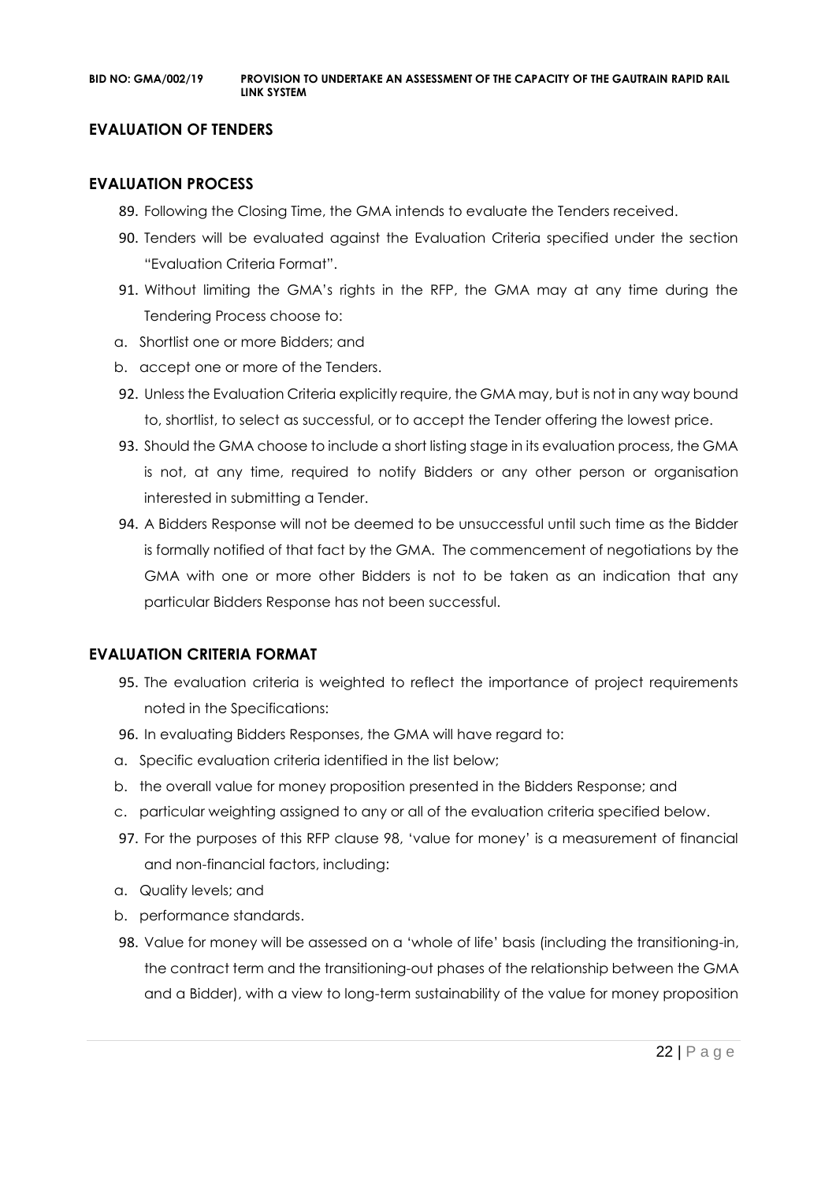## EVALUATION OF TENDERS

### EVALUATION PROCESS

89. Following the Closing Time, the GMA intends to evaluate the Tenders received.
90. Tenders will be evaluated against the Evaluation Criteria specified under the section "Evaluation Criteria Format".
91. Without limiting the GMA's rights in the RFP, the GMA may at any time during the Tendering Process choose to:
    a. Shortlist one or more Bidders; and
    b. accept one or more of the Tenders.
92. Unless the Evaluation Criteria explicitly require, the GMA may, but is not in any way bound to, shortlist, to select as successful, or to accept the Tender offering the lowest price.
93. Should the GMA choose to include a short listing stage in its evaluation process, the GMA is not, at any time, required to notify Bidders or any other person or organisation interested in submitting a Tender.
94. A Bidders Response will not be deemed to be unsuccessful until such time as the Bidder is formally notified of that fact by the GMA. The commencement of negotiations by the GMA with one or more other Bidders is not to be taken as an indication that any particular Bidders Response has not been successful.

### EVALUATION CRITERIA FORMAT

95. The evaluation criteria is weighted to reflect the importance of project requirements noted in the Specifications:
96. In evaluating Bidders Responses, the GMA will have regard to:
    a. Specific evaluation criteria identified in the list below;
    b. the overall value for money proposition presented in the Bidders Response; and
    c. particular weighting assigned to any or all of the evaluation criteria specified below.
97. For the purposes of this RFP clause 98, 'value for money' is a measurement of financial and non-financial factors, including:
    a. Quality levels; and
    b. performance standards.
98. Value for money will be assessed on a 'whole of life' basis (including the transitioning-in, the contract term and the transitioning-out phases of the relationship between the GMA and a Bidder), with a view to long-term sustainability of the value for money proposition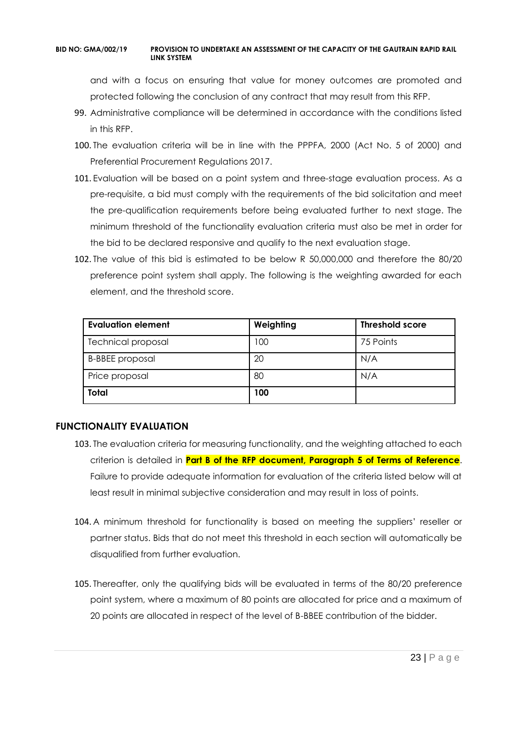and with a focus on ensuring that value for money outcomes are promoted and protected following the conclusion of any contract that may result from this RFP.

99. Administrative compliance will be determined in accordance with the conditions listed in this RFP.

100. The evaluation criteria will be in line with the PPPFA, 2000 (Act No. 5 of 2000) and Preferential Procurement Regulations 2017.

101. Evaluation will be based on a point system and three-stage evaluation process. As a pre-requisite, a bid must comply with the requirements of the bid solicitation and meet the pre-qualification requirements before being evaluated further to next stage. The minimum threshold of the functionality evaluation criteria must also be met in order for the bid to be declared responsive and qualify to the next evaluation stage.

102. The value of this bid is estimated to be below R 50,000,000 and therefore the 80/20 preference point system shall apply. The following is the weighting awarded for each element, and the threshold score.

| Evaluation element | Weighting | Threshold score |
|---|---|---|
| Technical proposal | 100 | 75 Points |
| B-BBEE proposal | 20 | N/A |
| Price proposal | 80 | N/A |
| **Total** | **100** | |

## FUNCTIONALITY EVALUATION

103. The evaluation criteria for measuring functionality, and the weighting attached to each criterion is detailed in **Part B of the RFP document, Paragraph 5 of Terms of Reference**. Failure to provide adequate information for evaluation of the criteria listed below will at least result in minimal subjective consideration and may result in loss of points.

104. A minimum threshold for functionality is based on meeting the suppliers' reseller or partner status. Bids that do not meet this threshold in each section will automatically be disqualified from further evaluation.

105. Thereafter, only the qualifying bids will be evaluated in terms of the 80/20 preference point system, where a maximum of 80 points are allocated for price and a maximum of 20 points are allocated in respect of the level of B-BBEE contribution of the bidder.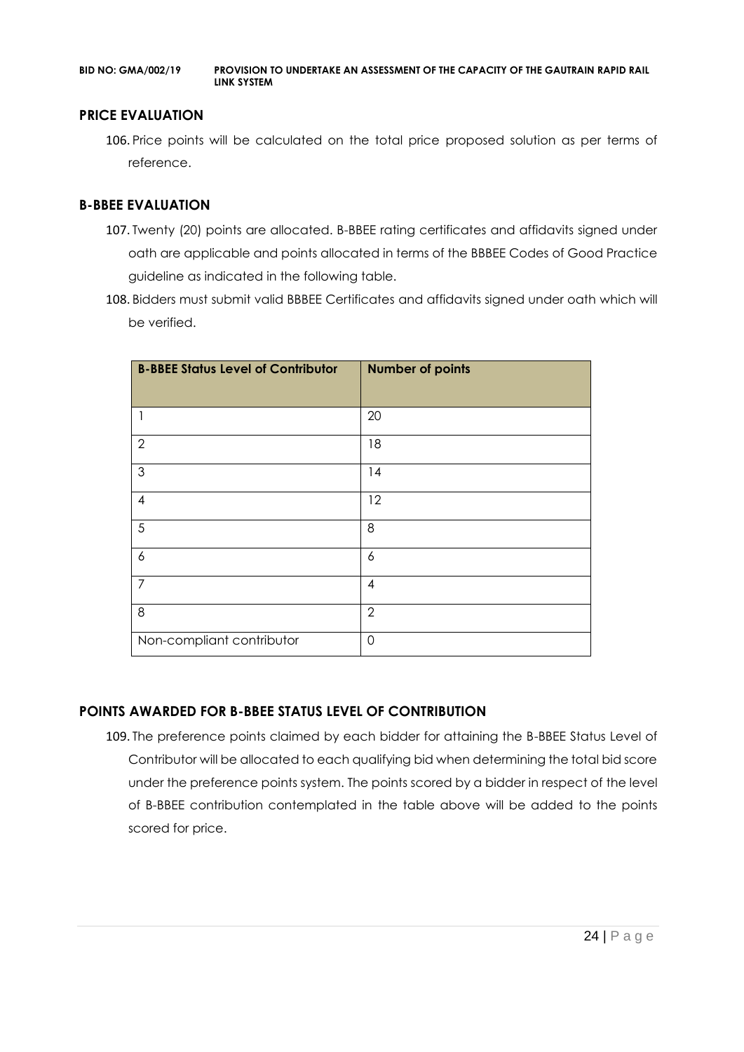## PRICE EVALUATION

106. Price points will be calculated on the total price proposed solution as per terms of reference.

## B-BBEE EVALUATION

107. Twenty (20) points are allocated. B-BBEE rating certificates and affidavits signed under oath are applicable and points allocated in terms of the BBBEE Codes of Good Practice guideline as indicated in the following table.
108. Bidders must submit valid BBBEE Certificates and affidavits signed under oath which will be verified.

| B-BBEE Status Level of Contributor | Number of points |
|---|---|
| 1 | 20 |
| 2 | 18 |
| 3 | 14 |
| 4 | 12 |
| 5 | 8 |
| 6 | 6 |
| 7 | 4 |
| 8 | 2 |
| Non-compliant contributor | 0 |

## POINTS AWARDED FOR B-BBEE STATUS LEVEL OF CONTRIBUTION

109. The preference points claimed by each bidder for attaining the B-BBEE Status Level of Contributor will be allocated to each qualifying bid when determining the total bid score under the preference points system. The points scored by a bidder in respect of the level of B-BBEE contribution contemplated in the table above will be added to the points scored for price.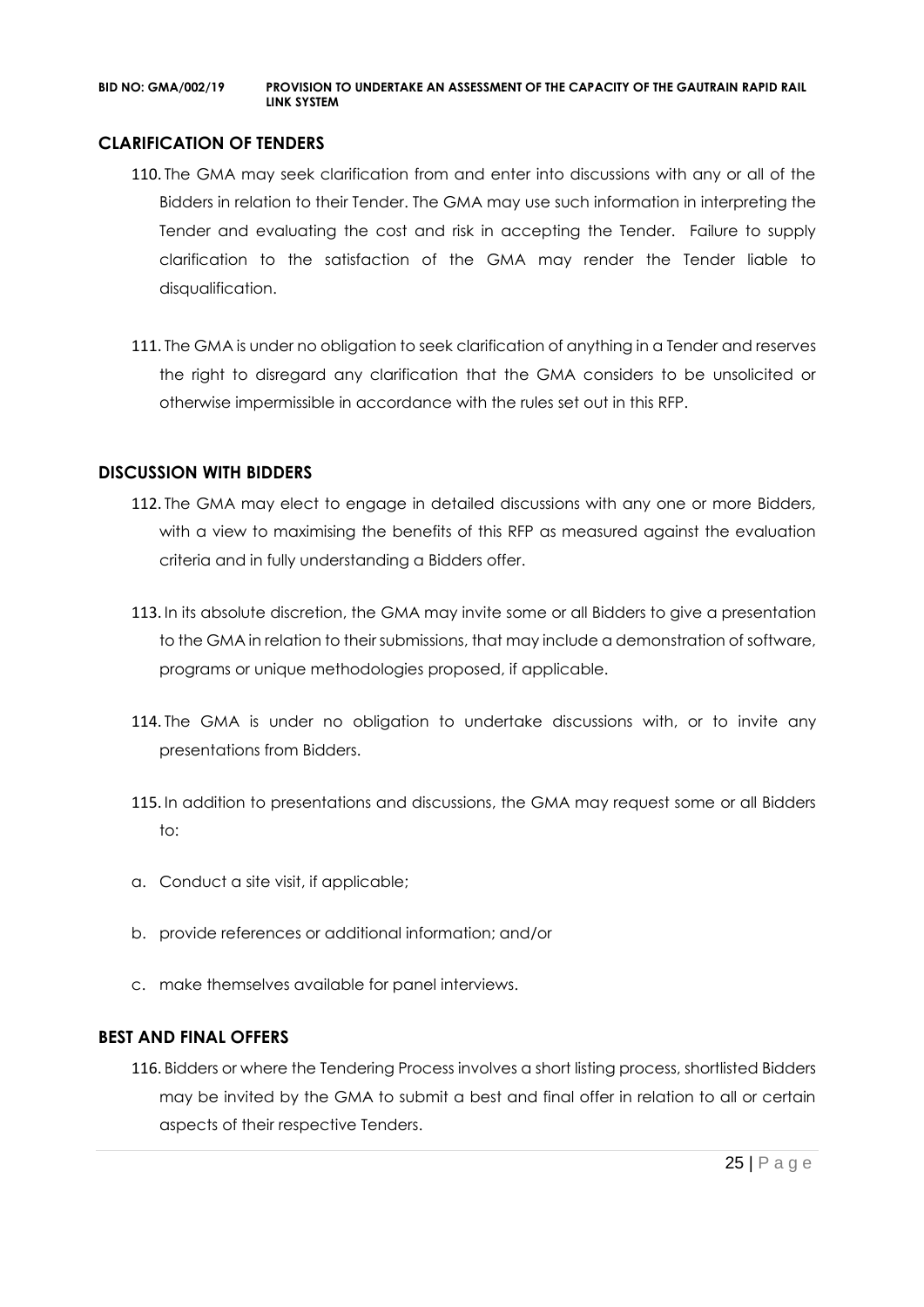## CLARIFICATION OF TENDERS

110. The GMA may seek clarification from and enter into discussions with any or all of the Bidders in relation to their Tender. The GMA may use such information in interpreting the Tender and evaluating the cost and risk in accepting the Tender. Failure to supply clarification to the satisfaction of the GMA may render the Tender liable to disqualification.

111. The GMA is under no obligation to seek clarification of anything in a Tender and reserves the right to disregard any clarification that the GMA considers to be unsolicited or otherwise impermissible in accordance with the rules set out in this RFP.

## DISCUSSION WITH BIDDERS

112. The GMA may elect to engage in detailed discussions with any one or more Bidders, with a view to maximising the benefits of this RFP as measured against the evaluation criteria and in fully understanding a Bidders offer.

113. In its absolute discretion, the GMA may invite some or all Bidders to give a presentation to the GMA in relation to their submissions, that may include a demonstration of software, programs or unique methodologies proposed, if applicable.

114. The GMA is under no obligation to undertake discussions with, or to invite any presentations from Bidders.

115. In addition to presentations and discussions, the GMA may request some or all Bidders to:

a. Conduct a site visit, if applicable;

b. provide references or additional information; and/or

c. make themselves available for panel interviews.

## BEST AND FINAL OFFERS

116. Bidders or where the Tendering Process involves a short listing process, shortlisted Bidders may be invited by the GMA to submit a best and final offer in relation to all or certain aspects of their respective Tenders.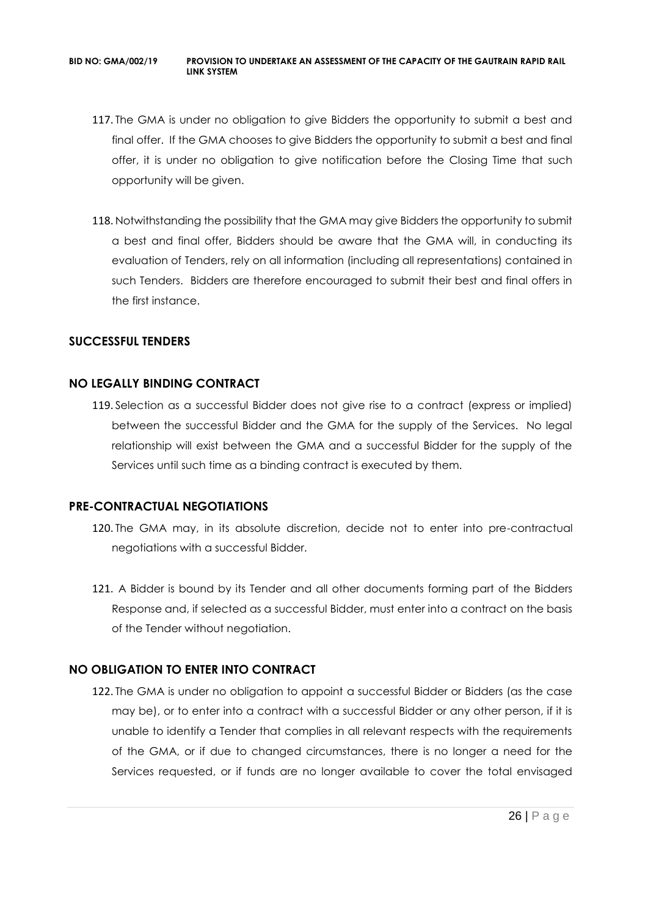117. The GMA is under no obligation to give Bidders the opportunity to submit a best and final offer. If the GMA chooses to give Bidders the opportunity to submit a best and final offer, it is under no obligation to give notification before the Closing Time that such opportunity will be given.

118. Notwithstanding the possibility that the GMA may give Bidders the opportunity to submit a best and final offer, Bidders should be aware that the GMA will, in conducting its evaluation of Tenders, rely on all information (including all representations) contained in such Tenders. Bidders are therefore encouraged to submit their best and final offers in the first instance.

## SUCCESSFUL TENDERS

## NO LEGALLY BINDING CONTRACT

119. Selection as a successful Bidder does not give rise to a contract (express or implied) between the successful Bidder and the GMA for the supply of the Services. No legal relationship will exist between the GMA and a successful Bidder for the supply of the Services until such time as a binding contract is executed by them.

## PRE-CONTRACTUAL NEGOTIATIONS

120. The GMA may, in its absolute discretion, decide not to enter into pre-contractual negotiations with a successful Bidder.

121. A Bidder is bound by its Tender and all other documents forming part of the Bidders Response and, if selected as a successful Bidder, must enter into a contract on the basis of the Tender without negotiation.

## NO OBLIGATION TO ENTER INTO CONTRACT

122. The GMA is under no obligation to appoint a successful Bidder or Bidders (as the case may be), or to enter into a contract with a successful Bidder or any other person, if it is unable to identify a Tender that complies in all relevant respects with the requirements of the GMA, or if due to changed circumstances, there is no longer a need for the Services requested, or if funds are no longer available to cover the total envisaged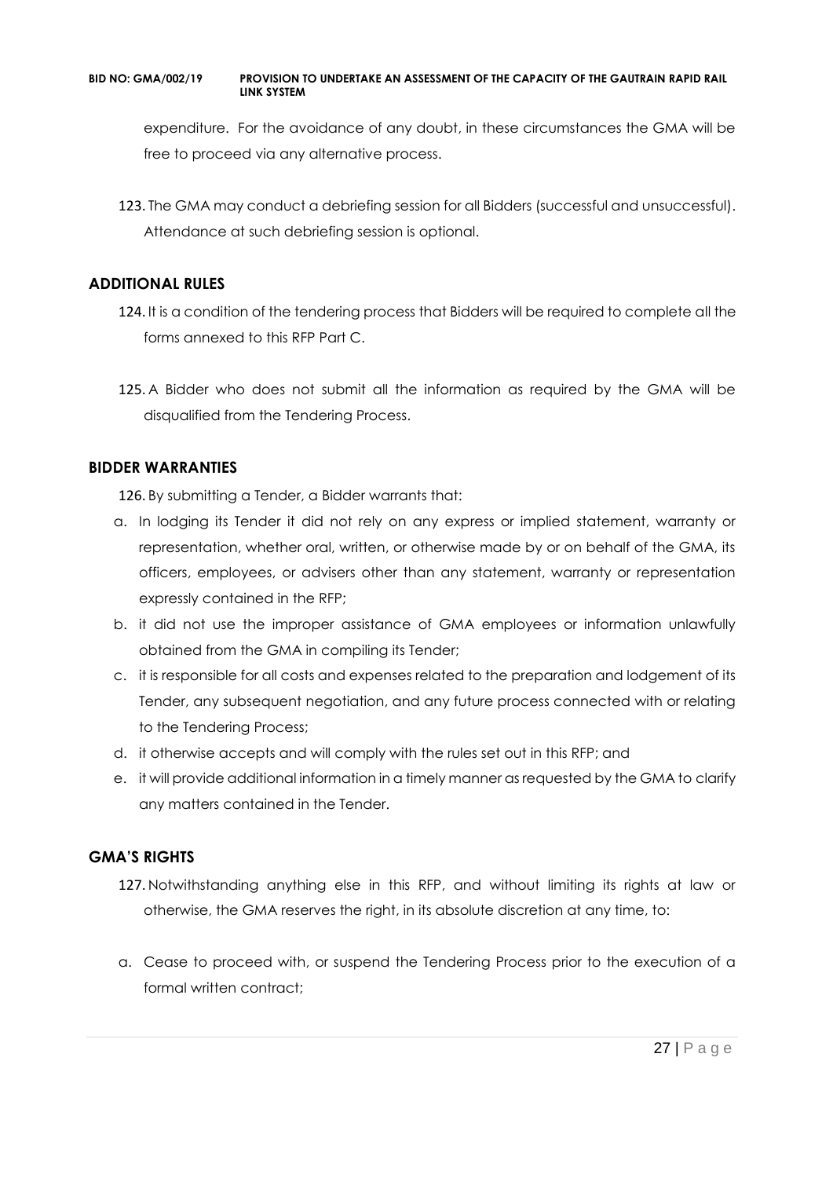expenditure. For the avoidance of any doubt, in these circumstances the GMA will be free to proceed via any alternative process.

123. The GMA may conduct a debriefing session for all Bidders (successful and unsuccessful). Attendance at such debriefing session is optional.

## ADDITIONAL RULES

124. It is a condition of the tendering process that Bidders will be required to complete all the forms annexed to this RFP Part C.

125. A Bidder who does not submit all the information as required by the GMA will be disqualified from the Tendering Process.

## BIDDER WARRANTIES

126. By submitting a Tender, a Bidder warrants that:

a. In lodging its Tender it did not rely on any express or implied statement, warranty or representation, whether oral, written, or otherwise made by or on behalf of the GMA, its officers, employees, or advisers other than any statement, warranty or representation expressly contained in the RFP;
b. it did not use the improper assistance of GMA employees or information unlawfully obtained from the GMA in compiling its Tender;
c. it is responsible for all costs and expenses related to the preparation and lodgement of its Tender, any subsequent negotiation, and any future process connected with or relating to the Tendering Process;
d. it otherwise accepts and will comply with the rules set out in this RFP; and
e. it will provide additional information in a timely manner as requested by the GMA to clarify any matters contained in the Tender.

## GMA'S RIGHTS

127. Notwithstanding anything else in this RFP, and without limiting its rights at law or otherwise, the GMA reserves the right, in its absolute discretion at any time, to:

a. Cease to proceed with, or suspend the Tendering Process prior to the execution of a formal written contract;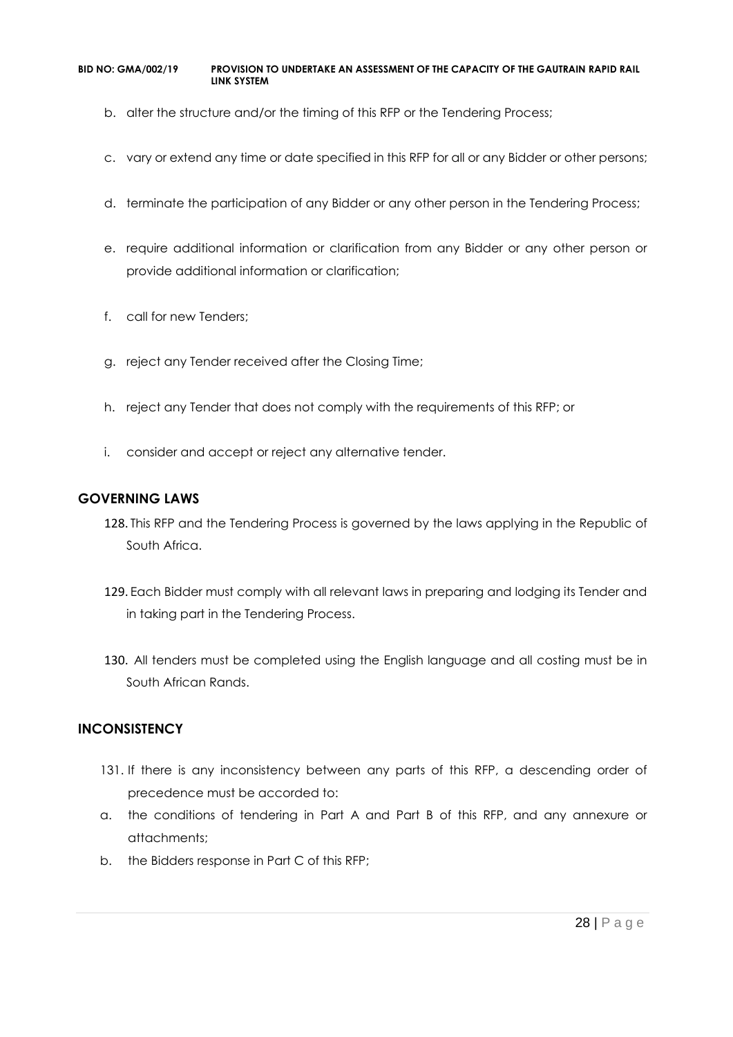b. alter the structure and/or the timing of this RFP or the Tendering Process;

c. vary or extend any time or date specified in this RFP for all or any Bidder or other persons;

d. terminate the participation of any Bidder or any other person in the Tendering Process;

e. require additional information or clarification from any Bidder or any other person or provide additional information or clarification;

f. call for new Tenders;

g. reject any Tender received after the Closing Time;

h. reject any Tender that does not comply with the requirements of this RFP; or

i. consider and accept or reject any alternative tender.

## GOVERNING LAWS

128. This RFP and the Tendering Process is governed by the laws applying in the Republic of South Africa.

129. Each Bidder must comply with all relevant laws in preparing and lodging its Tender and in taking part in the Tendering Process.

130. All tenders must be completed using the English language and all costing must be in South African Rands.

## INCONSISTENCY

131. If there is any inconsistency between any parts of this RFP, a descending order of precedence must be accorded to:

a. the conditions of tendering in Part A and Part B of this RFP, and any annexure or attachments;

b. the Bidders response in Part C of this RFP;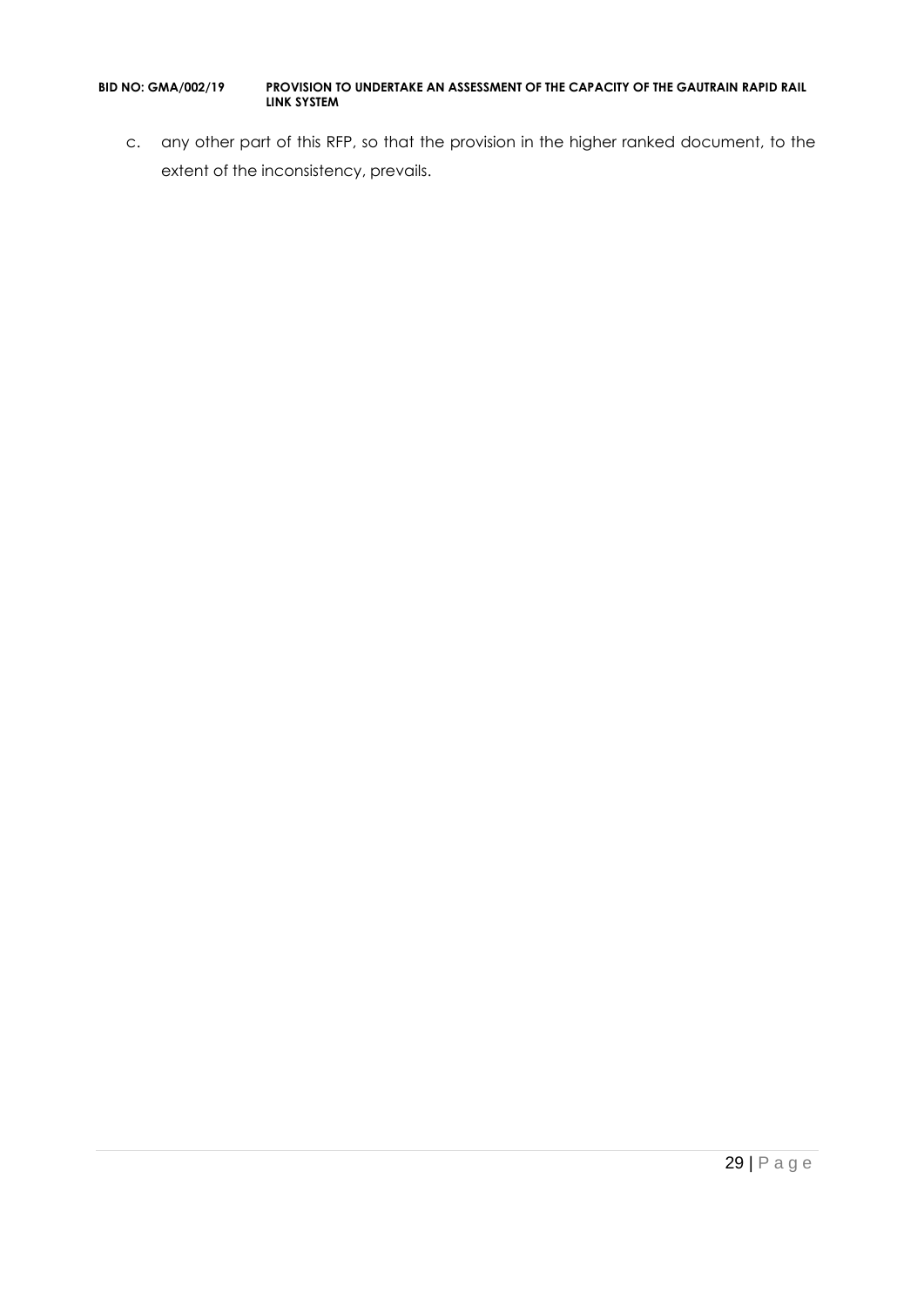c. any other part of this RFP, so that the provision in the higher ranked document, to the extent of the inconsistency, prevails.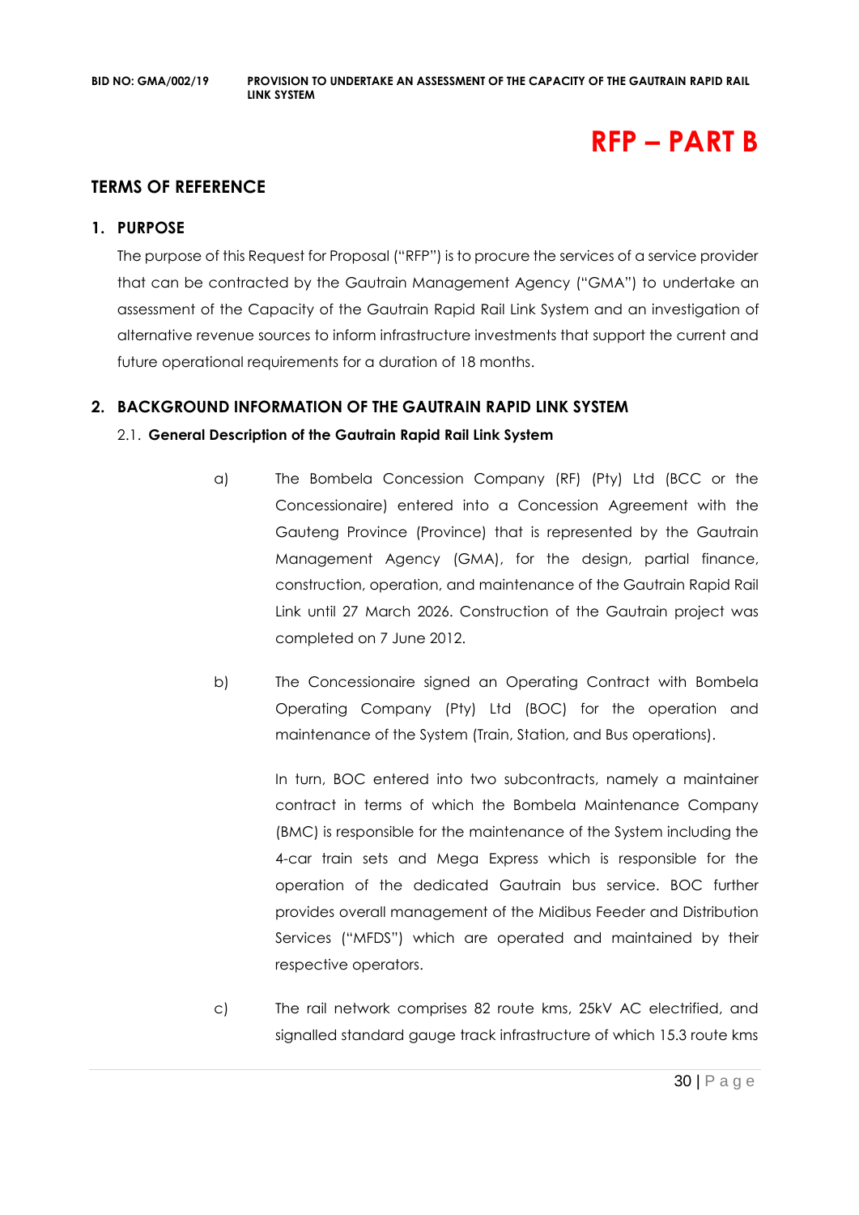# RFP – PART B

## TERMS OF REFERENCE

### 1. PURPOSE

The purpose of this Request for Proposal ("RFP") is to procure the services of a service provider that can be contracted by the Gautrain Management Agency ("GMA") to undertake an assessment of the Capacity of the Gautrain Rapid Rail Link System and an investigation of alternative revenue sources to inform infrastructure investments that support the current and future operational requirements for a duration of 18 months.

### 2. BACKGROUND INFORMATION OF THE GAUTRAIN RAPID LINK SYSTEM

2.1. **General Description of the Gautrain Rapid Rail Link System**

a) The Bombela Concession Company (RF) (Pty) Ltd (BCC or the Concessionaire) entered into a Concession Agreement with the Gauteng Province (Province) that is represented by the Gautrain Management Agency (GMA), for the design, partial finance, construction, operation, and maintenance of the Gautrain Rapid Rail Link until 27 March 2026. Construction of the Gautrain project was completed on 7 June 2012.

b) The Concessionaire signed an Operating Contract with Bombela Operating Company (Pty) Ltd (BOC) for the operation and maintenance of the System (Train, Station, and Bus operations).

In turn, BOC entered into two subcontracts, namely a maintainer contract in terms of which the Bombela Maintenance Company (BMC) is responsible for the maintenance of the System including the 4-car train sets and Mega Express which is responsible for the operation of the dedicated Gautrain bus service. BOC further provides overall management of the Midibus Feeder and Distribution Services ("MFDS") which are operated and maintained by their respective operators.

c) The rail network comprises 82 route kms, 25kV AC electrified, and signalled standard gauge track infrastructure of which 15.3 route kms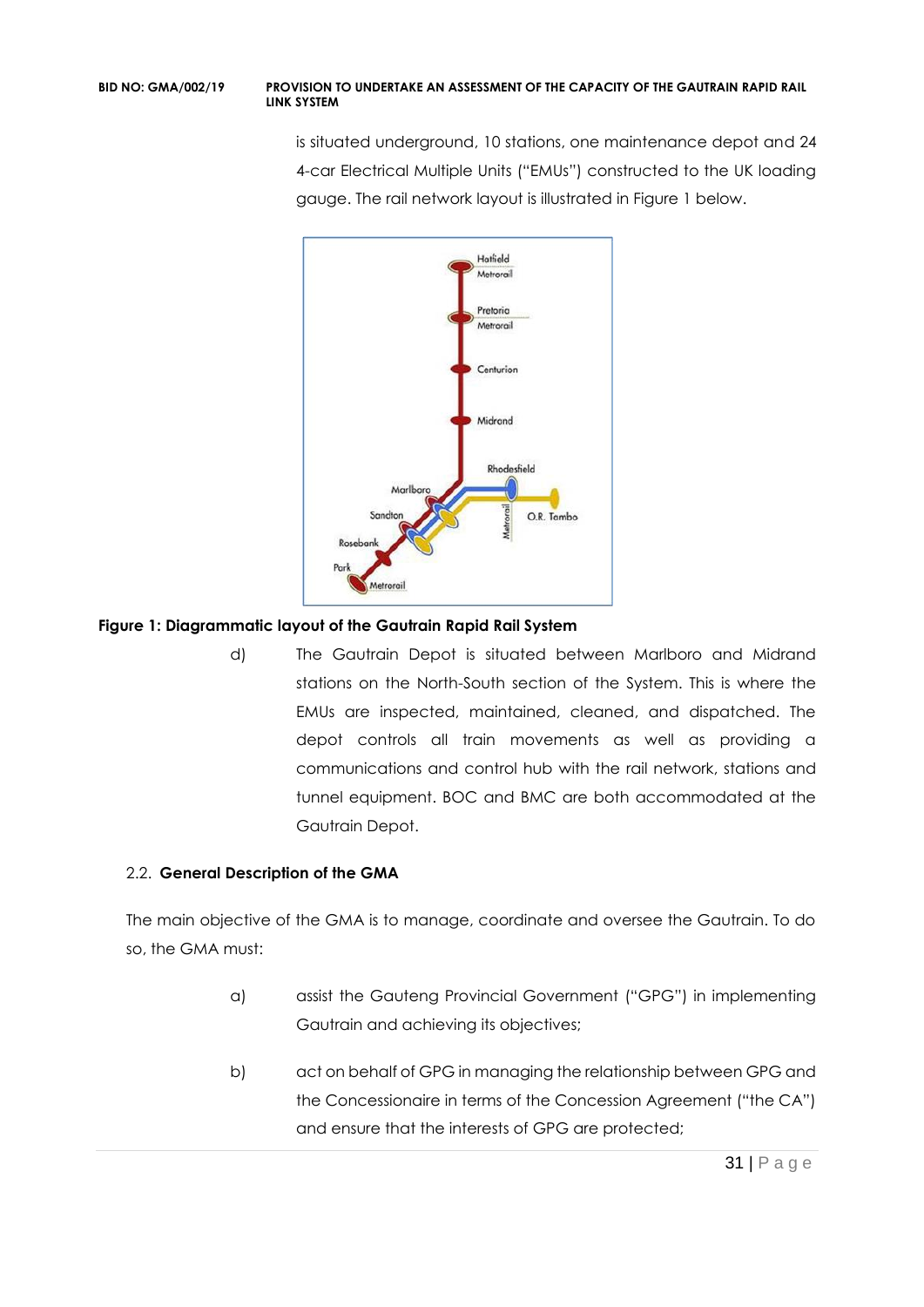is situated underground, 10 stations, one maintenance depot and 24 4-car Electrical Multiple Units ("EMUs") constructed to the UK loading gauge. The rail network layout is illustrated in Figure 1 below.

**Figure 1: Diagrammatic layout of the Gautrain Rapid Rail System**

d) The Gautrain Depot is situated between Marlboro and Midrand stations on the North-South section of the System. This is where the EMUs are inspected, maintained, cleaned, and dispatched. The depot controls all train movements as well as providing a communications and control hub with the rail network, stations and tunnel equipment. BOC and BMC are both accommodated at the Gautrain Depot.

## 2.2. General Description of the GMA

The main objective of the GMA is to manage, coordinate and oversee the Gautrain. To do so, the GMA must:

a) assist the Gauteng Provincial Government ("GPG") in implementing Gautrain and achieving its objectives;

b) act on behalf of GPG in managing the relationship between GPG and the Concessionaire in terms of the Concession Agreement ("the CA") and ensure that the interests of GPG are protected;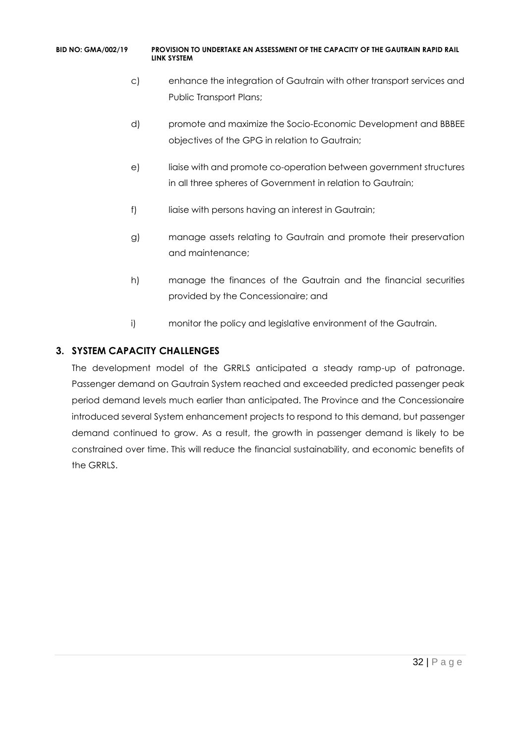c) enhance the integration of Gautrain with other transport services and Public Transport Plans;

d) promote and maximize the Socio-Economic Development and BBBEE objectives of the GPG in relation to Gautrain;

e) liaise with and promote co-operation between government structures in all three spheres of Government in relation to Gautrain;

f) liaise with persons having an interest in Gautrain;

g) manage assets relating to Gautrain and promote their preservation and maintenance;

h) manage the finances of the Gautrain and the financial securities provided by the Concessionaire; and

i) monitor the policy and legislative environment of the Gautrain.

## 3. SYSTEM CAPACITY CHALLENGES

The development model of the GRRLS anticipated a steady ramp-up of patronage. Passenger demand on Gautrain System reached and exceeded predicted passenger peak period demand levels much earlier than anticipated. The Province and the Concessionaire introduced several System enhancement projects to respond to this demand, but passenger demand continued to grow. As a result, the growth in passenger demand is likely to be constrained over time. This will reduce the financial sustainability, and economic benefits of the GRRLS.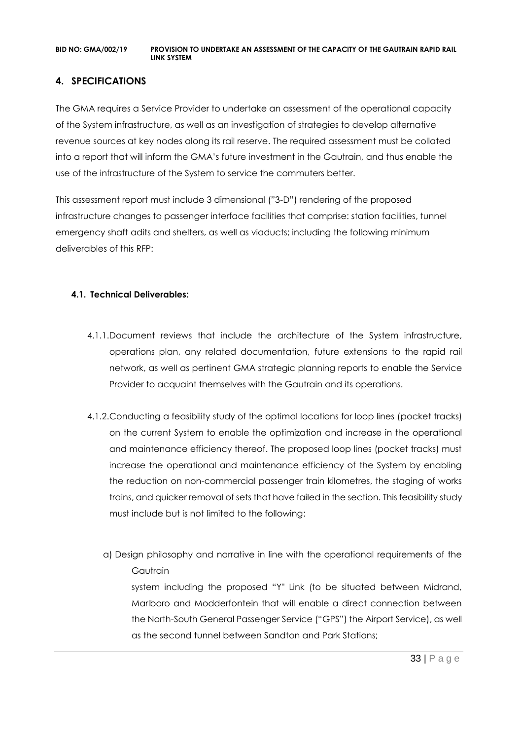## 4. SPECIFICATIONS

The GMA requires a Service Provider to undertake an assessment of the operational capacity of the System infrastructure, as well as an investigation of strategies to develop alternative revenue sources at key nodes along its rail reserve. The required assessment must be collated into a report that will inform the GMA's future investment in the Gautrain, and thus enable the use of the infrastructure of the System to service the commuters better.

This assessment report must include 3 dimensional ("3-D") rendering of the proposed infrastructure changes to passenger interface facilities that comprise: station facilities, tunnel emergency shaft adits and shelters, as well as viaducts; including the following minimum deliverables of this RFP:

### 4.1. Technical Deliverables:

4.1.1. Document reviews that include the architecture of the System infrastructure, operations plan, any related documentation, future extensions to the rapid rail network, as well as pertinent GMA strategic planning reports to enable the Service Provider to acquaint themselves with the Gautrain and its operations.

4.1.2. Conducting a feasibility study of the optimal locations for loop lines (pocket tracks) on the current System to enable the optimization and increase in the operational and maintenance efficiency thereof. The proposed loop lines (pocket tracks) must increase the operational and maintenance efficiency of the System by enabling the reduction on non-commercial passenger train kilometres, the staging of works trains, and quicker removal of sets that have failed in the section. This feasibility study must include but is not limited to the following:

a) Design philosophy and narrative in line with the operational requirements of the Gautrain system including the proposed "Y" Link (to be situated between Midrand, Marlboro and Modderfontein that will enable a direct connection between the North-South General Passenger Service ("GPS") the Airport Service), as well as the second tunnel between Sandton and Park Stations;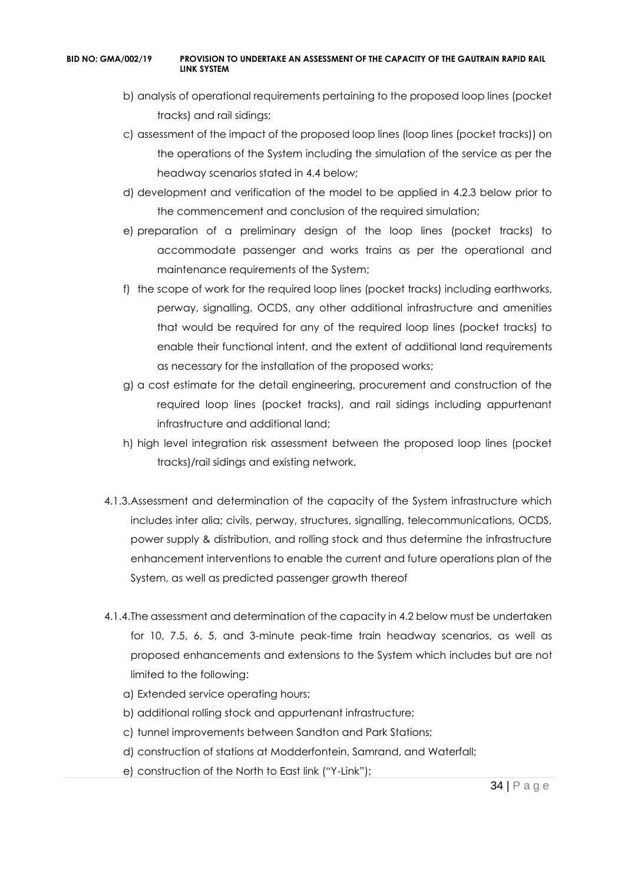b) analysis of operational requirements pertaining to the proposed loop lines (pocket tracks) and rail sidings;

c) assessment of the impact of the proposed loop lines (loop lines (pocket tracks)) on the operations of the System including the simulation of the service as per the headway scenarios stated in 4.4 below;

d) development and verification of the model to be applied in 4.2.3 below prior to the commencement and conclusion of the required simulation;

e) preparation of a preliminary design of the loop lines (pocket tracks) to accommodate passenger and works trains as per the operational and maintenance requirements of the System;

f) the scope of work for the required loop lines (pocket tracks) including earthworks, perway, signalling, OCDS, any other additional infrastructure and amenities that would be required for any of the required loop lines (pocket tracks) to enable their functional intent, and the extent of additional land requirements as necessary for the installation of the proposed works;

g) a cost estimate for the detail engineering, procurement and construction of the required loop lines (pocket tracks), and rail sidings including appurtenant infrastructure and additional land;

h) high level integration risk assessment between the proposed loop lines (pocket tracks)/rail sidings and existing network.

4.1.3. Assessment and determination of the capacity of the System infrastructure which includes inter alia; civils, perway, structures, signalling, telecommunications, OCDS, power supply & distribution, and rolling stock and thus determine the infrastructure enhancement interventions to enable the current and future operations plan of the System, as well as predicted passenger growth thereof

4.1.4. The assessment and determination of the capacity in 4.2 below must be undertaken for 10, 7.5, 6, 5, and 3-minute peak-time train headway scenarios, as well as proposed enhancements and extensions to the System which includes but are not limited to the following:

a) Extended service operating hours;

b) additional rolling stock and appurtenant infrastructure;

c) tunnel improvements between Sandton and Park Stations;

d) construction of stations at Modderfontein, Samrand, and Waterfall;

e) construction of the North to East link ("Y-Link");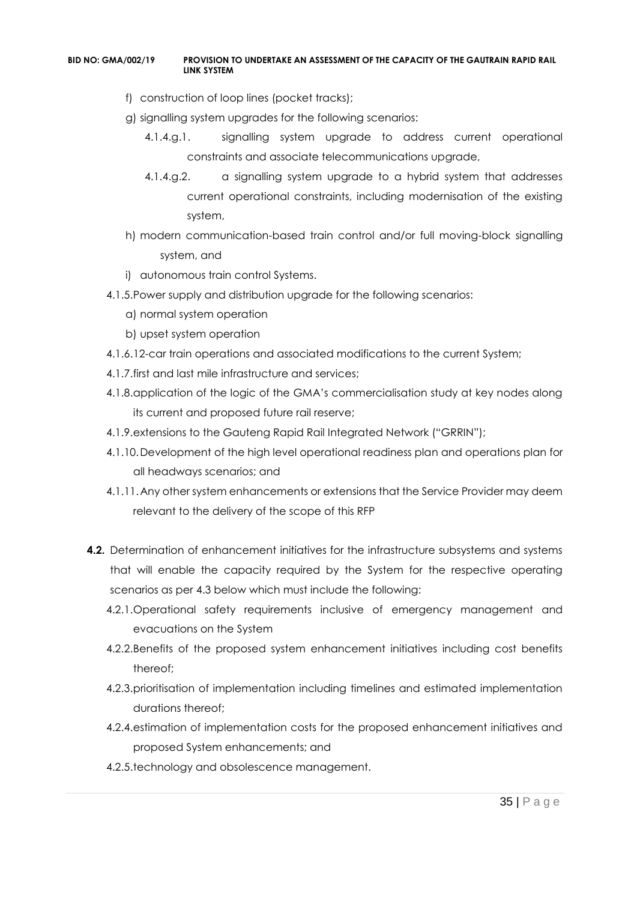f) construction of loop lines (pocket tracks);

g) signalling system upgrades for the following scenarios:

4.1.4.g.1. signalling system upgrade to address current operational constraints and associate telecommunications upgrade,

4.1.4.g.2. a signalling system upgrade to a hybrid system that addresses current operational constraints, including modernisation of the existing system,

h) modern communication-based train control and/or full moving-block signalling system, and

i) autonomous train control Systems.

4.1.5. Power supply and distribution upgrade for the following scenarios:

a) normal system operation

b) upset system operation

4.1.6. 12-car train operations and associated modifications to the current System;

4.1.7. first and last mile infrastructure and services;

4.1.8. application of the logic of the GMA's commercialisation study at key nodes along its current and proposed future rail reserve;

4.1.9. extensions to the Gauteng Rapid Rail Integrated Network ("GRRIN");

4.1.10. Development of the high level operational readiness plan and operations plan for all headways scenarios; and

4.1.11. Any other system enhancements or extensions that the Service Provider may deem relevant to the delivery of the scope of this RFP

**4.2.** Determination of enhancement initiatives for the infrastructure subsystems and systems that will enable the capacity required by the System for the respective operating scenarios as per 4.3 below which must include the following:

4.2.1. Operational safety requirements inclusive of emergency management and evacuations on the System

4.2.2. Benefits of the proposed system enhancement initiatives including cost benefits thereof;

4.2.3. prioritisation of implementation including timelines and estimated implementation durations thereof;

4.2.4. estimation of implementation costs for the proposed enhancement initiatives and proposed System enhancements; and

4.2.5. technology and obsolescence management.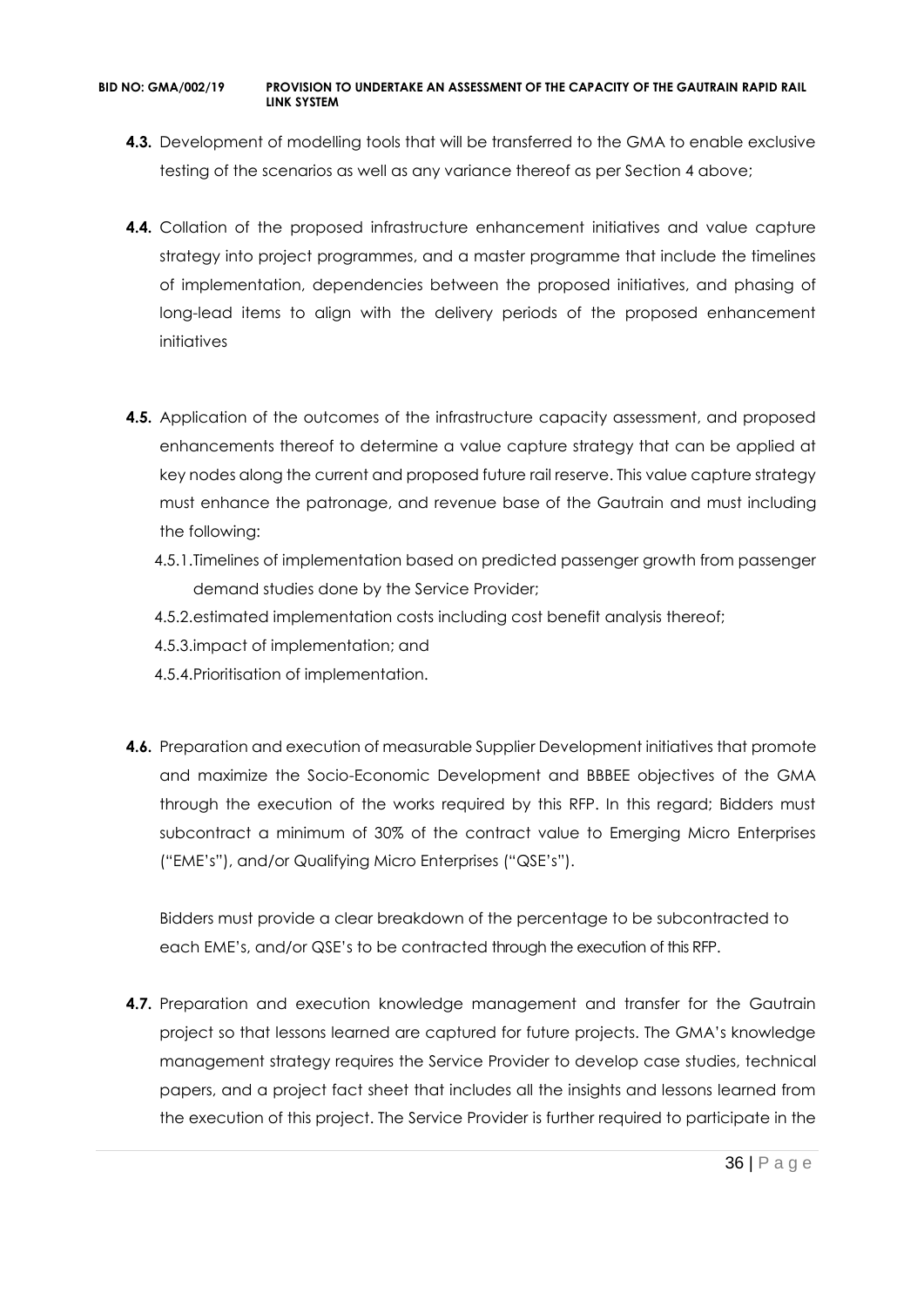**4.3.** Development of modelling tools that will be transferred to the GMA to enable exclusive testing of the scenarios as well as any variance thereof as per Section 4 above;

**4.4.** Collation of the proposed infrastructure enhancement initiatives and value capture strategy into project programmes, and a master programme that include the timelines of implementation, dependencies between the proposed initiatives, and phasing of long-lead items to align with the delivery periods of the proposed enhancement initiatives

**4.5.** Application of the outcomes of the infrastructure capacity assessment, and proposed enhancements thereof to determine a value capture strategy that can be applied at key nodes along the current and proposed future rail reserve. This value capture strategy must enhance the patronage, and revenue base of the Gautrain and must including the following:

4.5.1. Timelines of implementation based on predicted passenger growth from passenger demand studies done by the Service Provider;

4.5.2. estimated implementation costs including cost benefit analysis thereof;

4.5.3. impact of implementation; and

4.5.4. Prioritisation of implementation.

**4.6.** Preparation and execution of measurable Supplier Development initiatives that promote and maximize the Socio-Economic Development and BBBEE objectives of the GMA through the execution of the works required by this RFP. In this regard; Bidders must subcontract a minimum of 30% of the contract value to Emerging Micro Enterprises ("EME's"), and/or Qualifying Micro Enterprises ("QSE's").

Bidders must provide a clear breakdown of the percentage to be subcontracted to each EME's, and/or QSE's to be contracted through the execution of this RFP.

**4.7.** Preparation and execution knowledge management and transfer for the Gautrain project so that lessons learned are captured for future projects. The GMA's knowledge management strategy requires the Service Provider to develop case studies, technical papers, and a project fact sheet that includes all the insights and lessons learned from the execution of this project. The Service Provider is further required to participate in the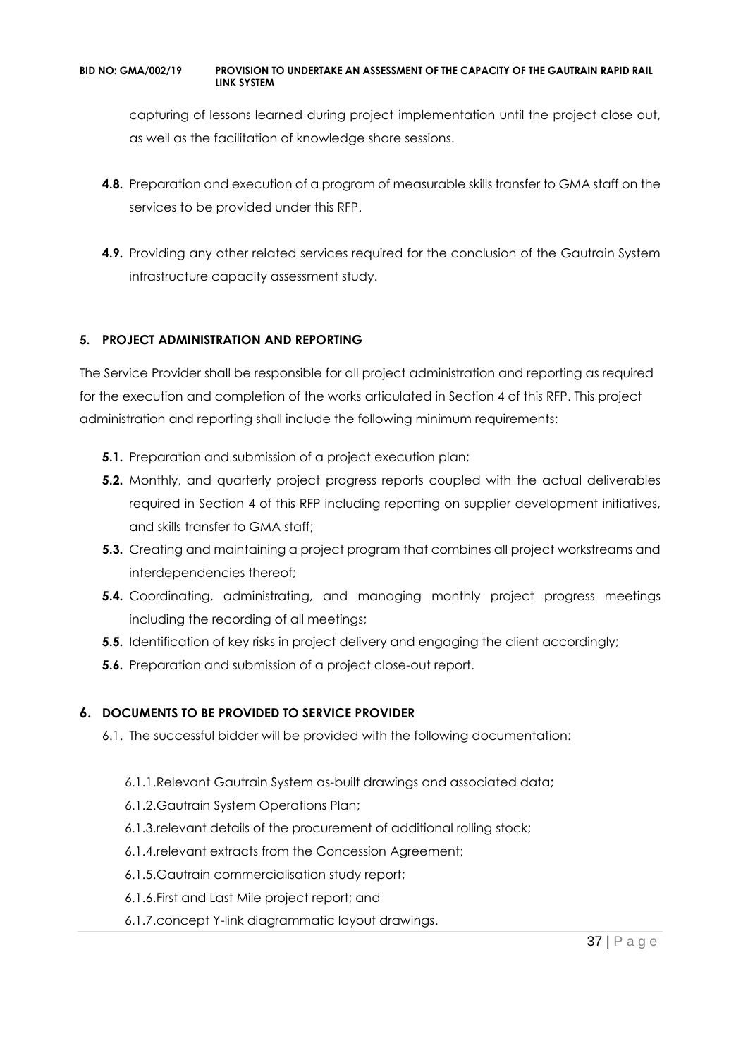capturing of lessons learned during project implementation until the project close out, as well as the facilitation of knowledge share sessions.

**4.8.** Preparation and execution of a program of measurable skills transfer to GMA staff on the services to be provided under this RFP.

**4.9.** Providing any other related services required for the conclusion of the Gautrain System infrastructure capacity assessment study.

## 5. PROJECT ADMINISTRATION AND REPORTING

The Service Provider shall be responsible for all project administration and reporting as required for the execution and completion of the works articulated in Section 4 of this RFP. This project administration and reporting shall include the following minimum requirements:

- **5.1.** Preparation and submission of a project execution plan;
- **5.2.** Monthly, and quarterly project progress reports coupled with the actual deliverables required in Section 4 of this RFP including reporting on supplier development initiatives, and skills transfer to GMA staff;
- **5.3.** Creating and maintaining a project program that combines all project workstreams and interdependencies thereof;
- **5.4.** Coordinating, administrating, and managing monthly project progress meetings including the recording of all meetings;
- **5.5.** Identification of key risks in project delivery and engaging the client accordingly;
- **5.6.** Preparation and submission of a project close-out report.

## 6. DOCUMENTS TO BE PROVIDED TO SERVICE PROVIDER

6.1. The successful bidder will be provided with the following documentation:

- 6.1.1. Relevant Gautrain System as-built drawings and associated data;
- 6.1.2. Gautrain System Operations Plan;
- 6.1.3. relevant details of the procurement of additional rolling stock;
- 6.1.4. relevant extracts from the Concession Agreement;
- 6.1.5. Gautrain commercialisation study report;
- 6.1.6. First and Last Mile project report; and
- 6.1.7. concept Y-link diagrammatic layout drawings.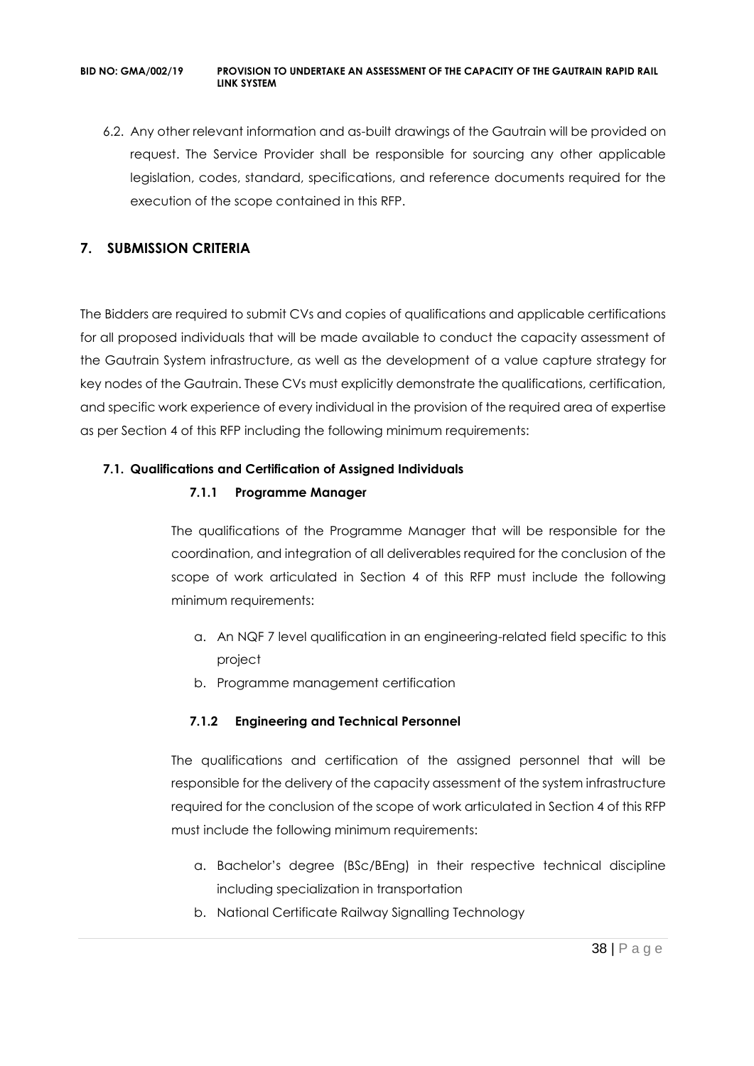6.2. Any other relevant information and as-built drawings of the Gautrain will be provided on request. The Service Provider shall be responsible for sourcing any other applicable legislation, codes, standard, specifications, and reference documents required for the execution of the scope contained in this RFP.

## 7. SUBMISSION CRITERIA

The Bidders are required to submit CVs and copies of qualifications and applicable certifications for all proposed individuals that will be made available to conduct the capacity assessment of the Gautrain System infrastructure, as well as the development of a value capture strategy for key nodes of the Gautrain. These CVs must explicitly demonstrate the qualifications, certification, and specific work experience of every individual in the provision of the required area of expertise as per Section 4 of this RFP including the following minimum requirements:

### 7.1. Qualifications and Certification of Assigned Individuals

#### 7.1.1 Programme Manager

The qualifications of the Programme Manager that will be responsible for the coordination, and integration of all deliverables required for the conclusion of the scope of work articulated in Section 4 of this RFP must include the following minimum requirements:

a. An NQF 7 level qualification in an engineering-related field specific to this project
b. Programme management certification

#### 7.1.2 Engineering and Technical Personnel

The qualifications and certification of the assigned personnel that will be responsible for the delivery of the capacity assessment of the system infrastructure required for the conclusion of the scope of work articulated in Section 4 of this RFP must include the following minimum requirements:

a. Bachelor's degree (BSc/BEng) in their respective technical discipline including specialization in transportation
b. National Certificate Railway Signalling Technology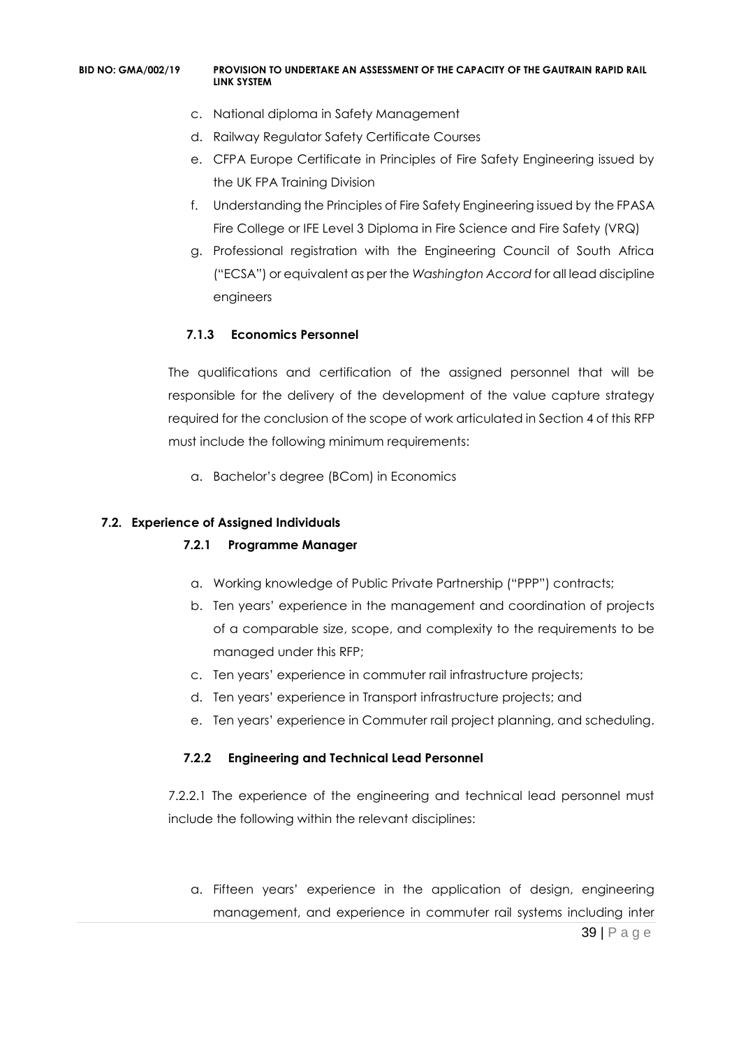c. National diploma in Safety Management
d. Railway Regulator Safety Certificate Courses
e. CFPA Europe Certificate in Principles of Fire Safety Engineering issued by the UK FPA Training Division
f. Understanding the Principles of Fire Safety Engineering issued by the FPASA Fire College or IFE Level 3 Diploma in Fire Science and Fire Safety (VRQ)
g. Professional registration with the Engineering Council of South Africa ("ECSA") or equivalent as per the *Washington Accord* for all lead discipline engineers

#### 7.1.3 Economics Personnel

The qualifications and certification of the assigned personnel that will be responsible for the delivery of the development of the value capture strategy required for the conclusion of the scope of work articulated in Section 4 of this RFP must include the following minimum requirements:

a. Bachelor's degree (BCom) in Economics

### 7.2. Experience of Assigned Individuals

#### 7.2.1 Programme Manager

a. Working knowledge of Public Private Partnership ("PPP") contracts;
b. Ten years' experience in the management and coordination of projects of a comparable size, scope, and complexity to the requirements to be managed under this RFP;
c. Ten years' experience in commuter rail infrastructure projects;
d. Ten years' experience in Transport infrastructure projects; and
e. Ten years' experience in Commuter rail project planning, and scheduling.

#### 7.2.2 Engineering and Technical Lead Personnel

7.2.2.1 The experience of the engineering and technical lead personnel must include the following within the relevant disciplines:

a. Fifteen years' experience in the application of design, engineering management, and experience in commuter rail systems including inter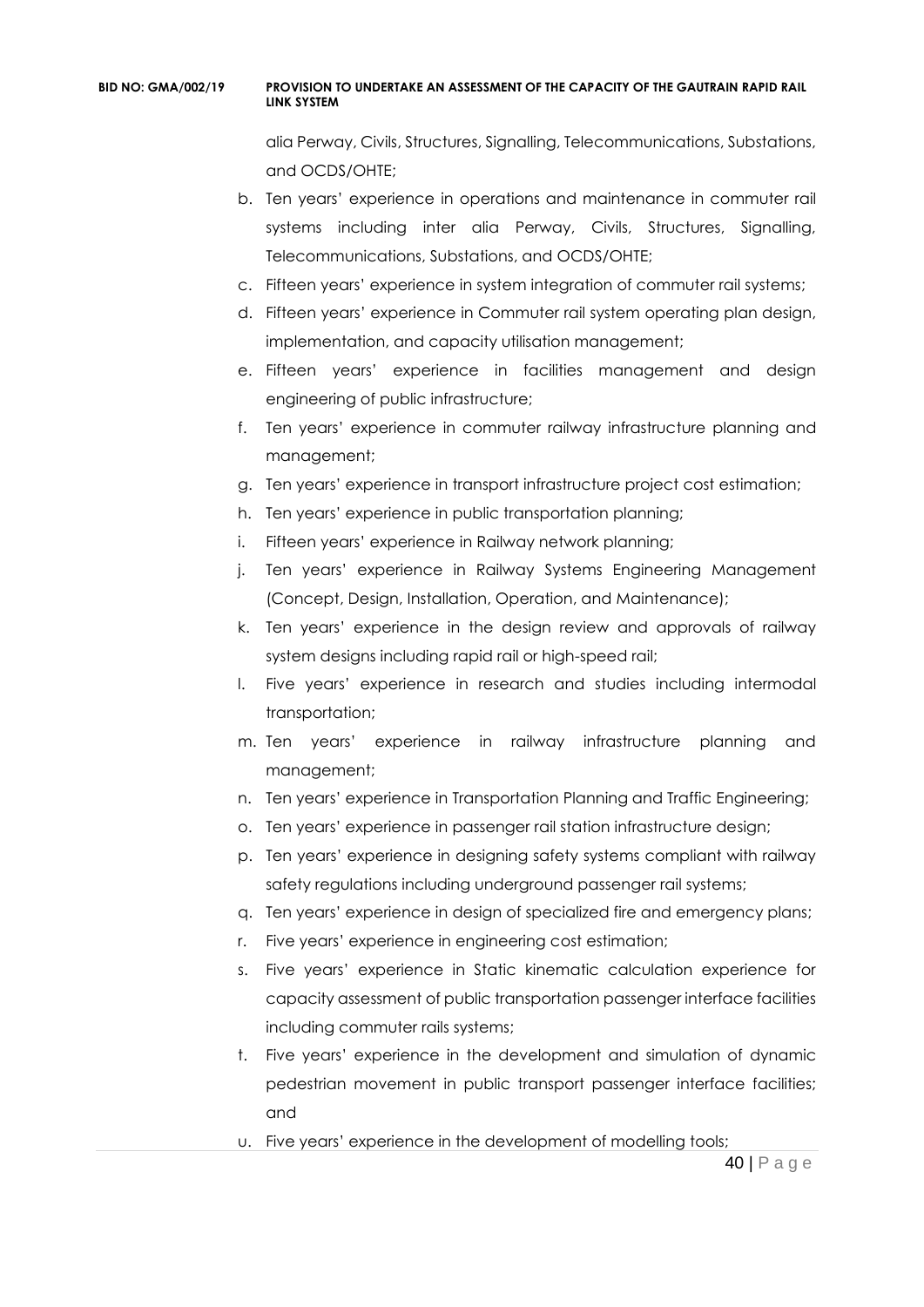alia Perway, Civils, Structures, Signalling, Telecommunications, Substations, and OCDS/OHTE;

b. Ten years' experience in operations and maintenance in commuter rail systems including inter alia Perway, Civils, Structures, Signalling, Telecommunications, Substations, and OCDS/OHTE;
c. Fifteen years' experience in system integration of commuter rail systems;
d. Fifteen years' experience in Commuter rail system operating plan design, implementation, and capacity utilisation management;
e. Fifteen years' experience in facilities management and design engineering of public infrastructure;
f. Ten years' experience in commuter railway infrastructure planning and management;
g. Ten years' experience in transport infrastructure project cost estimation;
h. Ten years' experience in public transportation planning;
i. Fifteen years' experience in Railway network planning;
j. Ten years' experience in Railway Systems Engineering Management (Concept, Design, Installation, Operation, and Maintenance);
k. Ten years' experience in the design review and approvals of railway system designs including rapid rail or high-speed rail;
l. Five years' experience in research and studies including intermodal transportation;
m. Ten years' experience in railway infrastructure planning and management;
n. Ten years' experience in Transportation Planning and Traffic Engineering;
o. Ten years' experience in passenger rail station infrastructure design;
p. Ten years' experience in designing safety systems compliant with railway safety regulations including underground passenger rail systems;
q. Ten years' experience in design of specialized fire and emergency plans;
r. Five years' experience in engineering cost estimation;
s. Five years' experience in Static kinematic calculation experience for capacity assessment of public transportation passenger interface facilities including commuter rails systems;
t. Five years' experience in the development and simulation of dynamic pedestrian movement in public transport passenger interface facilities; and
u. Five years' experience in the development of modelling tools;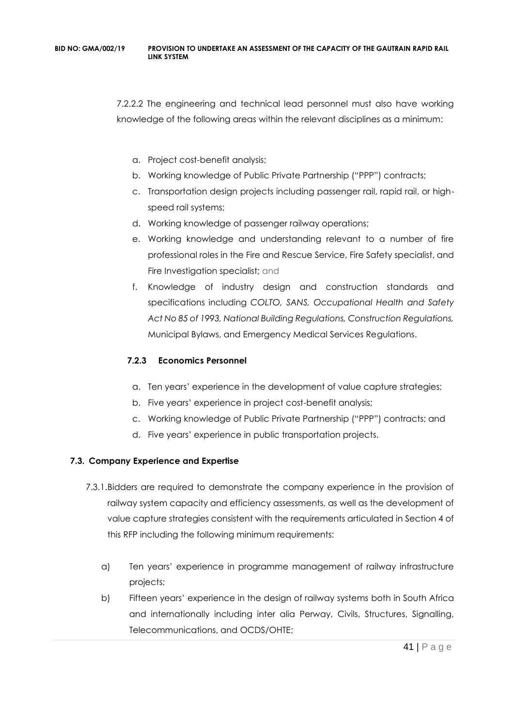7.2.2.2 The engineering and technical lead personnel must also have working knowledge of the following areas within the relevant disciplines as a minimum:

a. Project cost-benefit analysis;
b. Working knowledge of Public Private Partnership ("PPP") contracts;
c. Transportation design projects including passenger rail, rapid rail, or high-speed rail systems;
d. Working knowledge of passenger railway operations;
e. Working knowledge and understanding relevant to a number of fire professional roles in the Fire and Rescue Service, Fire Safety specialist, and Fire Investigation specialist; and
f. Knowledge of industry design and construction standards and specifications including *COLTO, SANS, Occupational Health and Safety Act No 85 of 1993, National Building Regulations, Construction Regulations,* Municipal Bylaws, and Emergency Medical Services Regulations.

### 7.2.3 Economics Personnel

a. Ten years' experience in the development of value capture strategies;
b. Five years' experience in project cost-benefit analysis;
c. Working knowledge of Public Private Partnership ("PPP") contracts; and
d. Five years' experience in public transportation projects.

## 7.3. Company Experience and Expertise

7.3.1. Bidders are required to demonstrate the company experience in the provision of railway system capacity and efficiency assessments, as well as the development of value capture strategies consistent with the requirements articulated in Section 4 of this RFP including the following minimum requirements:

a) Ten years' experience in programme management of railway infrastructure projects;

b) Fifteen years' experience in the design of railway systems both in South Africa and internationally including inter alia Perway, Civils, Structures, Signalling, Telecommunications, and OCDS/OHTE;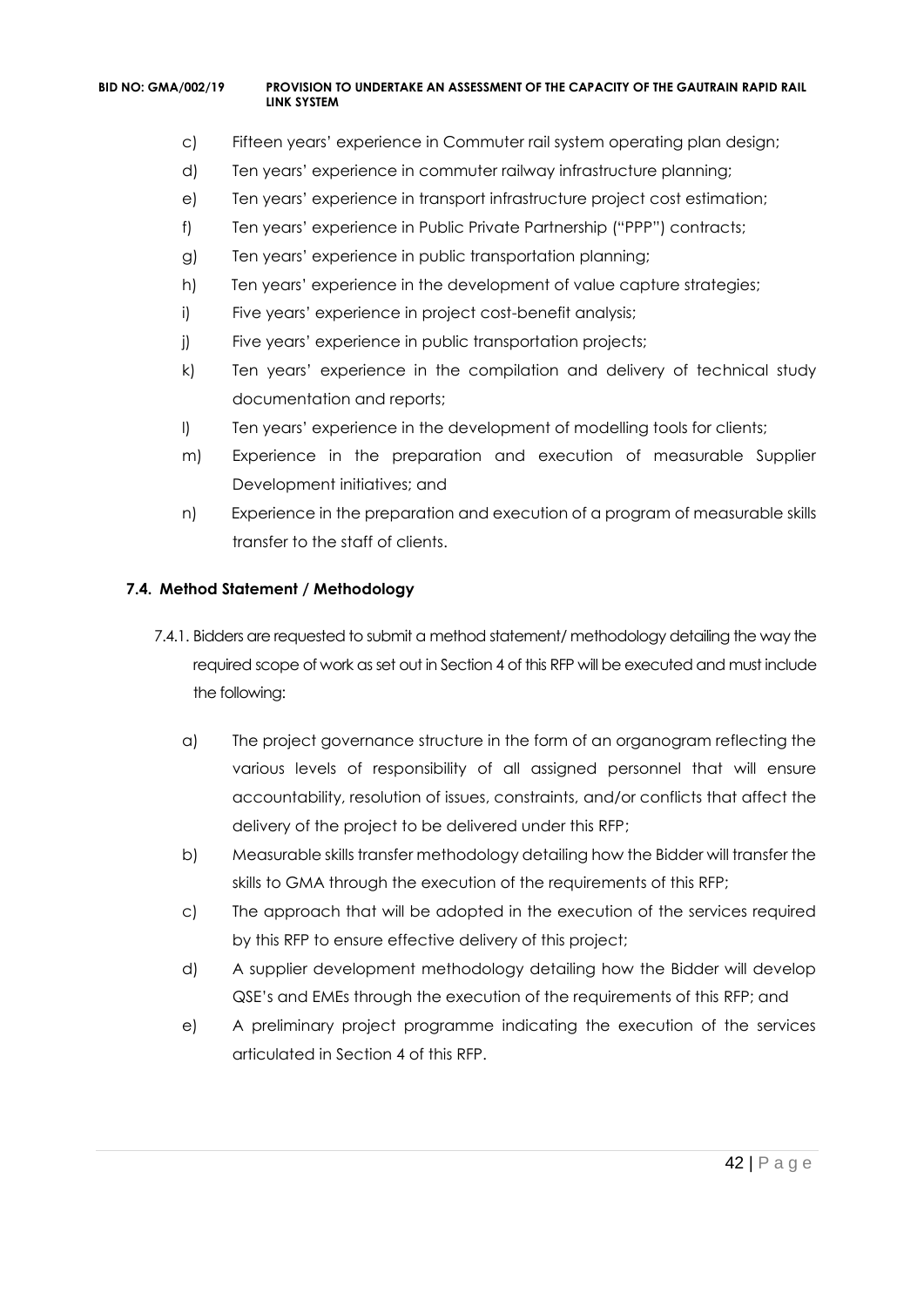c) Fifteen years' experience in Commuter rail system operating plan design;

d) Ten years' experience in commuter railway infrastructure planning;

e) Ten years' experience in transport infrastructure project cost estimation;

f) Ten years' experience in Public Private Partnership ("PPP") contracts;

g) Ten years' experience in public transportation planning;

h) Ten years' experience in the development of value capture strategies;

i) Five years' experience in project cost-benefit analysis;

j) Five years' experience in public transportation projects;

k) Ten years' experience in the compilation and delivery of technical study documentation and reports;

l) Ten years' experience in the development of modelling tools for clients;

m) Experience in the preparation and execution of measurable Supplier Development initiatives; and

n) Experience in the preparation and execution of a program of measurable skills transfer to the staff of clients.

### 7.4. Method Statement / Methodology

7.4.1. Bidders are requested to submit a method statement/ methodology detailing the way the required scope of work as set out in Section 4 of this RFP will be executed and must include the following:

a) The project governance structure in the form of an organogram reflecting the various levels of responsibility of all assigned personnel that will ensure accountability, resolution of issues, constraints, and/or conflicts that affect the delivery of the project to be delivered under this RFP;

b) Measurable skills transfer methodology detailing how the Bidder will transfer the skills to GMA through the execution of the requirements of this RFP;

c) The approach that will be adopted in the execution of the services required by this RFP to ensure effective delivery of this project;

d) A supplier development methodology detailing how the Bidder will develop QSE's and EMEs through the execution of the requirements of this RFP; and

e) A preliminary project programme indicating the execution of the services articulated in Section 4 of this RFP.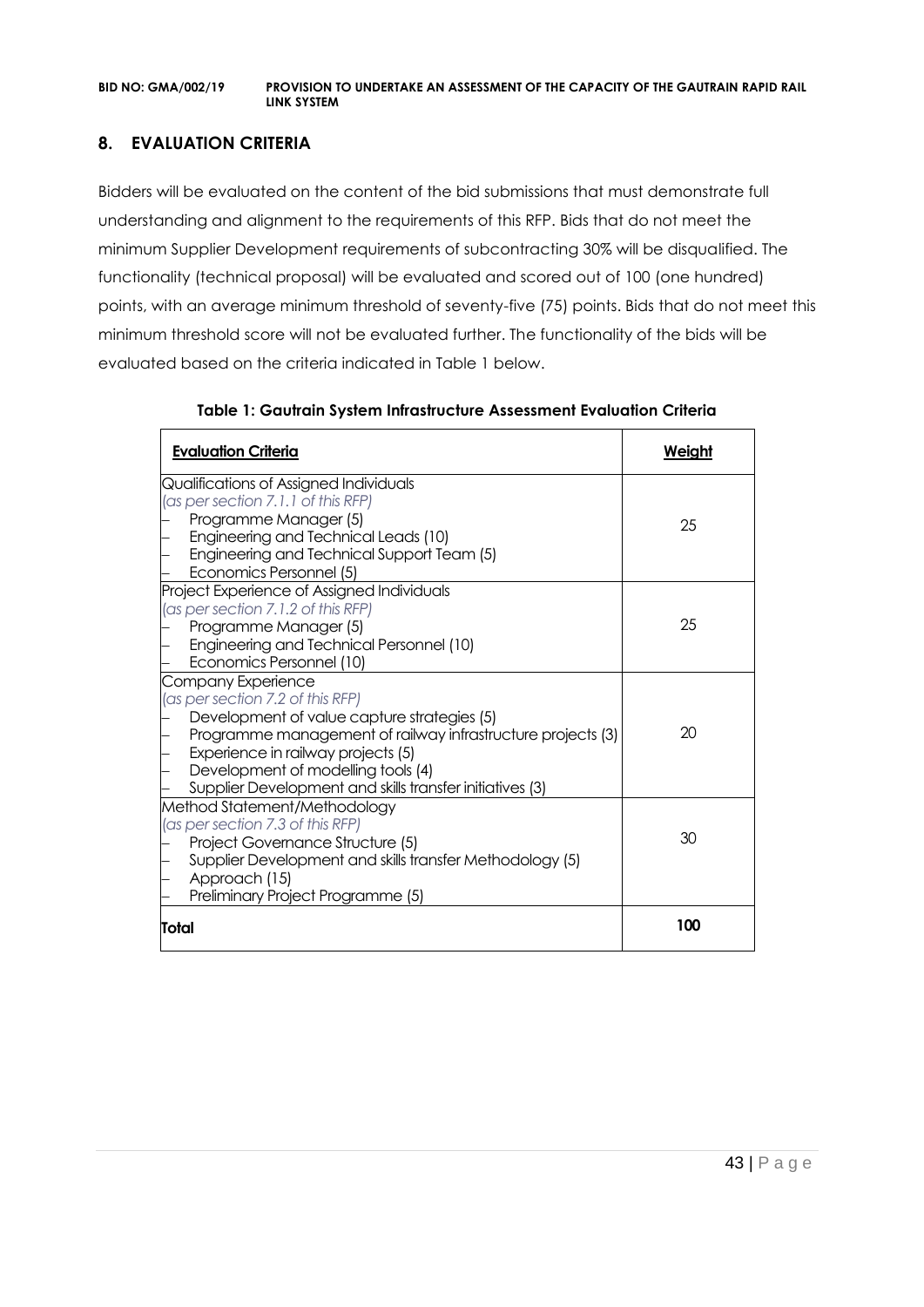## 8. EVALUATION CRITERIA

Bidders will be evaluated on the content of the bid submissions that must demonstrate full understanding and alignment to the requirements of this RFP. Bids that do not meet the minimum Supplier Development requirements of subcontracting 30% will be disqualified. The functionality (technical proposal) will be evaluated and scored out of 100 (one hundred) points, with an average minimum threshold of seventy-five (75) points. Bids that do not meet this minimum threshold score will not be evaluated further. The functionality of the bids will be evaluated based on the criteria indicated in Table 1 below.

**Table 1: Gautrain System Infrastructure Assessment Evaluation Criteria**

| Evaluation Criteria | Weight |
|---|---|
| Qualifications of Assigned Individuals<br>*(as per section 7.1.1 of this RFP)*<br>– Programme Manager (5)<br>– Engineering and Technical Leads (10)<br>– Engineering and Technical Support Team (5)<br>– Economics Personnel (5) | 25 |
| Project Experience of Assigned Individuals<br>*(as per section 7.1.2 of this RFP)*<br>– Programme Manager (5)<br>– Engineering and Technical Personnel (10)<br>– Economics Personnel (10) | 25 |
| Company Experience<br>*(as per section 7.2 of this RFP)*<br>– Development of value capture strategies (5)<br>– Programme management of railway infrastructure projects (3)<br>– Experience in railway projects (5)<br>– Development of modelling tools (4)<br>– Supplier Development and skills transfer initiatives (3) | 20 |
| Method Statement/Methodology<br>*(as per section 7.3 of this RFP)*<br>– Project Governance Structure (5)<br>– Supplier Development and skills transfer Methodology (5)<br>– Approach (15)<br>– Preliminary Project Programme (5) | 30 |
| **Total** | **100** |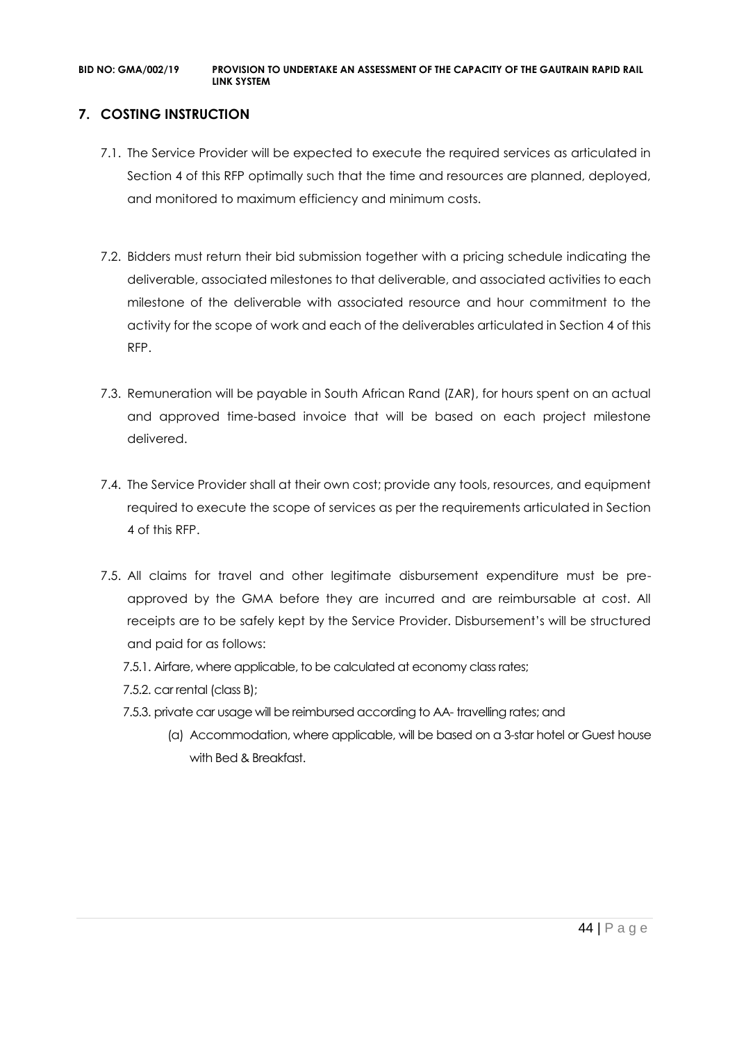## 7. COSTING INSTRUCTION

7.1. The Service Provider will be expected to execute the required services as articulated in Section 4 of this RFP optimally such that the time and resources are planned, deployed, and monitored to maximum efficiency and minimum costs.

7.2. Bidders must return their bid submission together with a pricing schedule indicating the deliverable, associated milestones to that deliverable, and associated activities to each milestone of the deliverable with associated resource and hour commitment to the activity for the scope of work and each of the deliverables articulated in Section 4 of this RFP.

7.3. Remuneration will be payable in South African Rand (ZAR), for hours spent on an actual and approved time-based invoice that will be based on each project milestone delivered.

7.4. The Service Provider shall at their own cost; provide any tools, resources, and equipment required to execute the scope of services as per the requirements articulated in Section 4 of this RFP.

7.5. All claims for travel and other legitimate disbursement expenditure must be pre-approved by the GMA before they are incurred and are reimbursable at cost. All receipts are to be safely kept by the Service Provider. Disbursement's will be structured and paid for as follows:

7.5.1. Airfare, where applicable, to be calculated at economy class rates;

7.5.2. car rental (class B);

7.5.3. private car usage will be reimbursed according to AA- travelling rates; and

(a) Accommodation, where applicable, will be based on a 3-star hotel or Guest house with Bed & Breakfast.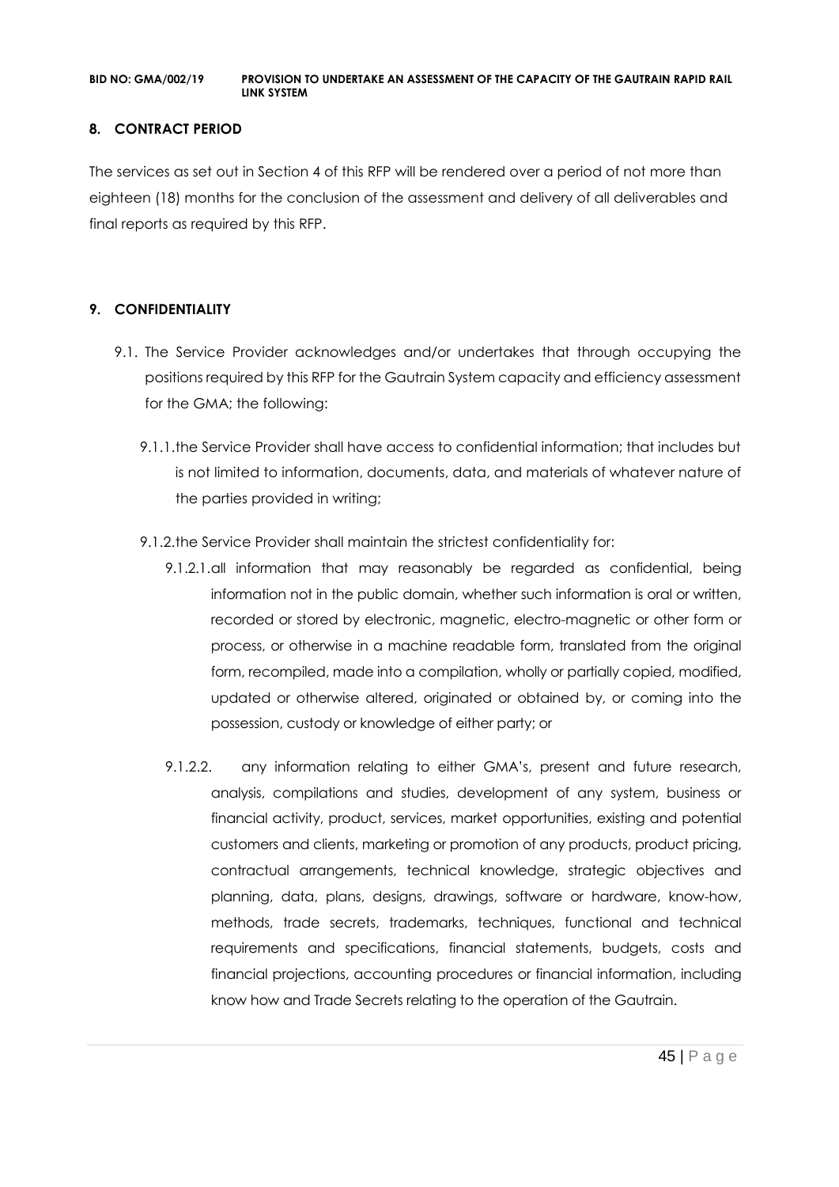## 8. CONTRACT PERIOD

The services as set out in Section 4 of this RFP will be rendered over a period of not more than eighteen (18) months for the conclusion of the assessment and delivery of all deliverables and final reports as required by this RFP.

## 9. CONFIDENTIALITY

9.1. The Service Provider acknowledges and/or undertakes that through occupying the positions required by this RFP for the Gautrain System capacity and efficiency assessment for the GMA; the following:

9.1.1. the Service Provider shall have access to confidential information; that includes but is not limited to information, documents, data, and materials of whatever nature of the parties provided in writing;

9.1.2. the Service Provider shall maintain the strictest confidentiality for:

9.1.2.1. all information that may reasonably be regarded as confidential, being information not in the public domain, whether such information is oral or written, recorded or stored by electronic, magnetic, electro-magnetic or other form or process, or otherwise in a machine readable form, translated from the original form, recompiled, made into a compilation, wholly or partially copied, modified, updated or otherwise altered, originated or obtained by, or coming into the possession, custody or knowledge of either party; or

9.1.2.2. any information relating to either GMA's, present and future research, analysis, compilations and studies, development of any system, business or financial activity, product, services, market opportunities, existing and potential customers and clients, marketing or promotion of any products, product pricing, contractual arrangements, technical knowledge, strategic objectives and planning, data, plans, designs, drawings, software or hardware, know-how, methods, trade secrets, trademarks, techniques, functional and technical requirements and specifications, financial statements, budgets, costs and financial projections, accounting procedures or financial information, including know how and Trade Secrets relating to the operation of the Gautrain.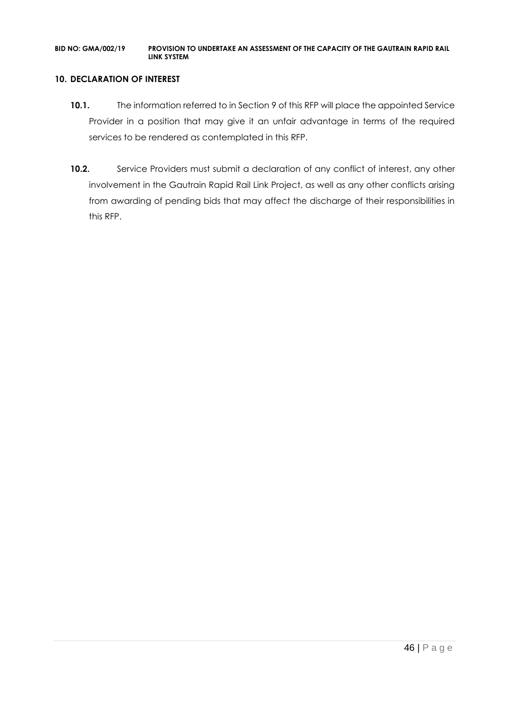## 10. DECLARATION OF INTEREST

**10.1.** The information referred to in Section 9 of this RFP will place the appointed Service Provider in a position that may give it an unfair advantage in terms of the required services to be rendered as contemplated in this RFP.

**10.2.** Service Providers must submit a declaration of any conflict of interest, any other involvement in the Gautrain Rapid Rail Link Project, as well as any other conflicts arising from awarding of pending bids that may affect the discharge of their responsibilities in this RFP.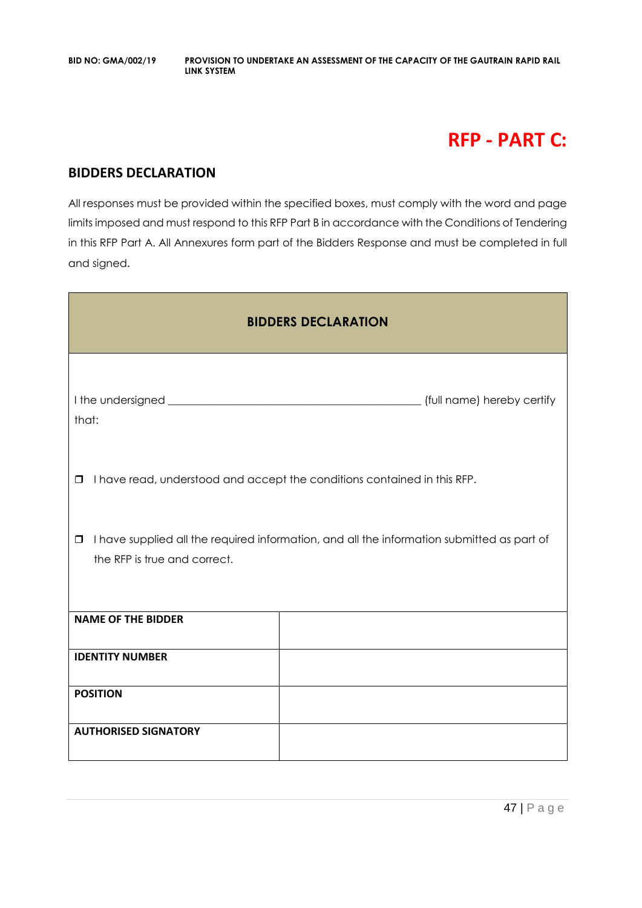# RFP - PART C:

## BIDDERS DECLARATION

All responses must be provided within the specified boxes, must comply with the word and page limits imposed and must respond to this RFP Part B in accordance with the Conditions of Tendering in this RFP Part A. All Annexures form part of the Bidders Response and must be completed in full and signed.

| BIDDERS DECLARATION | |
|---|---|
| I the undersigned _____________________________________________ (full name) hereby certify that:<br><br>❒ I have read, understood and accept the conditions contained in this RFP.<br><br>❒ I have supplied all the required information, and all the information submitted as part of the RFP is true and correct. | |
| **NAME OF THE BIDDER** | |
| **IDENTITY NUMBER** | |
| **POSITION** | |
| **AUTHORISED SIGNATORY** | |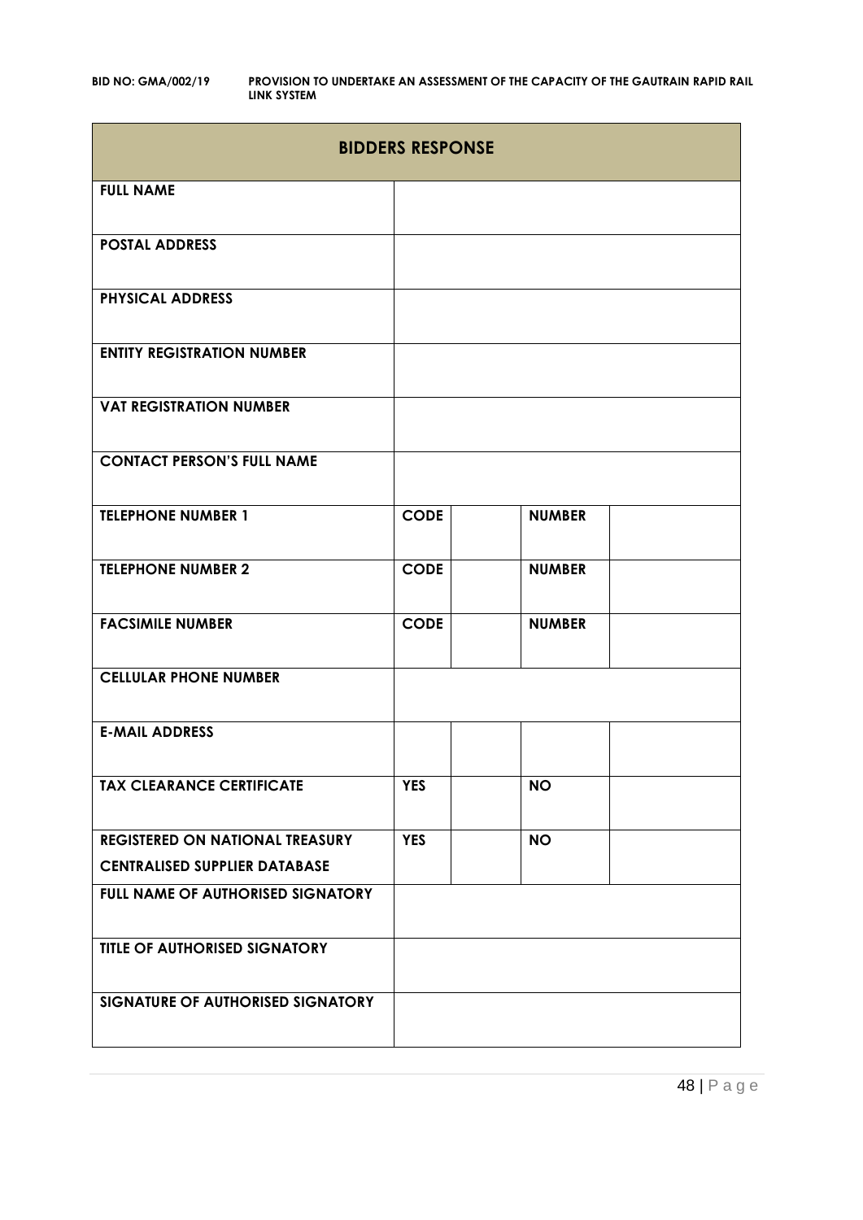| BIDDERS RESPONSE | | | | |
|---|---|---|---|---|
| **FULL NAME** | | | | |
| **POSTAL ADDRESS** | | | | |
| **PHYSICAL ADDRESS** | | | | |
| **ENTITY REGISTRATION NUMBER** | | | | |
| **VAT REGISTRATION NUMBER** | | | | |
| **CONTACT PERSON'S FULL NAME** | | | | |
| **TELEPHONE NUMBER 1** | **CODE** | | **NUMBER** | |
| **TELEPHONE NUMBER 2** | **CODE** | | **NUMBER** | |
| **FACSIMILE NUMBER** | **CODE** | | **NUMBER** | |
| **CELLULAR PHONE NUMBER** | | | | |
| **E-MAIL ADDRESS** | | | | |
| **TAX CLEARANCE CERTIFICATE** | **YES** | | **NO** | |
| **REGISTERED ON NATIONAL TREASURY CENTRALISED SUPPLIER DATABASE** | **YES** | | **NO** | |
| **FULL NAME OF AUTHORISED SIGNATORY** | | | | |
| **TITLE OF AUTHORISED SIGNATORY** | | | | |
| **SIGNATURE OF AUTHORISED SIGNATORY** | | | | |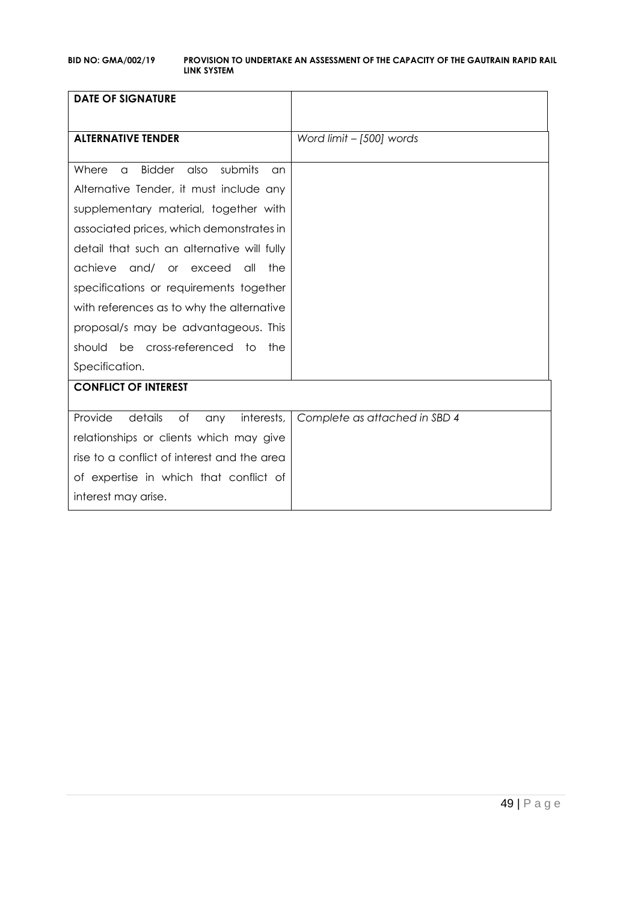| **DATE OF SIGNATURE** | |
|---|---|
| **ALTERNATIVE TENDER** | *Word limit – [500] words* |
| Where a Bidder also submits an Alternative Tender, it must include any supplementary material, together with associated prices, which demonstrates in detail that such an alternative will fully achieve and/ or exceed all the specifications or requirements together with references as to why the alternative proposal/s may be advantageous. This should be cross-referenced to the Specification. | |
| **CONFLICT OF INTEREST** | |
| Provide details of any interests, relationships or clients which may give rise to a conflict of interest and the area of expertise in which that conflict of interest may arise. | *Complete as attached in SBD 4* |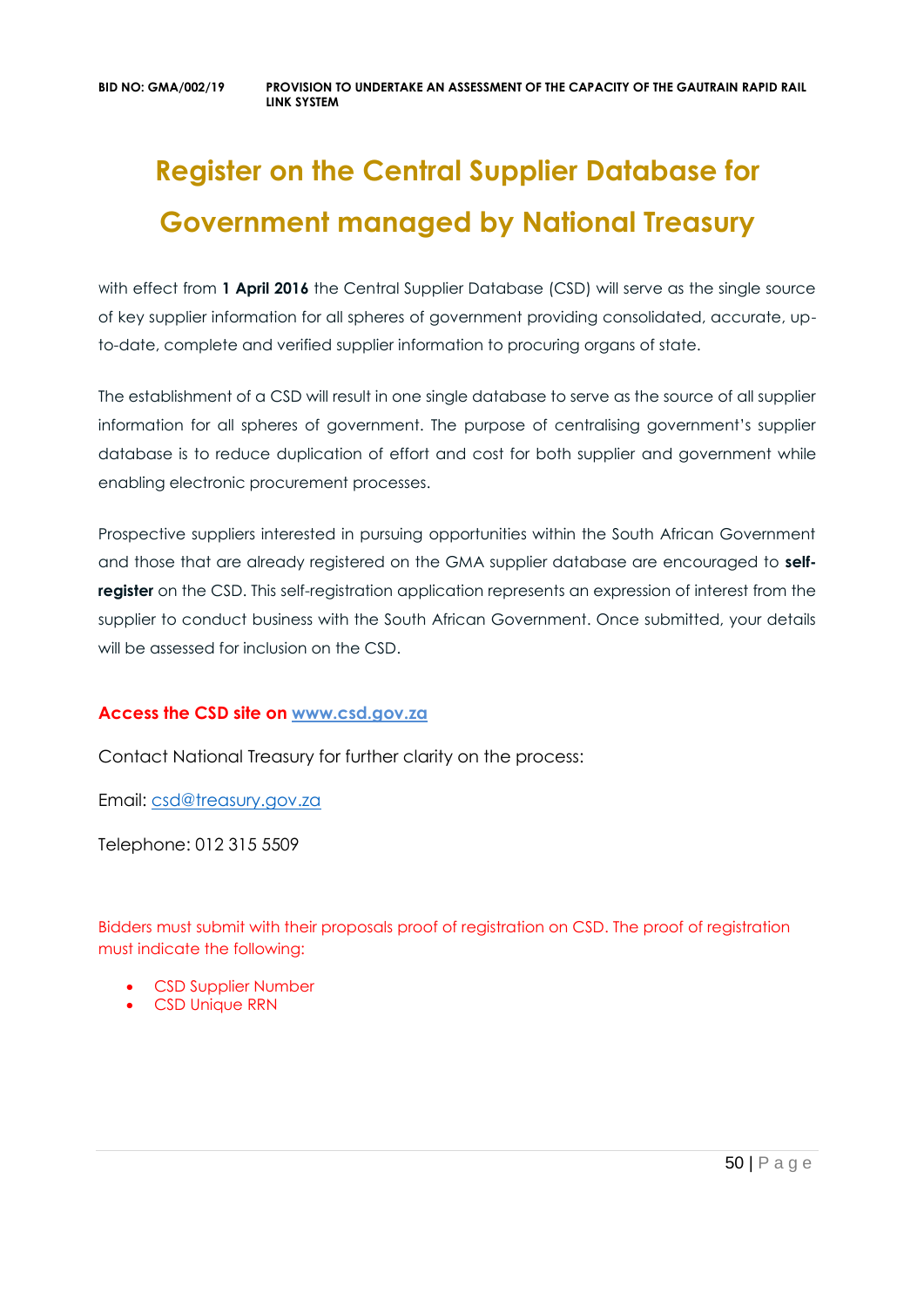# Register on the Central Supplier Database for Government managed by National Treasury

with effect from **1 April 2016** the Central Supplier Database (CSD) will serve as the single source of key supplier information for all spheres of government providing consolidated, accurate, up-to-date, complete and verified supplier information to procuring organs of state.

The establishment of a CSD will result in one single database to serve as the source of all supplier information for all spheres of government. The purpose of centralising government's supplier database is to reduce duplication of effort and cost for both supplier and government while enabling electronic procurement processes.

Prospective suppliers interested in pursuing opportunities within the South African Government and those that are already registered on the GMA supplier database are encouraged to **self-register** on the CSD. This self-registration application represents an expression of interest from the supplier to conduct business with the South African Government. Once submitted, your details will be assessed for inclusion on the CSD.

**Access the CSD site on [www.csd.gov.za](http://www.csd.gov.za)**

Contact National Treasury for further clarity on the process:

Email: [csd@treasury.gov.za](mailto:csd@treasury.gov.za)

Telephone: 012 315 5509

Bidders must submit with their proposals proof of registration on CSD. The proof of registration must indicate the following:

- CSD Supplier Number
- CSD Unique RRN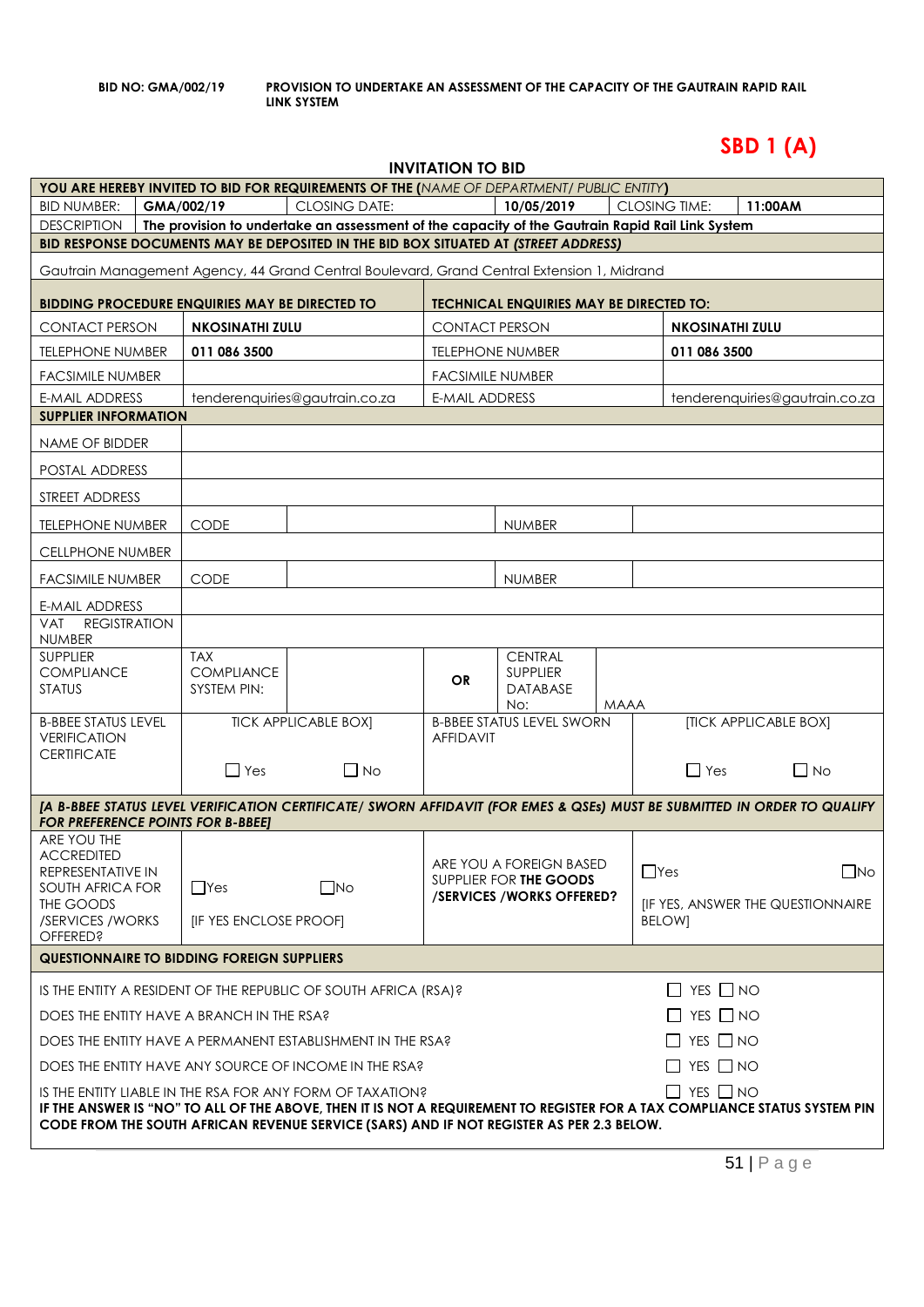**BID NO: GMA/002/19** **PROVISION TO UNDERTAKE AN ASSESSMENT OF THE CAPACITY OF THE GAUTRAIN RAPID RAIL LINK SYSTEM**

# SBD 1 (A)

## INVITATION TO BID

| **YOU ARE HEREBY INVITED TO BID FOR REQUIREMENTS OF THE (*NAME OF DEPARTMENT/ PUBLIC ENTITY*)** | | | | | | |
|---|---|---|---|---|---|---|
| BID NUMBER: | **GMA/002/19** | CLOSING DATE: | **10/05/2019** | | CLOSING TIME: | **11:00AM** |
| DESCRIPTION | **The provision to undertake an assessment of the capacity of the Gautrain Rapid Rail Link System** | | | | | |
| **BID RESPONSE DOCUMENTS MAY BE DEPOSITED IN THE BID BOX SITUATED AT *(STREET ADDRESS)*** | | | | | | |
| Gautrain Management Agency, 44 Grand Central Boulevard, Grand Central Extension 1, Midrand | | | | | | |
| **BIDDING PROCEDURE ENQUIRIES MAY BE DIRECTED TO** | | | **TECHNICAL ENQUIRIES MAY BE DIRECTED TO:** | | | |
| CONTACT PERSON | **NKOSINATHI ZULU** | | CONTACT PERSON | | **NKOSINATHI ZULU** | |
| TELEPHONE NUMBER | **011 086 3500** | | TELEPHONE NUMBER | | **011 086 3500** | |
| FACSIMILE NUMBER | | | FACSIMILE NUMBER | | | |
| E-MAIL ADDRESS | tenderenquiries@gautrain.co.za | | E-MAIL ADDRESS | | tenderenquiries@gautrain.co.za | |
| **SUPPLIER INFORMATION** | | | | | | |
| NAME OF BIDDER | | | | | | |
| POSTAL ADDRESS | | | | | | |
| STREET ADDRESS | | | | | | |
| TELEPHONE NUMBER | CODE | | NUMBER | | | |
| CELLPHONE NUMBER | | | | | | |
| FACSIMILE NUMBER | CODE | | NUMBER | | | |
| E-MAIL ADDRESS | | | | | | |
| VAT REGISTRATION NUMBER | | | | | | |
| SUPPLIER COMPLIANCE STATUS | TAX COMPLIANCE SYSTEM PIN: | | **OR** | CENTRAL SUPPLIER DATABASE No: | MAAA | |
| B-BBEE STATUS LEVEL VERIFICATION CERTIFICATE | TICK APPLICABLE BOX] ☐ Yes ☐ No | | B-BBEE STATUS LEVEL SWORN AFFIDAVIT | | [TICK APPLICABLE BOX] ☐ Yes ☐ No | |
| ***[A B-BBEE STATUS LEVEL VERIFICATION CERTIFICATE/ SWORN AFFIDAVIT (FOR EMES & QSEs) MUST BE SUBMITTED IN ORDER TO QUALIFY FOR PREFERENCE POINTS FOR B-BBEE]*** | | | | | | |
| ARE YOU THE ACCREDITED REPRESENTATIVE IN SOUTH AFRICA FOR THE GOODS /SERVICES /WORKS OFFERED? | ☐Yes ☐No [IF YES ENCLOSE PROOF] | | ARE YOU A FOREIGN BASED SUPPLIER FOR **THE GOODS /SERVICES /WORKS OFFERED?** | | ☐Yes ☐No [IF YES, ANSWER THE QUESTIONNAIRE BELOW] | |
| **QUESTIONNAIRE TO BIDDING FOREIGN SUPPLIERS** | | | | | | |
| IS THE ENTITY A RESIDENT OF THE REPUBLIC OF SOUTH AFRICA (RSA)? | | | | | ☐ YES ☐ NO | |
| DOES THE ENTITY HAVE A BRANCH IN THE RSA? | | | | | ☐ YES ☐ NO | |
| DOES THE ENTITY HAVE A PERMANENT ESTABLISHMENT IN THE RSA? | | | | | ☐ YES ☐ NO | |
| DOES THE ENTITY HAVE ANY SOURCE OF INCOME IN THE RSA? | | | | | ☐ YES ☐ NO | |
| IS THE ENTITY LIABLE IN THE RSA FOR ANY FORM OF TAXATION? | | | | | ☐ YES ☐ NO | |
| **IF THE ANSWER IS "NO" TO ALL OF THE ABOVE, THEN IT IS NOT A REQUIREMENT TO REGISTER FOR A TAX COMPLIANCE STATUS SYSTEM PIN CODE FROM THE SOUTH AFRICAN REVENUE SERVICE (SARS) AND IF NOT REGISTER AS PER 2.3 BELOW.** | | | | | | |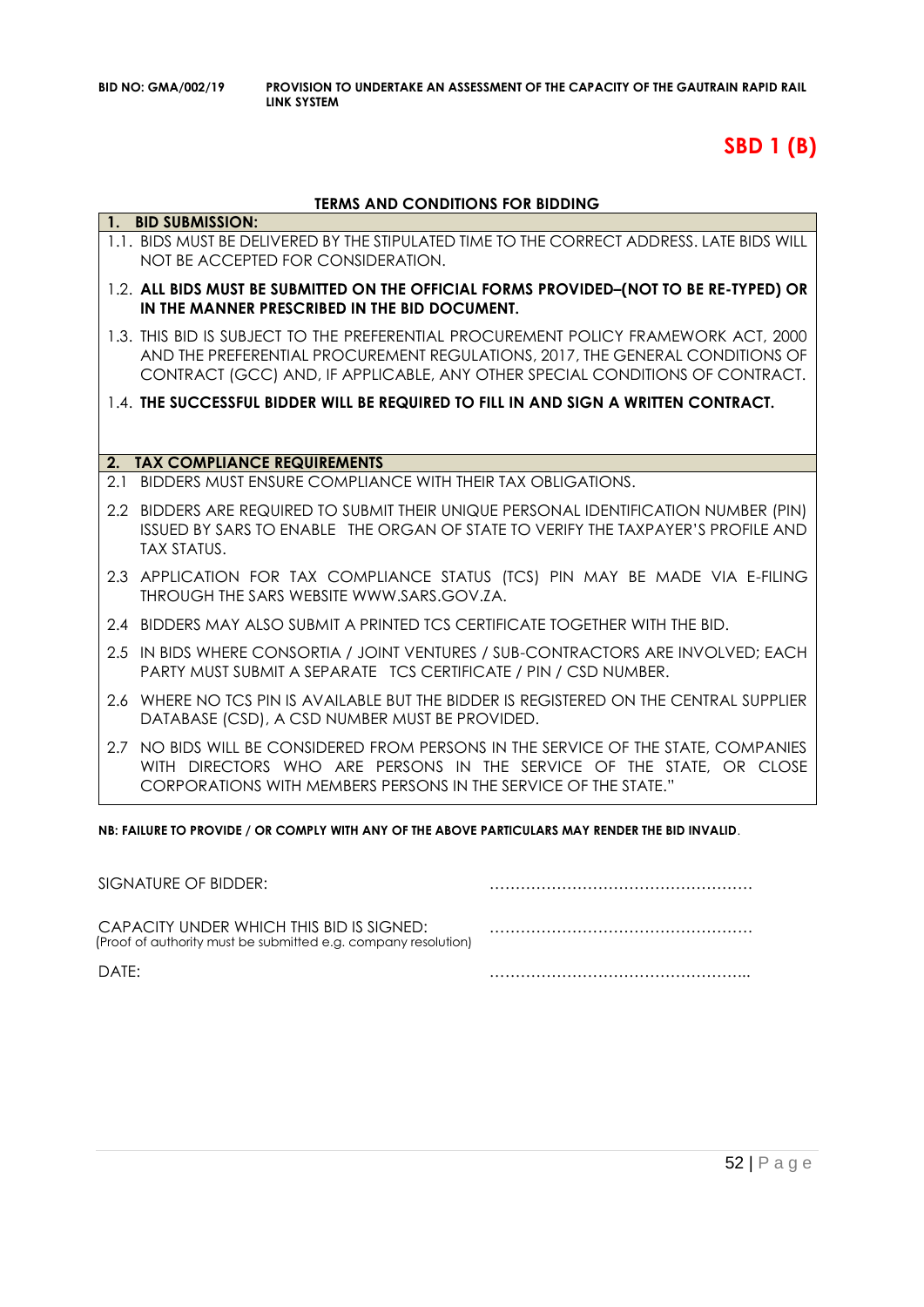**SBD 1 (B)**

## TERMS AND CONDITIONS FOR BIDDING

**1. BID SUBMISSION:**

1.1. BIDS MUST BE DELIVERED BY THE STIPULATED TIME TO THE CORRECT ADDRESS. LATE BIDS WILL NOT BE ACCEPTED FOR CONSIDERATION.

1.2. **ALL BIDS MUST BE SUBMITTED ON THE OFFICIAL FORMS PROVIDED–(NOT TO BE RE-TYPED) OR IN THE MANNER PRESCRIBED IN THE BID DOCUMENT.**

1.3. THIS BID IS SUBJECT TO THE PREFERENTIAL PROCUREMENT POLICY FRAMEWORK ACT, 2000 AND THE PREFERENTIAL PROCUREMENT REGULATIONS, 2017, THE GENERAL CONDITIONS OF CONTRACT (GCC) AND, IF APPLICABLE, ANY OTHER SPECIAL CONDITIONS OF CONTRACT.

1.4. **THE SUCCESSFUL BIDDER WILL BE REQUIRED TO FILL IN AND SIGN A WRITTEN CONTRACT.**

**2. TAX COMPLIANCE REQUIREMENTS**

2.1 BIDDERS MUST ENSURE COMPLIANCE WITH THEIR TAX OBLIGATIONS.

2.2 BIDDERS ARE REQUIRED TO SUBMIT THEIR UNIQUE PERSONAL IDENTIFICATION NUMBER (PIN) ISSUED BY SARS TO ENABLE THE ORGAN OF STATE TO VERIFY THE TAXPAYER'S PROFILE AND TAX STATUS.

2.3 APPLICATION FOR TAX COMPLIANCE STATUS (TCS) PIN MAY BE MADE VIA E-FILING THROUGH THE SARS WEBSITE WWW.SARS.GOV.ZA.

2.4 BIDDERS MAY ALSO SUBMIT A PRINTED TCS CERTIFICATE TOGETHER WITH THE BID.

2.5 IN BIDS WHERE CONSORTIA / JOINT VENTURES / SUB-CONTRACTORS ARE INVOLVED; EACH PARTY MUST SUBMIT A SEPARATE TCS CERTIFICATE / PIN / CSD NUMBER.

2.6 WHERE NO TCS PIN IS AVAILABLE BUT THE BIDDER IS REGISTERED ON THE CENTRAL SUPPLIER DATABASE (CSD), A CSD NUMBER MUST BE PROVIDED.

2.7 NO BIDS WILL BE CONSIDERED FROM PERSONS IN THE SERVICE OF THE STATE, COMPANIES WITH DIRECTORS WHO ARE PERSONS IN THE SERVICE OF THE STATE, OR CLOSE CORPORATIONS WITH MEMBERS PERSONS IN THE SERVICE OF THE STATE."

**NB: FAILURE TO PROVIDE / OR COMPLY WITH ANY OF THE ABOVE PARTICULARS MAY RENDER THE BID INVALID**.

SIGNATURE OF BIDDER: ……………………………………………

CAPACITY UNDER WHICH THIS BID IS SIGNED: ……………………………………………
(Proof of authority must be submitted e.g. company resolution)

DATE: …………………………………………...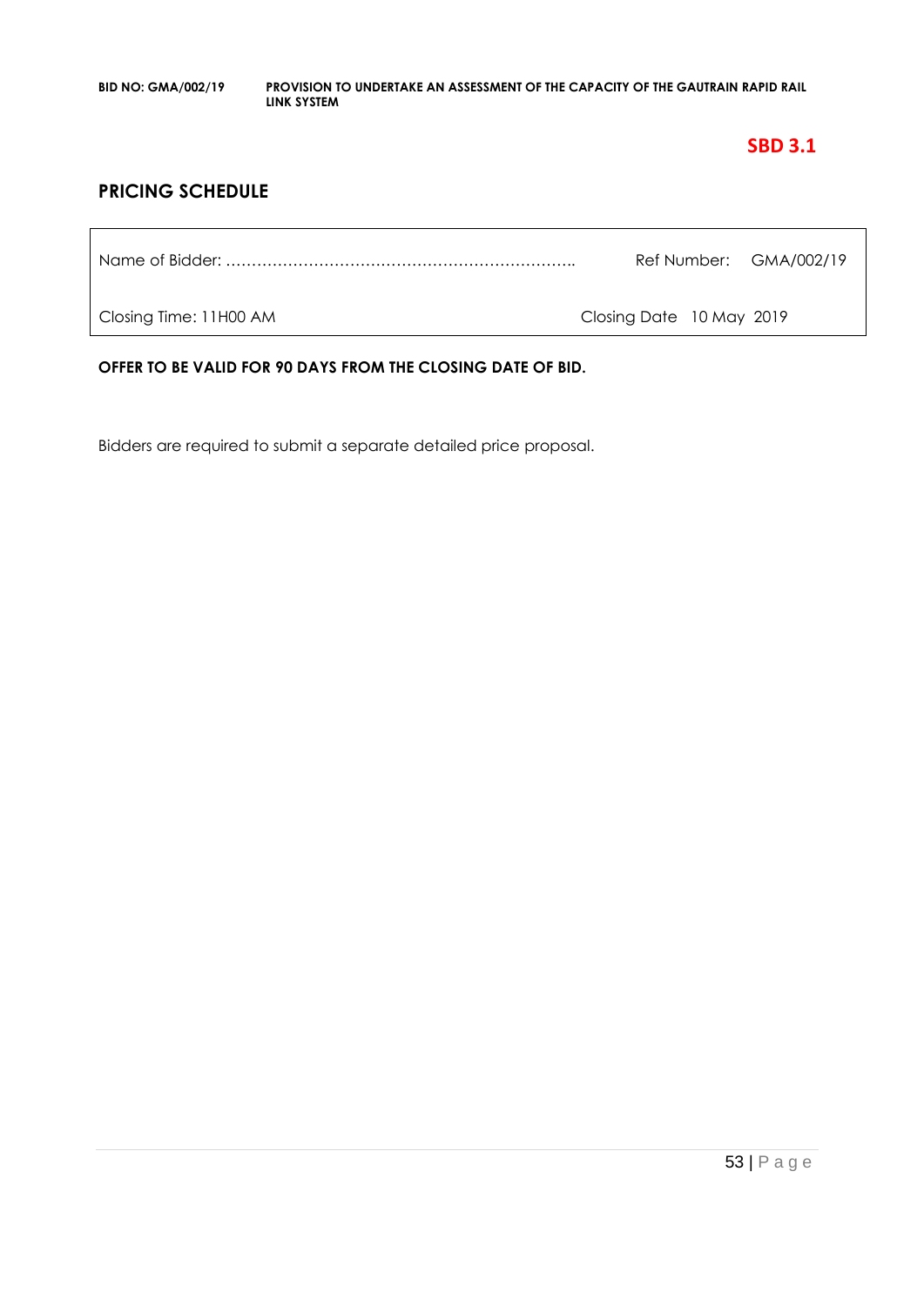**SBD 3.1**

## PRICING SCHEDULE

| Name of Bidder: ………………………………………………………….. | Ref Number: GMA/002/19 |
|---|---|
| Closing Time: 11H00 AM | Closing Date 10 May 2019 |

**OFFER TO BE VALID FOR 90 DAYS FROM THE CLOSING DATE OF BID.**

Bidders are required to submit a separate detailed price proposal.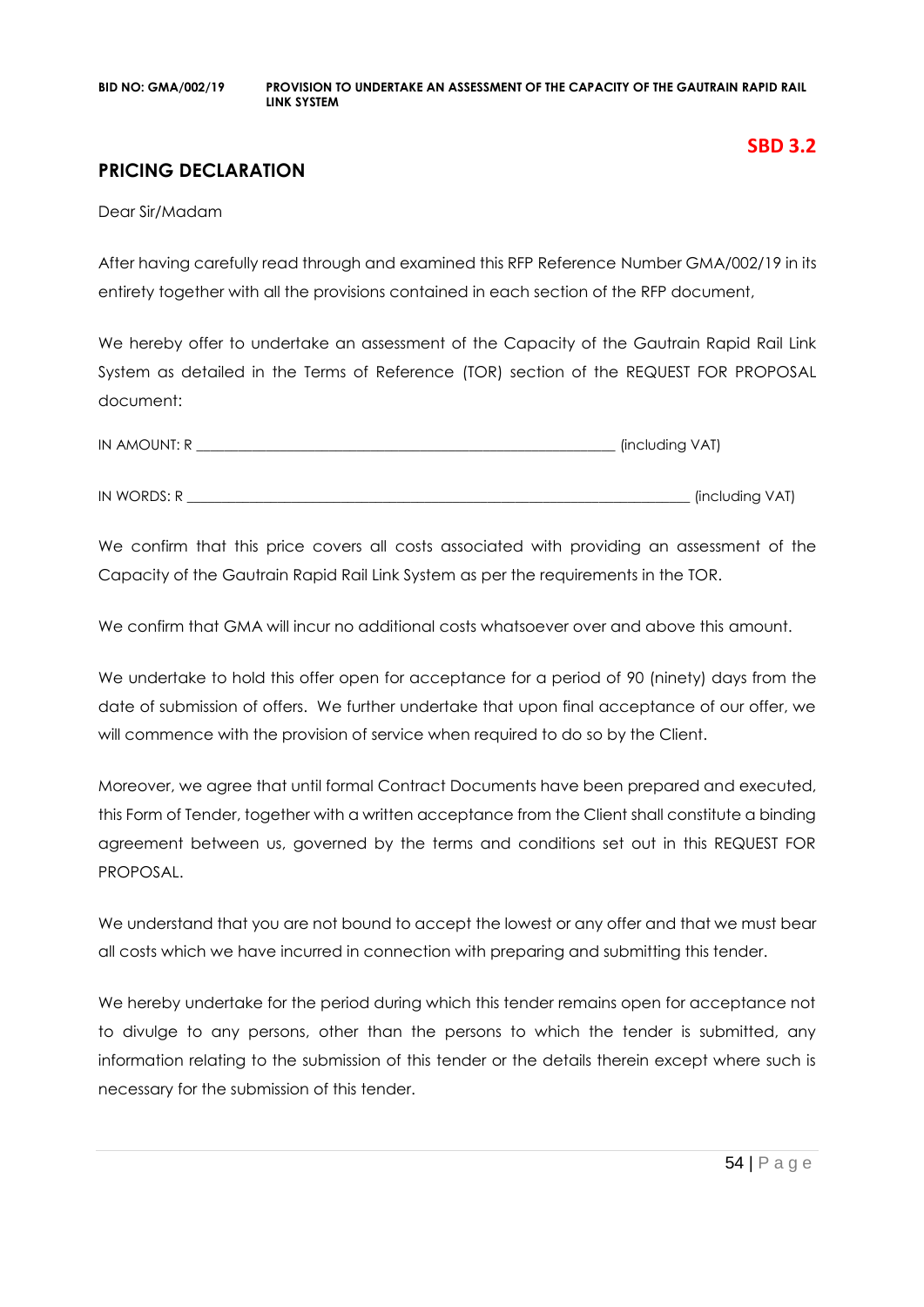**SBD 3.2**

## PRICING DECLARATION

Dear Sir/Madam

After having carefully read through and examined this RFP Reference Number GMA/002/19 in its entirety together with all the provisions contained in each section of the RFP document,

We hereby offer to undertake an assessment of the Capacity of the Gautrain Rapid Rail Link System as detailed in the Terms of Reference (TOR) section of the REQUEST FOR PROPOSAL document:

IN AMOUNT: R ____________________________________________________________ (including VAT)

IN WORDS: R ____________________________________________________________________ (including VAT)

We confirm that this price covers all costs associated with providing an assessment of the Capacity of the Gautrain Rapid Rail Link System as per the requirements in the TOR.

We confirm that GMA will incur no additional costs whatsoever over and above this amount.

We undertake to hold this offer open for acceptance for a period of 90 (ninety) days from the date of submission of offers. We further undertake that upon final acceptance of our offer, we will commence with the provision of service when required to do so by the Client.

Moreover, we agree that until formal Contract Documents have been prepared and executed, this Form of Tender, together with a written acceptance from the Client shall constitute a binding agreement between us, governed by the terms and conditions set out in this REQUEST FOR PROPOSAL.

We understand that you are not bound to accept the lowest or any offer and that we must bear all costs which we have incurred in connection with preparing and submitting this tender.

We hereby undertake for the period during which this tender remains open for acceptance not to divulge to any persons, other than the persons to which the tender is submitted, any information relating to the submission of this tender or the details therein except where such is necessary for the submission of this tender.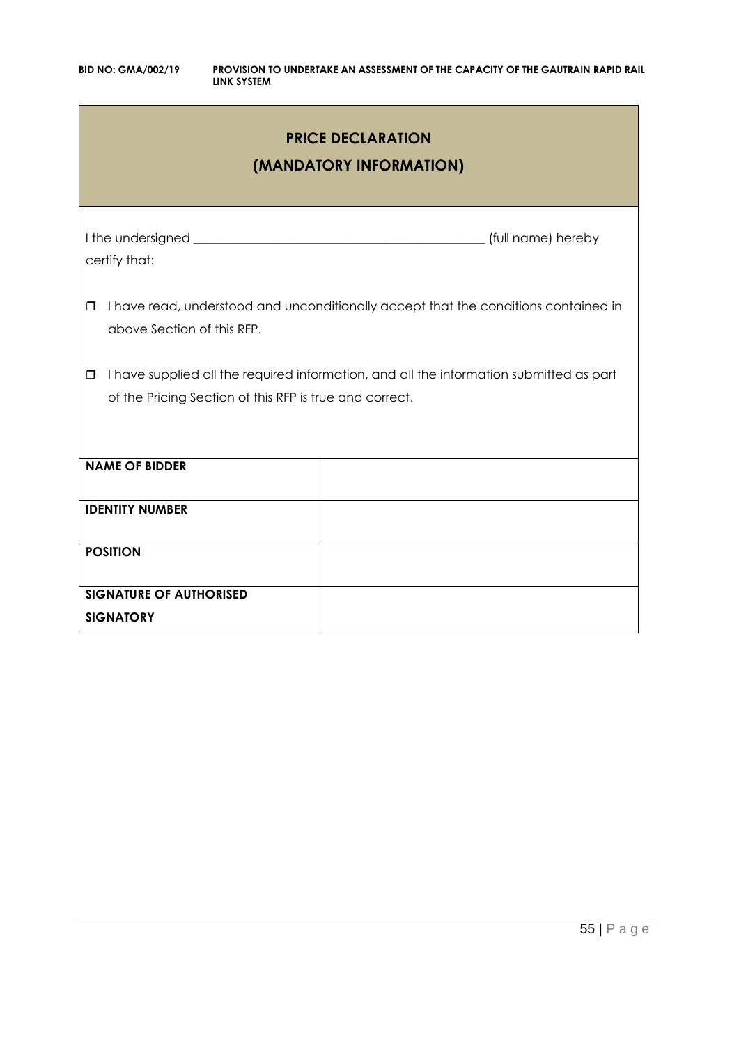## PRICE DECLARATION
## (MANDATORY INFORMATION)

I the undersigned _____________________________________________ (full name) hereby certify that:

- ☐ I have read, understood and unconditionally accept that the conditions contained in above Section of this RFP.
- ☐ I have supplied all the required information, and all the information submitted as part of the Pricing Section of this RFP is true and correct.

| | |
|---|---|
| **NAME OF BIDDER** | |
| **IDENTITY NUMBER** | |
| **POSITION** | |
| **SIGNATURE OF AUTHORISED SIGNATORY** | |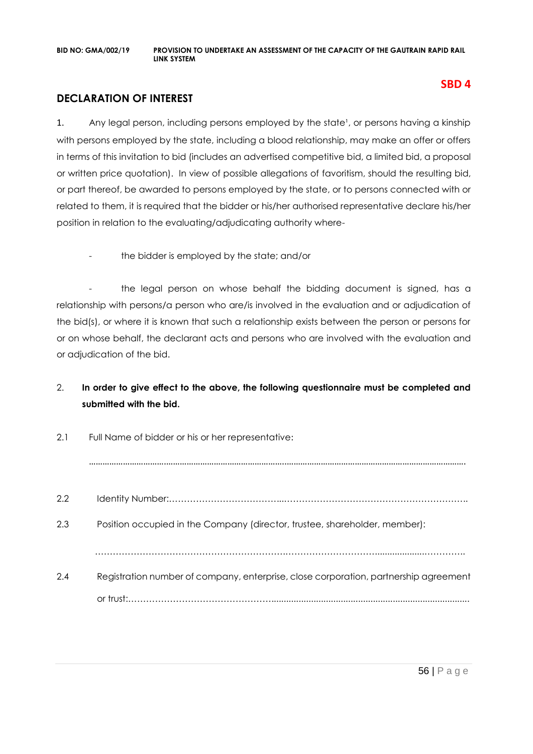**SBD 4**

## DECLARATION OF INTEREST

1. Any legal person, including persons employed by the state[1], or persons having a kinship with persons employed by the state, including a blood relationship, may make an offer or offers in terms of this invitation to bid (includes an advertised competitive bid, a limited bid, a proposal or written price quotation). In view of possible allegations of favoritism, should the resulting bid, or part thereof, be awarded to persons employed by the state, or to persons connected with or related to them, it is required that the bidder or his/her authorised representative declare his/her position in relation to the evaluating/adjudicating authority where-

- the bidder is employed by the state; and/or

- the legal person on whose behalf the bidding document is signed, has a relationship with persons/a person who are/is involved in the evaluation and or adjudication of the bid(s), or where it is known that such a relationship exists between the person or persons for or on whose behalf, the declarant acts and persons who are involved with the evaluation and or adjudication of the bid.

2. **In order to give effect to the above, the following questionnaire must be completed and submitted with the bid.**

2.1 Full Name of bidder or his or her representative:

.............................................................................................................................................................

2.2 Identity Number:…………………………………..………………………………………………………..

2.3 Position occupied in the Company (director, trustee, shareholder, member):

……………………………………………………….…………………………..................…………..

2.4 Registration number of company, enterprise, close corporation, partnership agreement or trust:…………………………………………….................................................................................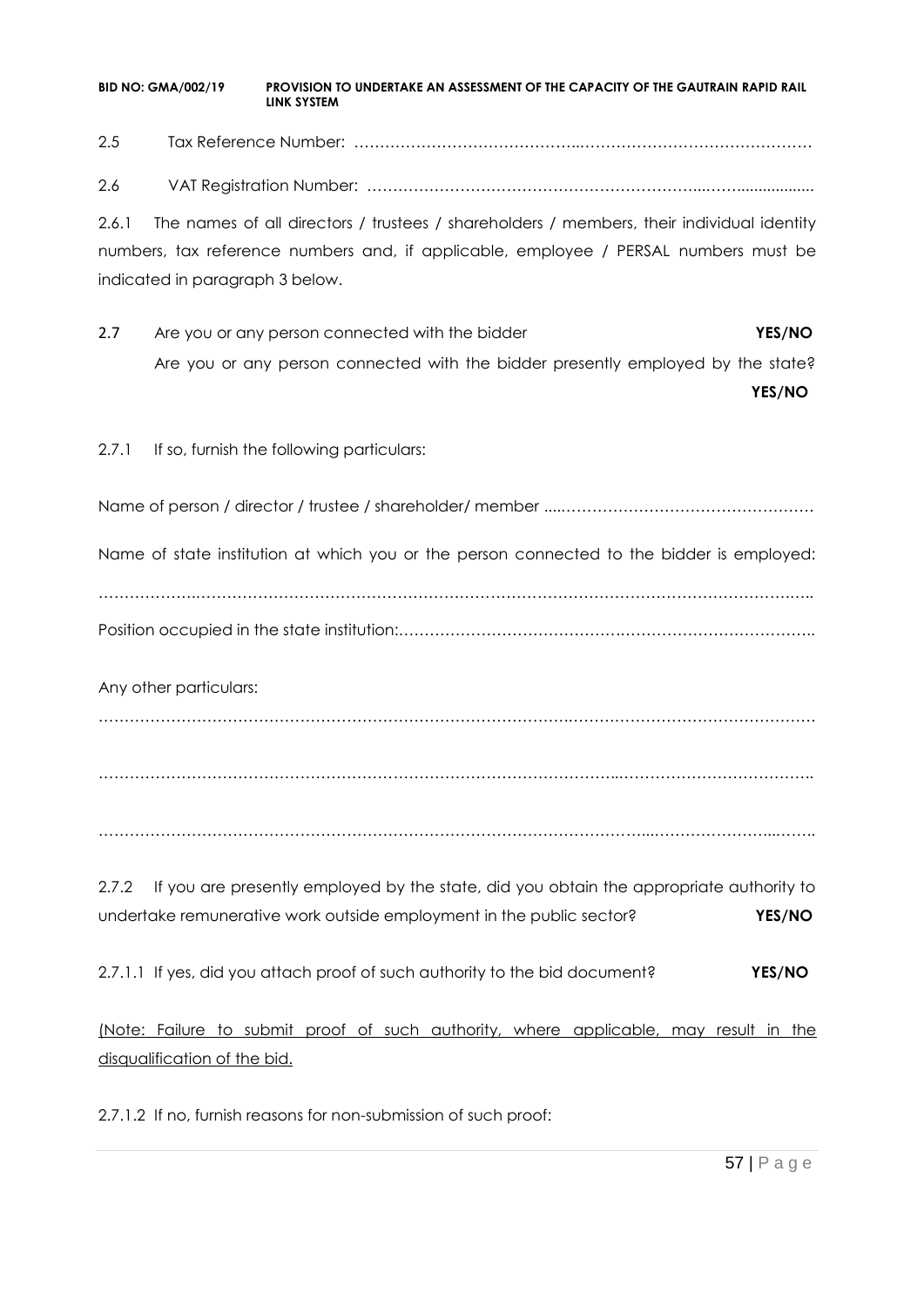2.5 Tax Reference Number: ……………………………………..………………………………………

2.6 VAT Registration Number: ………………………………………………………..……................

2.6.1 The names of all directors / trustees / shareholders / members, their individual identity numbers, tax reference numbers and, if applicable, employee / PERSAL numbers must be indicated in paragraph 3 below.

2.7 Are you or any person connected with the bidder **YES/NO**
Are you or any person connected with the bidder presently employed by the state? **YES/NO**

2.7.1 If so, furnish the following particulars:

Name of person / director / trustee / shareholder/ member .....…………………………………………

Name of state institution at which you or the person connected to the bidder is employed:

……………..………………………………………………………………………………………………..

Position occupied in the state institution:…………………………………….……………………………..

Any other particulars:

……………………………………………………………………………….…………………………………

………………………………………………………………………………..……………………………….

……………………………………………………………………………….....…………………..……..

2.7.2 If you are presently employed by the state, did you obtain the appropriate authority to undertake remunerative work outside employment in the public sector? **YES/NO**

2.7.1.1 If yes, did you attach proof of such authority to the bid document? **YES/NO**

<u>(Note: Failure to submit proof of such authority, where applicable, may result in the disqualification of the bid.</u>

2.7.1.2 If no, furnish reasons for non-submission of such proof: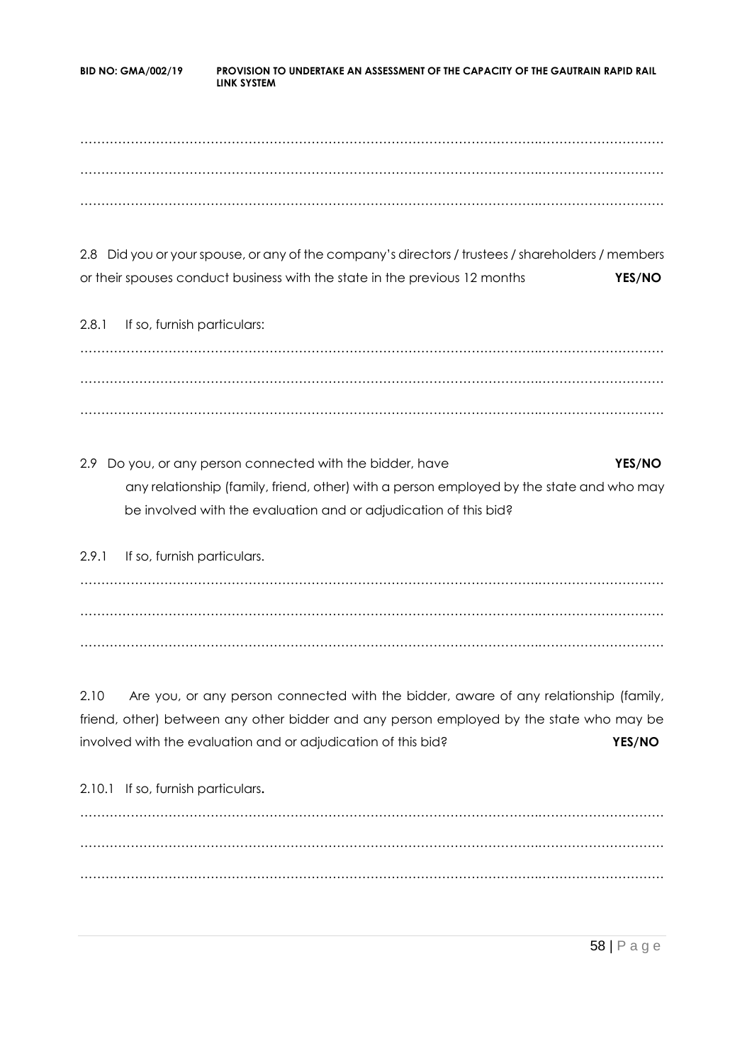…………………………………………………………………………………………………………………………

…………………………………………………………………………………………………………………………

…………………………………………………………………………………………………………………………

2.8 Did you or your spouse, or any of the company's directors / trustees / shareholders / members or their spouses conduct business with the state in the previous 12 months **YES/NO**

2.8.1 If so, furnish particulars:

…………………………………………………………………………………………………………………………

…………………………………………………………………………………………………………………………

…………………………………………………………………………………………………………………………

2.9 Do you, or any person connected with the bidder, have **YES/NO** any relationship (family, friend, other) with a person employed by the state and who may be involved with the evaluation and or adjudication of this bid?

2.9.1 If so, furnish particulars.

…………………………………………………………………………………………………………………………

…………………………………………………………………………………………………………………………

…………………………………………………………………………………………………………………………

2.10 Are you, or any person connected with the bidder, aware of any relationship (family, friend, other) between any other bidder and any person employed by the state who may be involved with the evaluation and or adjudication of this bid? **YES/NO**

2.10.1 If so, furnish particulars**.**

…………………………………………………………………………………………………………………………

…………………………………………………………………………………………………………………………

…………………………………………………………………………………………………………………………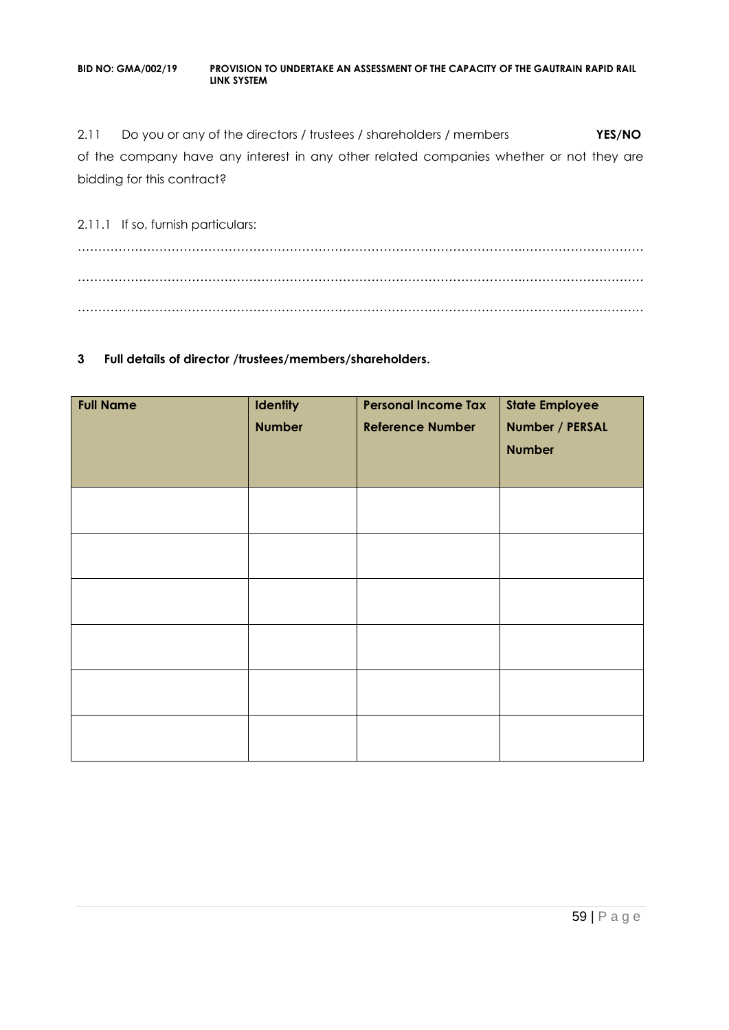2.11 Do you or any of the directors / trustees / shareholders / members **YES/NO** of the company have any interest in any other related companies whether or not they are bidding for this contract?

2.11.1 If so, furnish particulars:

……………………………………………………………………………………………………………………………

……………………………………………………………………………………………………………………………

……………………………………………………………………………………………………………………………

**3 Full details of director /trustees/members/shareholders.**

| **Full Name** | **Identity Number** | **Personal Income Tax Reference Number** | **State Employee Number / PERSAL Number** |
|---|---|---|---|
| | | | |
| | | | |
| | | | |
| | | | |
| | | | |
| | | | |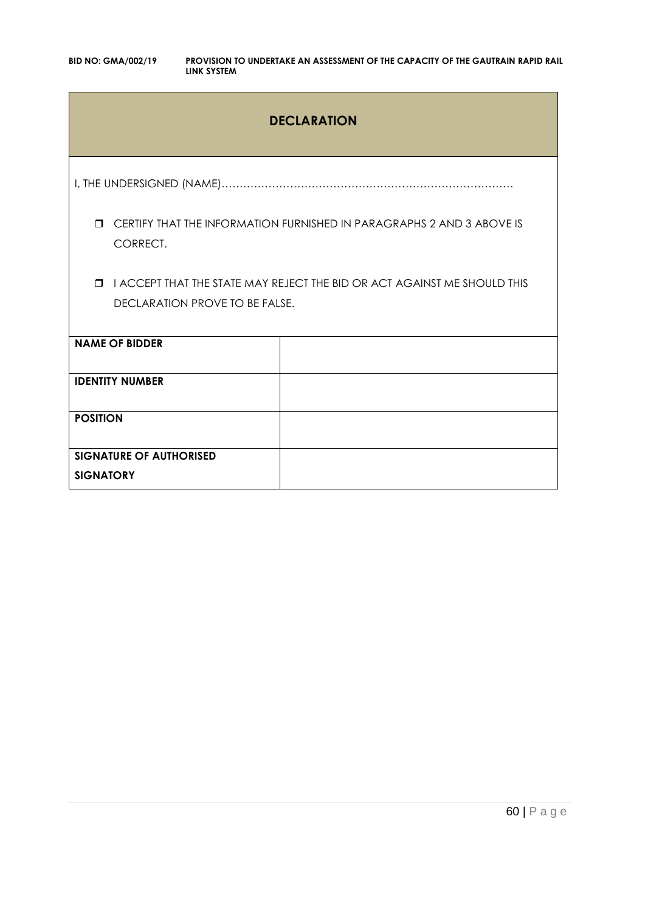## DECLARATION

I, THE UNDERSIGNED (NAME)………………………………………………………………………

- ❒ CERTIFY THAT THE INFORMATION FURNISHED IN PARAGRAPHS 2 AND 3 ABOVE IS CORRECT.
- ❒ I ACCEPT THAT THE STATE MAY REJECT THE BID OR ACT AGAINST ME SHOULD THIS DECLARATION PROVE TO BE FALSE.

| | |
|---|---|
| **NAME OF BIDDER** | |
| **IDENTITY NUMBER** | |
| **POSITION** | |
| **SIGNATURE OF AUTHORISED SIGNATORY** | |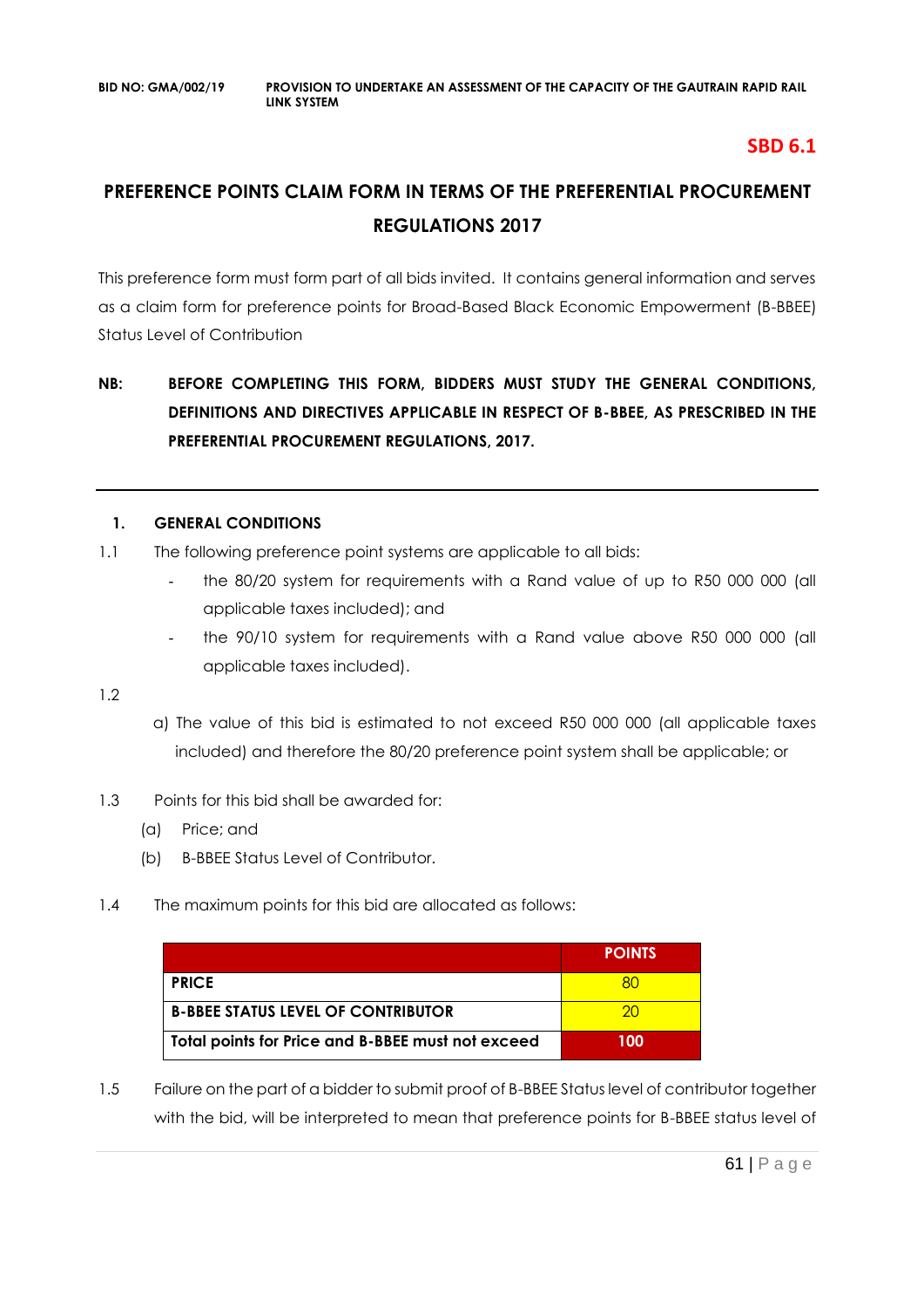**SBD 6.1**

# PREFERENCE POINTS CLAIM FORM IN TERMS OF THE PREFERENTIAL PROCUREMENT REGULATIONS 2017

This preference form must form part of all bids invited. It contains general information and serves as a claim form for preference points for Broad-Based Black Economic Empowerment (B-BBEE) Status Level of Contribution

**NB: BEFORE COMPLETING THIS FORM, BIDDERS MUST STUDY THE GENERAL CONDITIONS, DEFINITIONS AND DIRECTIVES APPLICABLE IN RESPECT OF B-BBEE, AS PRESCRIBED IN THE PREFERENTIAL PROCUREMENT REGULATIONS, 2017.**

---

## 1. GENERAL CONDITIONS

1.1 The following preference point systems are applicable to all bids:

- the 80/20 system for requirements with a Rand value of up to R50 000 000 (all applicable taxes included); and
- the 90/10 system for requirements with a Rand value above R50 000 000 (all applicable taxes included).

1.2

a) The value of this bid is estimated to not exceed R50 000 000 (all applicable taxes included) and therefore the 80/20 preference point system shall be applicable; or

1.3 Points for this bid shall be awarded for:

(a) Price; and

(b) B-BBEE Status Level of Contributor.

1.4 The maximum points for this bid are allocated as follows:

| | POINTS |
|---|---|
| **PRICE** | 80 |
| **B-BBEE STATUS LEVEL OF CONTRIBUTOR** | 20 |
| **Total points for Price and B-BBEE must not exceed** | **100** |

1.5 Failure on the part of a bidder to submit proof of B-BBEE Status level of contributor together with the bid, will be interpreted to mean that preference points for B-BBEE status level of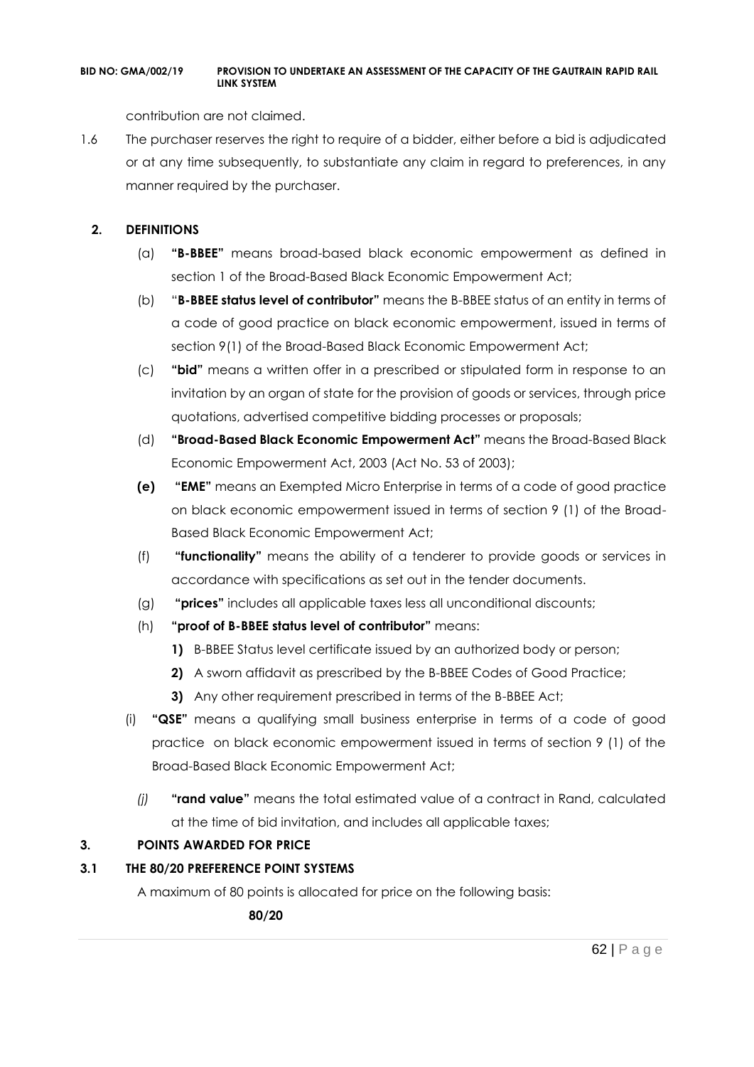contribution are not claimed.

1.6 The purchaser reserves the right to require of a bidder, either before a bid is adjudicated or at any time subsequently, to substantiate any claim in regard to preferences, in any manner required by the purchaser.

## 2. DEFINITIONS

(a) **"B-BBEE"** means broad-based black economic empowerment as defined in section 1 of the Broad-Based Black Economic Empowerment Act;

(b) "**B-BBEE status level of contributor"** means the B-BBEE status of an entity in terms of a code of good practice on black economic empowerment, issued in terms of section 9(1) of the Broad-Based Black Economic Empowerment Act;

(c) **"bid"** means a written offer in a prescribed or stipulated form in response to an invitation by an organ of state for the provision of goods or services, through price quotations, advertised competitive bidding processes or proposals;

(d) **"Broad-Based Black Economic Empowerment Act"** means the Broad-Based Black Economic Empowerment Act, 2003 (Act No. 53 of 2003);

**(e)** **"EME"** means an Exempted Micro Enterprise in terms of a code of good practice on black economic empowerment issued in terms of section 9 (1) of the Broad-Based Black Economic Empowerment Act;

(f) **"functionality"** means the ability of a tenderer to provide goods or services in accordance with specifications as set out in the tender documents.

(g) **"prices"** includes all applicable taxes less all unconditional discounts;

(h) **"proof of B-BBEE status level of contributor"** means:

**1)** B-BBEE Status level certificate issued by an authorized body or person;

**2)** A sworn affidavit as prescribed by the B-BBEE Codes of Good Practice;

**3)** Any other requirement prescribed in terms of the B-BBEE Act;

(i) **"QSE"** means a qualifying small business enterprise in terms of a code of good practice on black economic empowerment issued in terms of section 9 (1) of the Broad-Based Black Economic Empowerment Act;

*(j)* **"rand value"** means the total estimated value of a contract in Rand, calculated at the time of bid invitation, and includes all applicable taxes;

## 3. POINTS AWARDED FOR PRICE

### 3.1 THE 80/20 PREFERENCE POINT SYSTEMS

A maximum of 80 points is allocated for price on the following basis:

**80/20**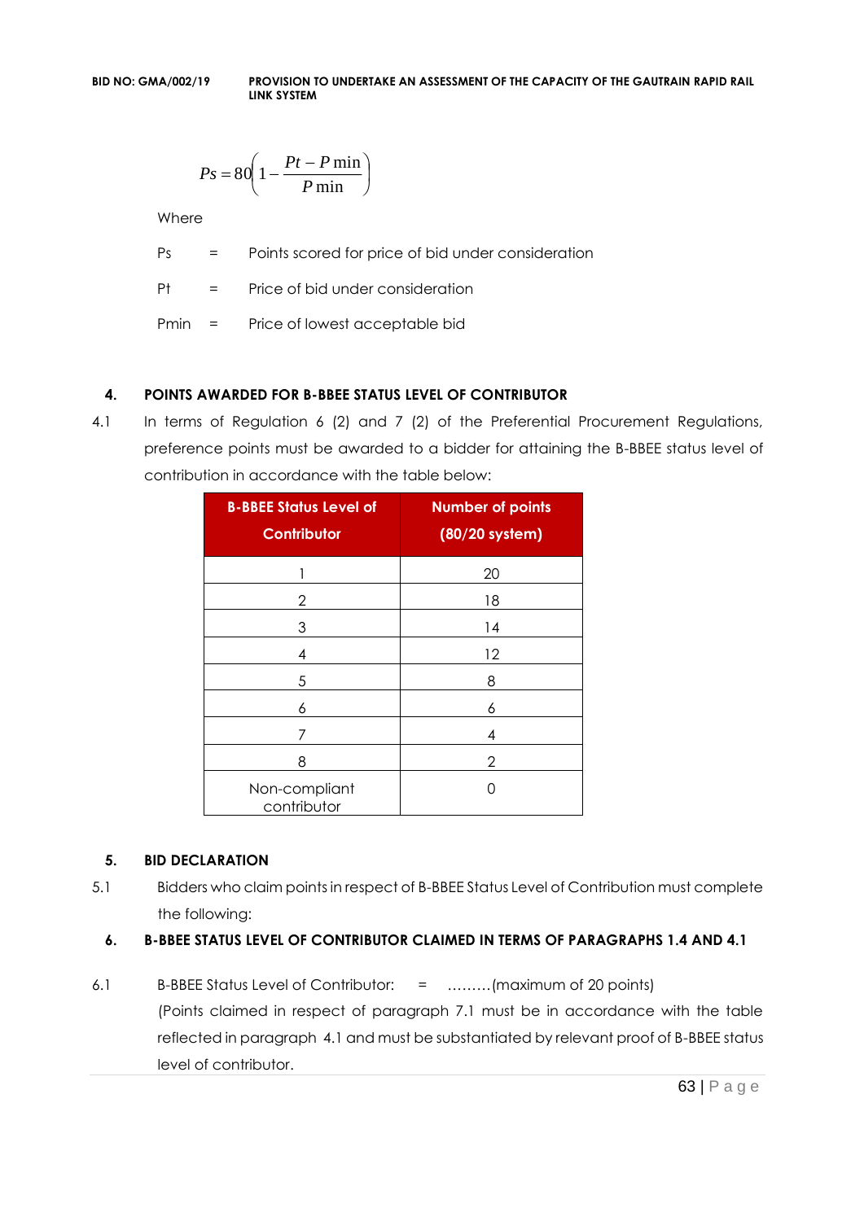$$Ps = 80\left(1 - \frac{Pt - P\min}{P\min}\right)$$

Where

Ps = Points scored for price of bid under consideration

Pt = Price of bid under consideration

Pmin = Price of lowest acceptable bid

## 4. POINTS AWARDED FOR B-BBEE STATUS LEVEL OF CONTRIBUTOR

4.1 In terms of Regulation 6 (2) and 7 (2) of the Preferential Procurement Regulations, preference points must be awarded to a bidder for attaining the B-BBEE status level of contribution in accordance with the table below:

| B-BBEE Status Level of Contributor | Number of points (80/20 system) |
|---|---|
| 1 | 20 |
| 2 | 18 |
| 3 | 14 |
| 4 | 12 |
| 5 | 8 |
| 6 | 6 |
| 7 | 4 |
| 8 | 2 |
| Non-compliant contributor | 0 |

## 5. BID DECLARATION

5.1 Bidders who claim points in respect of B-BBEE Status Level of Contribution must complete the following:

## 6. B-BBEE STATUS LEVEL OF CONTRIBUTOR CLAIMED IN TERMS OF PARAGRAPHS 1.4 AND 4.1

6.1 B-BBEE Status Level of Contributor: = ………(maximum of 20 points)

(Points claimed in respect of paragraph 7.1 must be in accordance with the table reflected in paragraph 4.1 and must be substantiated by relevant proof of B-BBEE status level of contributor.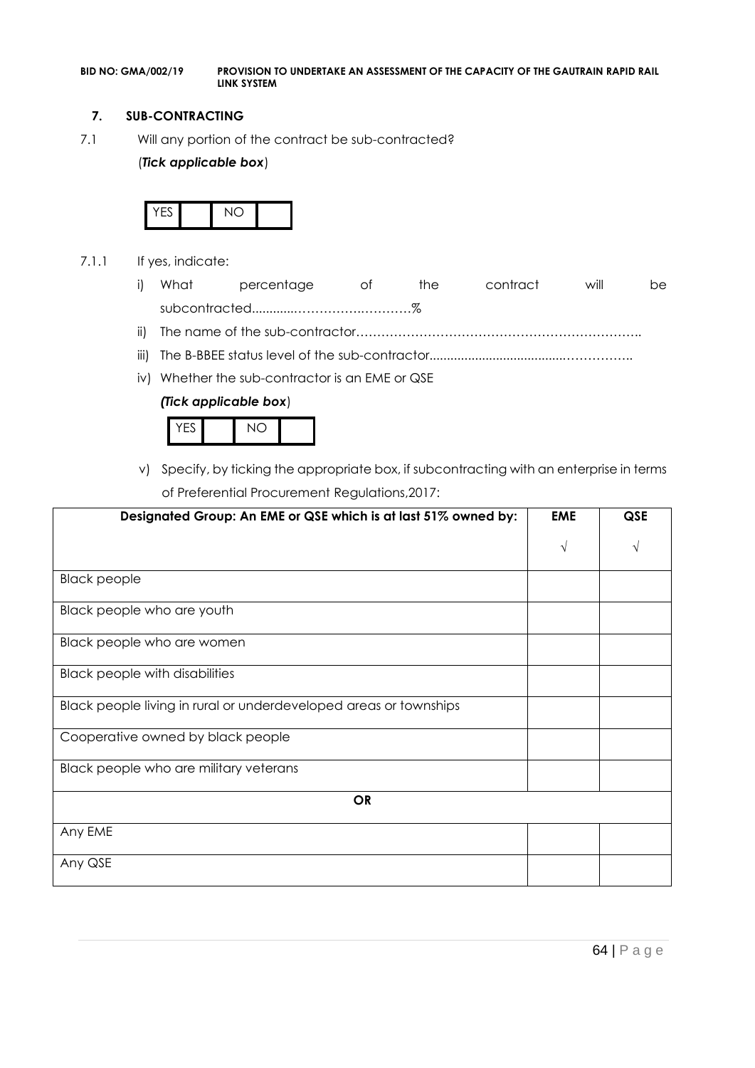## 7. SUB-CONTRACTING

7.1 Will any portion of the contract be sub-contracted?

(*Tick applicable box*)

| YES | | NO | |
|---|---|---|---|

7.1.1 If yes, indicate:

i) What percentage of the contract will be subcontracted............……………….………%

ii) The name of the sub-contractor…………………………………………………………..

iii) The B-BBEE status level of the sub-contractor......................................……………..

iv) Whether the sub-contractor is an EME or QSE

*(Tick applicable box*)

| YES | | NO | |
|---|---|---|---|

v) Specify, by ticking the appropriate box, if subcontracting with an enterprise in terms of Preferential Procurement Regulations,2017:

| Designated Group: An EME or QSE which is at last 51% owned by: | EME | QSE |
|---|---|---|
| | √ | √ |
| Black people | | |
| Black people who are youth | | |
| Black people who are women | | |
| Black people with disabilities | | |
| Black people living in rural or underdeveloped areas or townships | | |
| Cooperative owned by black people | | |
| Black people who are military veterans | | |
| **OR** | | |
| Any EME | | |
| Any QSE | | |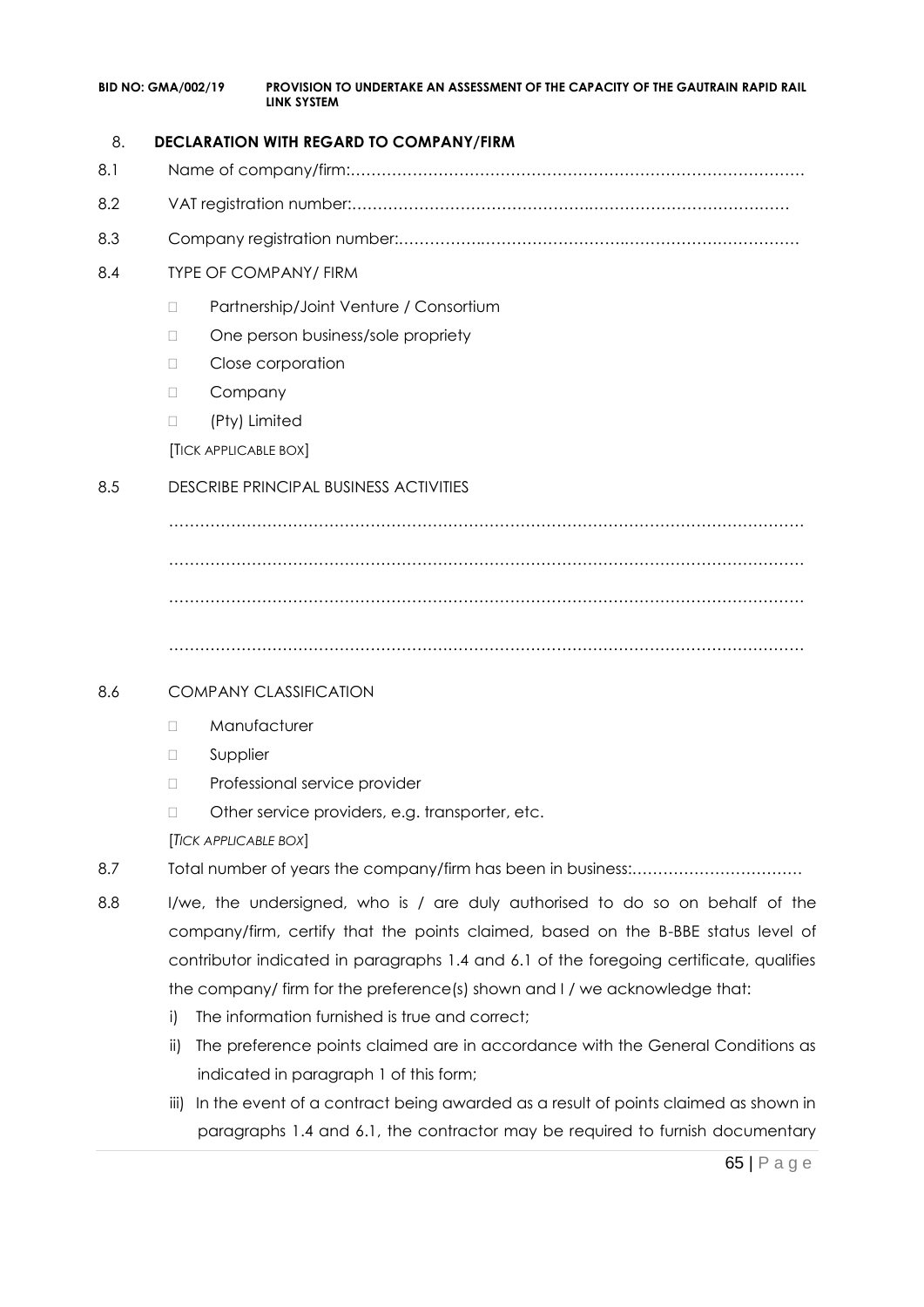8. **DECLARATION WITH REGARD TO COMPANY/FIRM**

8.1 Name of company/firm:…………………………………………………………………………….

8.2 VAT registration number:………………………………………..…………………………………

8.3 Company registration number:…………….……………………….…………………………….

8.4 TYPE OF COMPANY/ FIRM

- Partnership/Joint Venture / Consortium
- One person business/sole propriety
- Close corporation
- Company
- (Pty) Limited

[TICK APPLICABLE BOX]

8.5 DESCRIBE PRINCIPAL BUSINESS ACTIVITIES

…………………………………………………………………………………………………………

…………………………………………………………………………………………………………

…………………………………………………………………………………………………………

…………………………………………………………………………………………………………

8.6 COMPANY CLASSIFICATION

- Manufacturer
- Supplier
- Professional service provider
- Other service providers, e.g. transporter, etc.

[*TICK APPLICABLE BOX*]

8.7 Total number of years the company/firm has been in business:……………………………

8.8 I/we, the undersigned, who is / are duly authorised to do so on behalf of the company/firm, certify that the points claimed, based on the B-BBE status level of contributor indicated in paragraphs 1.4 and 6.1 of the foregoing certificate, qualifies the company/ firm for the preference(s) shown and I / we acknowledge that:

i) The information furnished is true and correct;

ii) The preference points claimed are in accordance with the General Conditions as indicated in paragraph 1 of this form;

iii) In the event of a contract being awarded as a result of points claimed as shown in paragraphs 1.4 and 6.1, the contractor may be required to furnish documentary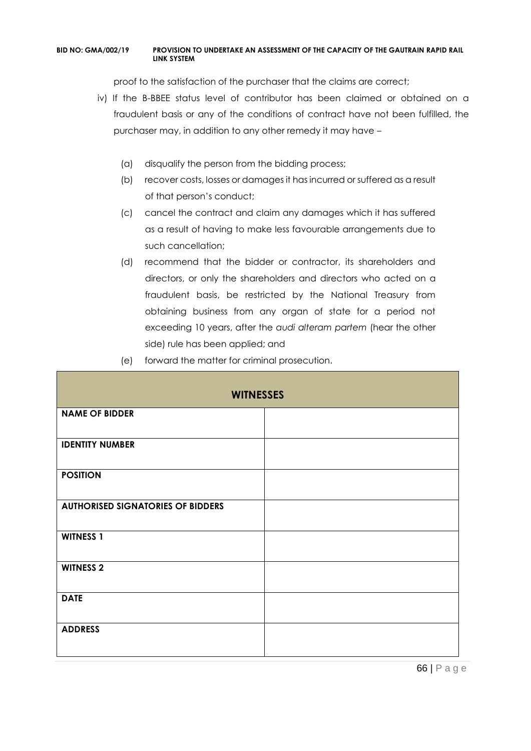proof to the satisfaction of the purchaser that the claims are correct;

iv) If the B-BBEE status level of contributor has been claimed or obtained on a fraudulent basis or any of the conditions of contract have not been fulfilled, the purchaser may, in addition to any other remedy it may have –

   (a) disqualify the person from the bidding process;

   (b) recover costs, losses or damages it has incurred or suffered as a result of that person's conduct;

   (c) cancel the contract and claim any damages which it has suffered as a result of having to make less favourable arrangements due to such cancellation;

   (d) recommend that the bidder or contractor, its shareholders and directors, or only the shareholders and directors who acted on a fraudulent basis, be restricted by the National Treasury from obtaining business from any organ of state for a period not exceeding 10 years, after the *audi alteram partem* (hear the other side) rule has been applied; and

   (e) forward the matter for criminal prosecution.

| **WITNESSES** | |
|---|---|
| **NAME OF BIDDER** | |
| **IDENTITY NUMBER** | |
| **POSITION** | |
| **AUTHORISED SIGNATORIES OF BIDDERS** | |
| **WITNESS 1** | |
| **WITNESS 2** | |
| **DATE** | |
| **ADDRESS** | |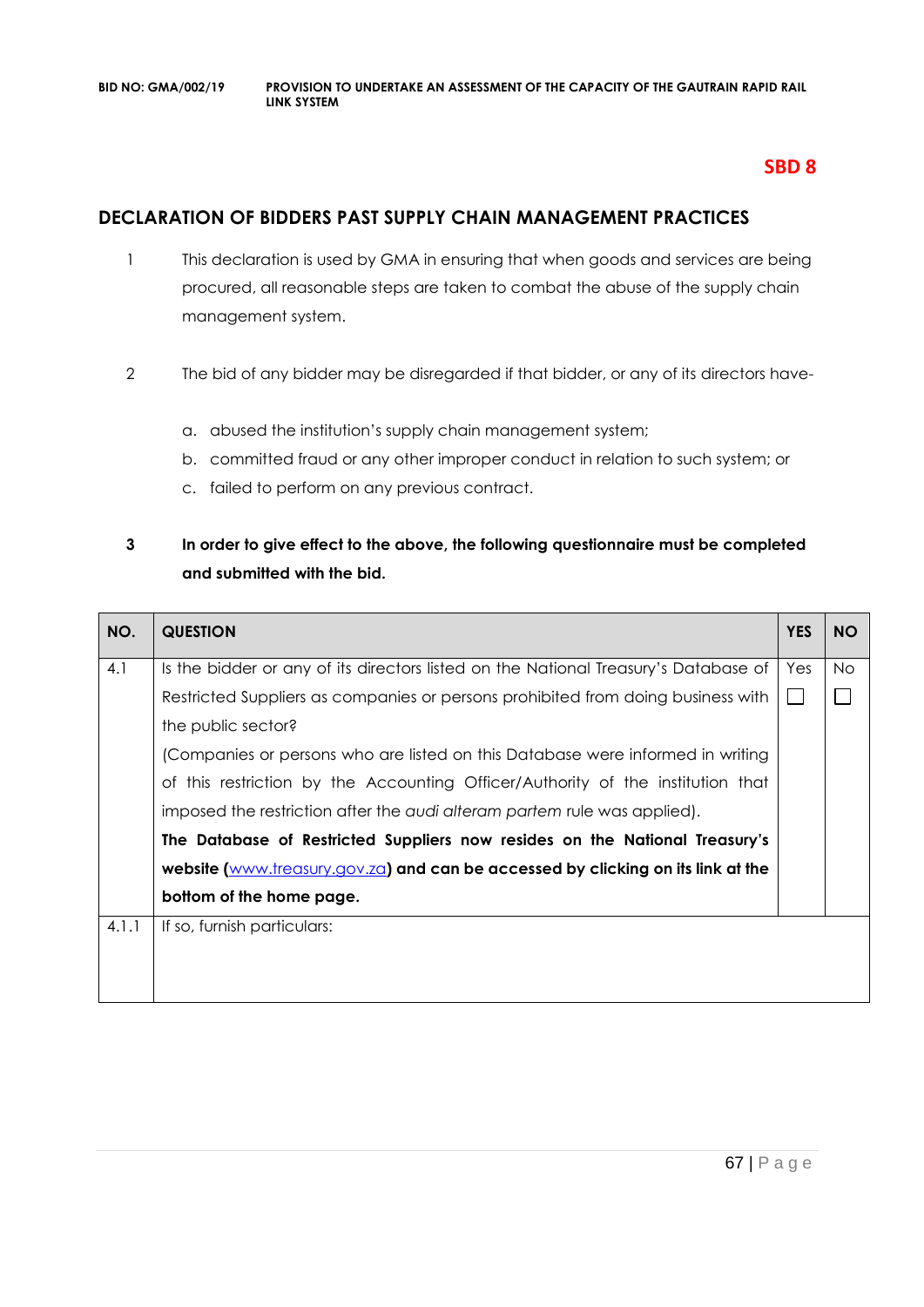**SBD 8**

## DECLARATION OF BIDDERS PAST SUPPLY CHAIN MANAGEMENT PRACTICES

1. This declaration is used by GMA in ensuring that when goods and services are being procured, all reasonable steps are taken to combat the abuse of the supply chain management system.

2. The bid of any bidder may be disregarded if that bidder, or any of its directors have-

   a. abused the institution's supply chain management system;
   b. committed fraud or any other improper conduct in relation to such system; or
   c. failed to perform on any previous contract.

3. **In order to give effect to the above, the following questionnaire must be completed and submitted with the bid.**

| NO. | QUESTION | YES | NO |
|---|---|---|---|
| 4.1 | Is the bidder or any of its directors listed on the National Treasury's Database of Restricted Suppliers as companies or persons prohibited from doing business with the public sector? (Companies or persons who are listed on this Database were informed in writing of this restriction by the Accounting Officer/Authority of the institution that imposed the restriction after the *audi alteram partem* rule was applied). **The Database of Restricted Suppliers now resides on the National Treasury's website (www.treasury.gov.za) and can be accessed by clicking on its link at the bottom of the home page.** | Yes ☐ | No ☐ |
| 4.1.1 | If so, furnish particulars: | | |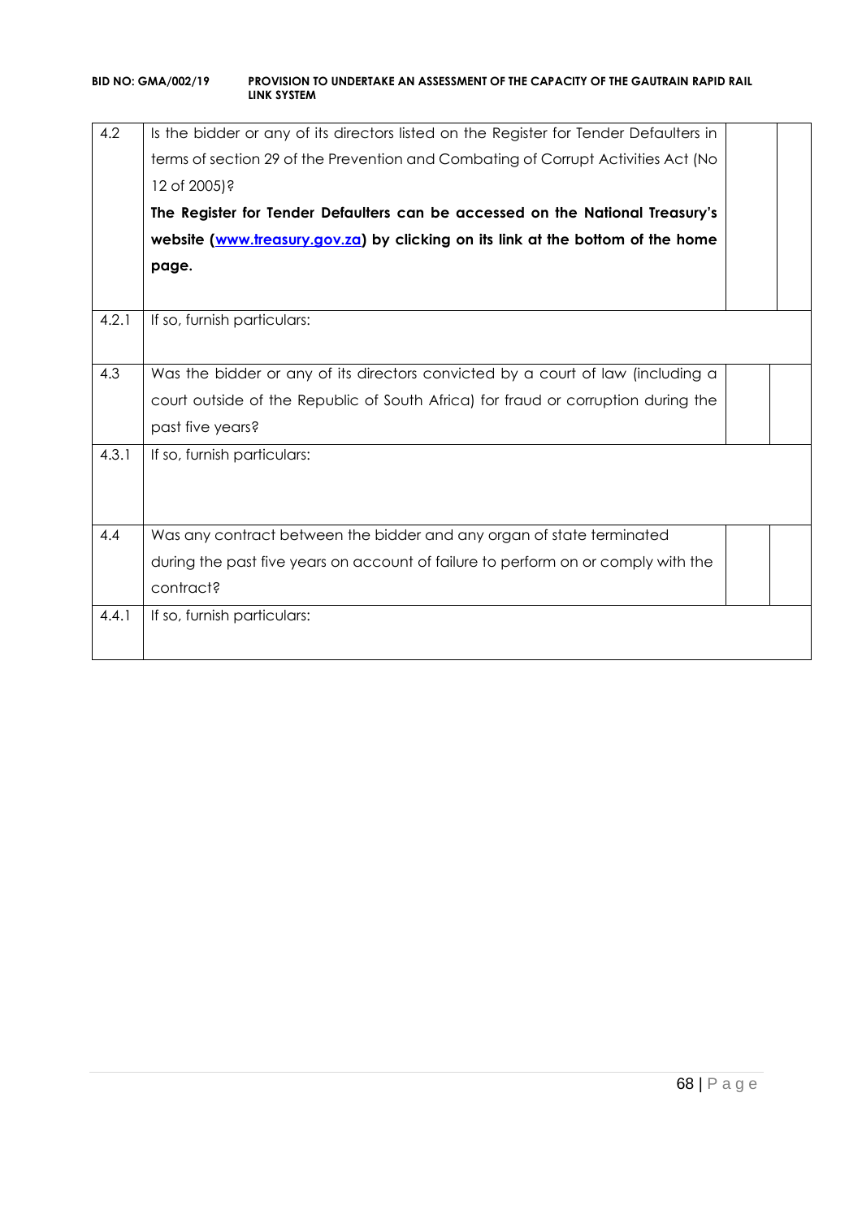| | | | |
|---|---|---|---|
| 4.2 | Is the bidder or any of its directors listed on the Register for Tender Defaulters in terms of section 29 of the Prevention and Combating of Corrupt Activities Act (No 12 of 2005)?<br>**The Register for Tender Defaulters can be accessed on the National Treasury's website ([www.treasury.gov.za](http://www.treasury.gov.za)) by clicking on its link at the bottom of the home page.** | | |
| 4.2.1 | If so, furnish particulars: | | |
| 4.3 | Was the bidder or any of its directors convicted by a court of law (including a court outside of the Republic of South Africa) for fraud or corruption during the past five years? | | |
| 4.3.1 | If so, furnish particulars: | | |
| 4.4 | Was any contract between the bidder and any organ of state terminated during the past five years on account of failure to perform on or comply with the contract? | | |
| 4.4.1 | If so, furnish particulars: | | |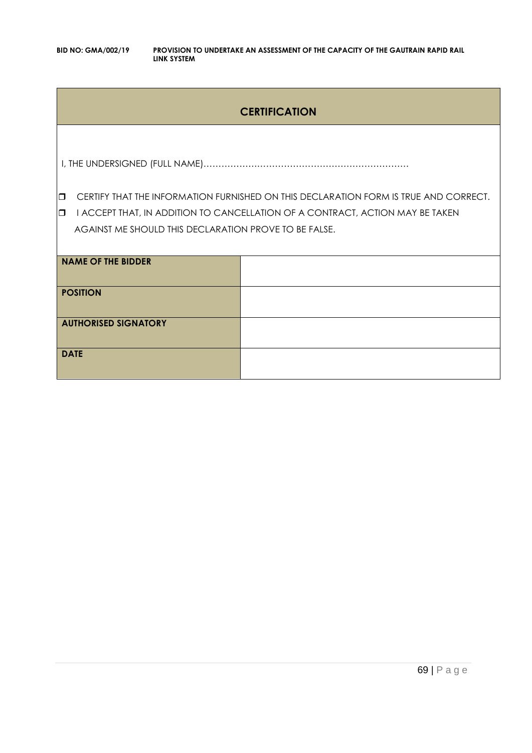## CERTIFICATION

I, THE UNDERSIGNED (FULL NAME)……………………………………………………………

- ❒ CERTIFY THAT THE INFORMATION FURNISHED ON THIS DECLARATION FORM IS TRUE AND CORRECT.
- ❒ I ACCEPT THAT, IN ADDITION TO CANCELLATION OF A CONTRACT, ACTION MAY BE TAKEN AGAINST ME SHOULD THIS DECLARATION PROVE TO BE FALSE.

| | |
|---|---|
| **NAME OF THE BIDDER** | |
| **POSITION** | |
| **AUTHORISED SIGNATORY** | |
| **DATE** | |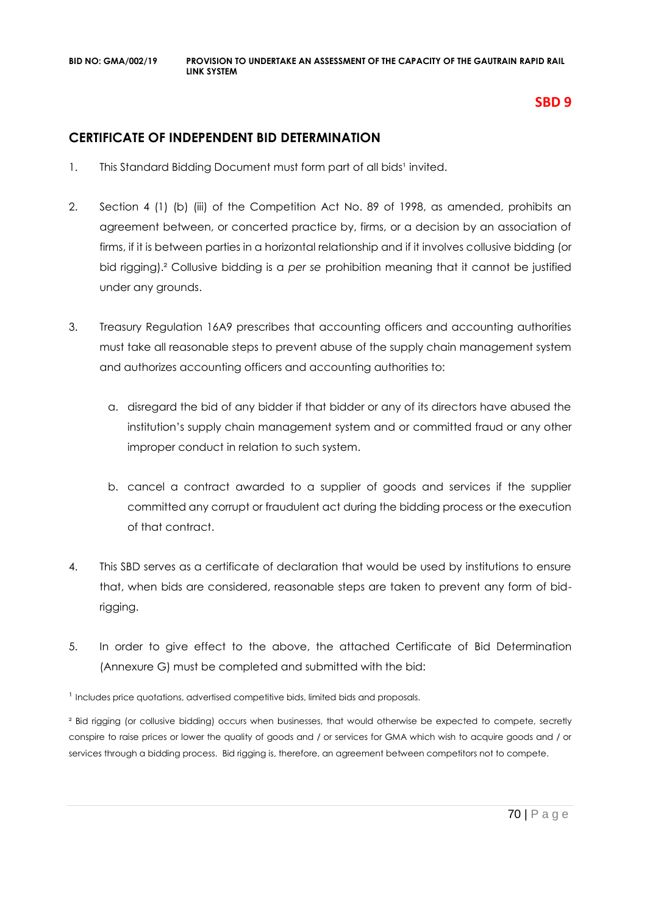**SBD 9**

## CERTIFICATE OF INDEPENDENT BID DETERMINATION

1. This Standard Bidding Document must form part of all bids[1] invited.

2. Section 4 (1) (b) (iii) of the Competition Act No. 89 of 1998, as amended, prohibits an agreement between, or concerted practice by, firms, or a decision by an association of firms, if it is between parties in a horizontal relationship and if it involves collusive bidding (or bid rigging).[2] Collusive bidding is a *per se* prohibition meaning that it cannot be justified under any grounds.

3. Treasury Regulation 16A9 prescribes that accounting officers and accounting authorities must take all reasonable steps to prevent abuse of the supply chain management system and authorizes accounting officers and accounting authorities to:

   a. disregard the bid of any bidder if that bidder or any of its directors have abused the institution's supply chain management system and or committed fraud or any other improper conduct in relation to such system.

   b. cancel a contract awarded to a supplier of goods and services if the supplier committed any corrupt or fraudulent act during the bidding process or the execution of that contract.

4. This SBD serves as a certificate of declaration that would be used by institutions to ensure that, when bids are considered, reasonable steps are taken to prevent any form of bid-rigging.

5. In order to give effect to the above, the attached Certificate of Bid Determination (Annexure G) must be completed and submitted with the bid:

[1] Includes price quotations, advertised competitive bids, limited bids and proposals.

[2] Bid rigging (or collusive bidding) occurs when businesses, that would otherwise be expected to compete, secretly conspire to raise prices or lower the quality of goods and / or services for GMA which wish to acquire goods and / or services through a bidding process. Bid rigging is, therefore, an agreement between competitors not to compete.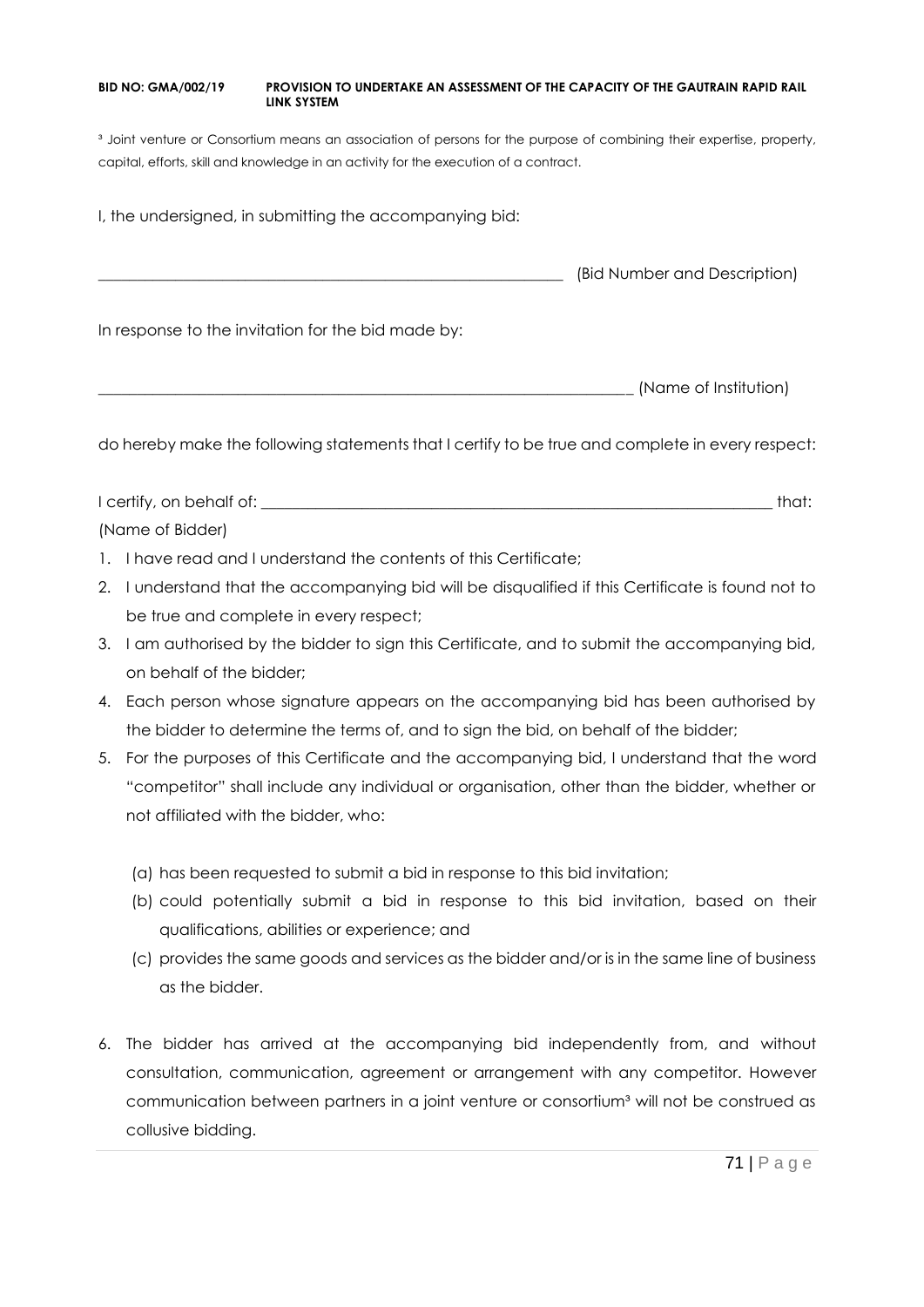³ Joint venture or Consortium means an association of persons for the purpose of combining their expertise, property, capital, efforts, skill and knowledge in an activity for the execution of a contract.

I, the undersigned, in submitting the accompanying bid:

_____________________________________________________________ (Bid Number and Description)

In response to the invitation for the bid made by:

______________________________________________________________________ (Name of Institution)

do hereby make the following statements that I certify to be true and complete in every respect:

I certify, on behalf of: ________________________________________________________________ that:
(Name of Bidder)

1. I have read and I understand the contents of this Certificate;
2. I understand that the accompanying bid will be disqualified if this Certificate is found not to be true and complete in every respect;
3. I am authorised by the bidder to sign this Certificate, and to submit the accompanying bid, on behalf of the bidder;
4. Each person whose signature appears on the accompanying bid has been authorised by the bidder to determine the terms of, and to sign the bid, on behalf of the bidder;
5. For the purposes of this Certificate and the accompanying bid, I understand that the word "competitor" shall include any individual or organisation, other than the bidder, whether or not affiliated with the bidder, who:

   (a) has been requested to submit a bid in response to this bid invitation;
   (b) could potentially submit a bid in response to this bid invitation, based on their qualifications, abilities or experience; and
   (c) provides the same goods and services as the bidder and/or is in the same line of business as the bidder.

6. The bidder has arrived at the accompanying bid independently from, and without consultation, communication, agreement or arrangement with any competitor. However communication between partners in a joint venture or consortium³ will not be construed as collusive bidding.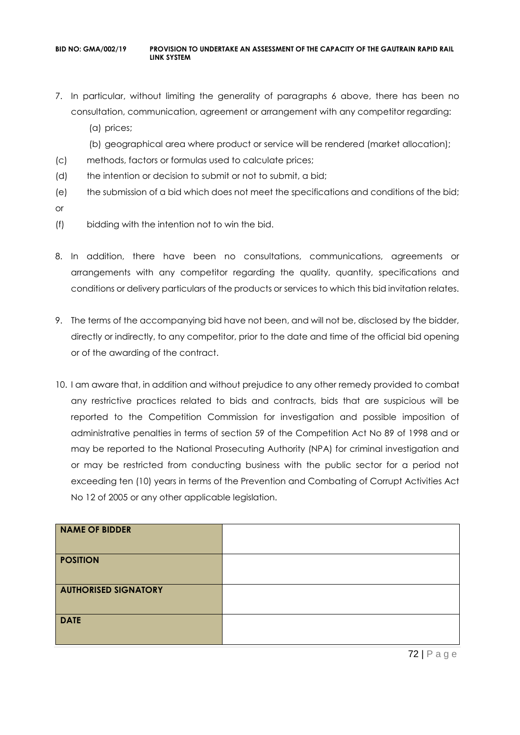7. In particular, without limiting the generality of paragraphs 6 above, there has been no consultation, communication, agreement or arrangement with any competitor regarding:
   (a) prices;
   (b) geographical area where product or service will be rendered (market allocation);

(c) methods, factors or formulas used to calculate prices;

(d) the intention or decision to submit or not to submit, a bid;

(e) the submission of a bid which does not meet the specifications and conditions of the bid;

or

(f) bidding with the intention not to win the bid.

8. In addition, there have been no consultations, communications, agreements or arrangements with any competitor regarding the quality, quantity, specifications and conditions or delivery particulars of the products or services to which this bid invitation relates.

9. The terms of the accompanying bid have not been, and will not be, disclosed by the bidder, directly or indirectly, to any competitor, prior to the date and time of the official bid opening or of the awarding of the contract.

10. I am aware that, in addition and without prejudice to any other remedy provided to combat any restrictive practices related to bids and contracts, bids that are suspicious will be reported to the Competition Commission for investigation and possible imposition of administrative penalties in terms of section 59 of the Competition Act No 89 of 1998 and or may be reported to the National Prosecuting Authority (NPA) for criminal investigation and or may be restricted from conducting business with the public sector for a period not exceeding ten (10) years in terms of the Prevention and Combating of Corrupt Activities Act No 12 of 2005 or any other applicable legislation.

| **NAME OF BIDDER** | |
|---|---|
| **POSITION** | |
| **AUTHORISED SIGNATORY** | |
| **DATE** | |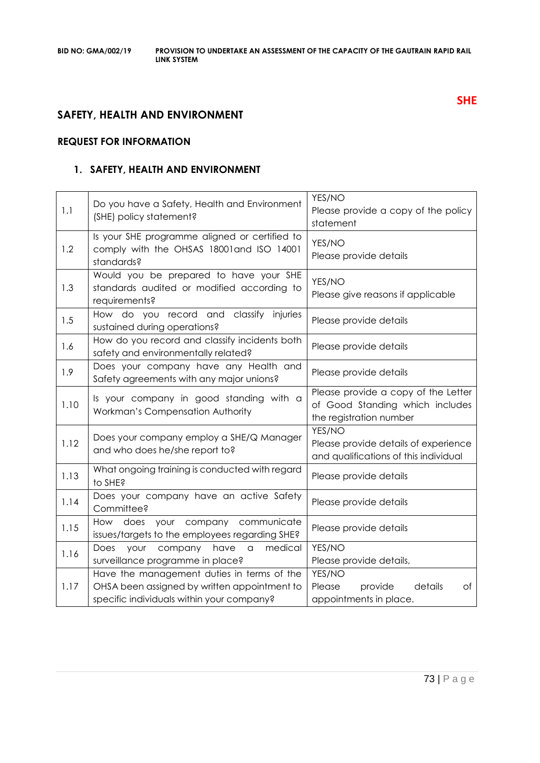**SHE**

## SAFETY, HEALTH AND ENVIRONMENT

### REQUEST FOR INFORMATION

### 1. SAFETY, HEALTH AND ENVIRONMENT

| | | |
|---|---|---|
| 1.1 | Do you have a Safety, Health and Environment (SHE) policy statement? | YES/NO<br>Please provide a copy of the policy statement |
| 1.2 | Is your SHE programme aligned or certified to comply with the OHSAS 18001and ISO 14001 standards? | YES/NO<br>Please provide details |
| 1.3 | Would you be prepared to have your SHE standards audited or modified according to requirements? | YES/NO<br>Please give reasons if applicable |
| 1.5 | How do you record and classify injuries sustained during operations? | Please provide details |
| 1.6 | How do you record and classify incidents both safety and environmentally related? | Please provide details |
| 1.9 | Does your company have any Health and Safety agreements with any major unions? | Please provide details |
| 1.10 | Is your company in good standing with a Workman's Compensation Authority | Please provide a copy of the Letter of Good Standing which includes the registration number |
| 1.12 | Does your company employ a SHE/Q Manager and who does he/she report to? | YES/NO<br>Please provide details of experience and qualifications of this individual |
| 1.13 | What ongoing training is conducted with regard to SHE? | Please provide details |
| 1.14 | Does your company have an active Safety Committee? | Please provide details |
| 1.15 | How does your company communicate issues/targets to the employees regarding SHE? | Please provide details |
| 1.16 | Does your company have a medical surveillance programme in place? | YES/NO<br>Please provide details, |
| 1.17 | Have the management duties in terms of the OHSA been assigned by written appointment to specific individuals within your company? | YES/NO<br>Please provide details of appointments in place. |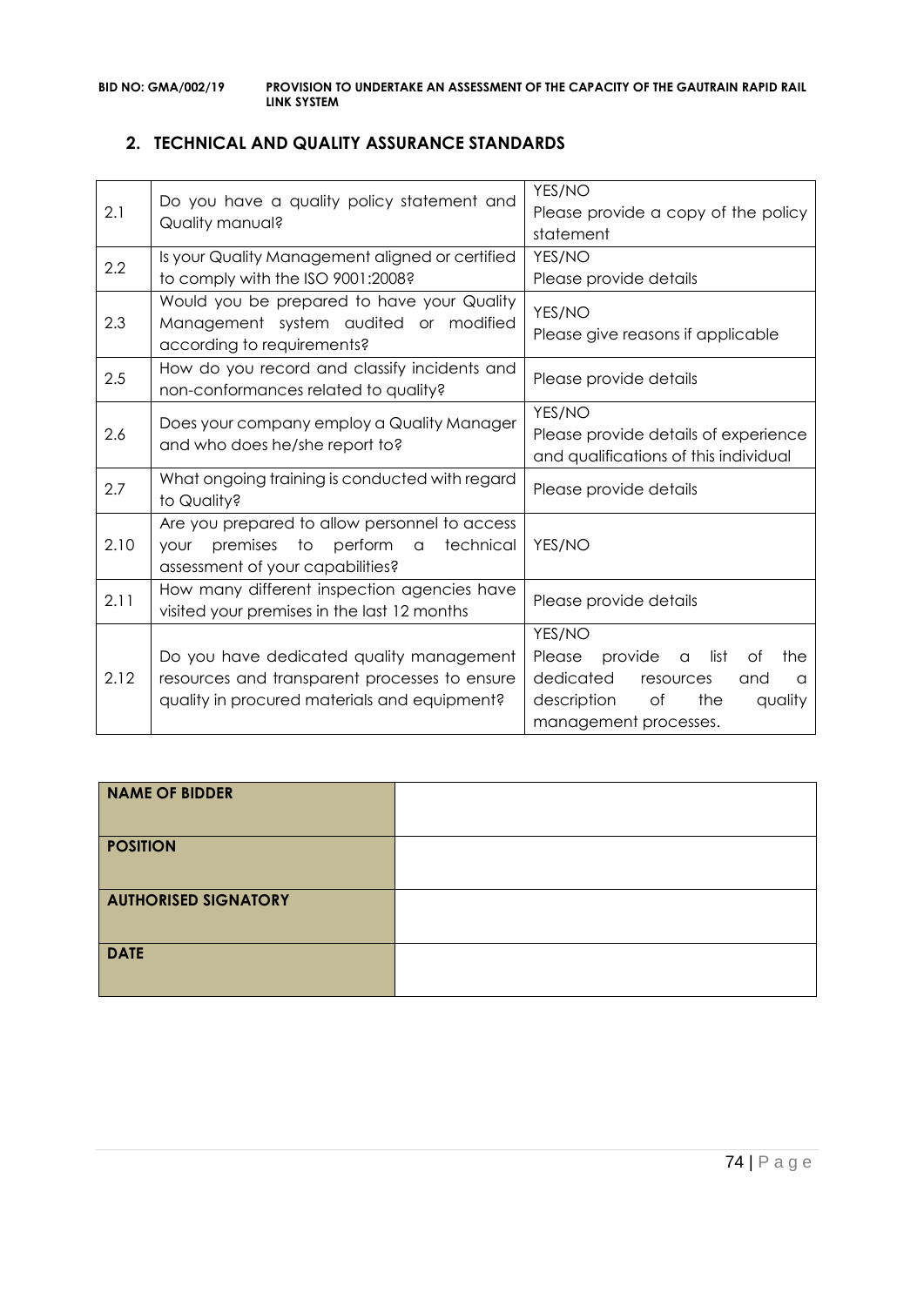## 2. TECHNICAL AND QUALITY ASSURANCE STANDARDS

| | | |
|---|---|---|
| 2.1 | Do you have a quality policy statement and Quality manual? | YES/NO<br>Please provide a copy of the policy statement |
| 2.2 | Is your Quality Management aligned or certified to comply with the ISO 9001:2008? | YES/NO<br>Please provide details |
| 2.3 | Would you be prepared to have your Quality Management system audited or modified according to requirements? | YES/NO<br>Please give reasons if applicable |
| 2.5 | How do you record and classify incidents and non-conformances related to quality? | Please provide details |
| 2.6 | Does your company employ a Quality Manager and who does he/she report to? | YES/NO<br>Please provide details of experience and qualifications of this individual |
| 2.7 | What ongoing training is conducted with regard to Quality? | Please provide details |
| 2.10 | Are you prepared to allow personnel to access your premises to perform a technical assessment of your capabilities? | YES/NO |
| 2.11 | How many different inspection agencies have visited your premises in the last 12 months | Please provide details |
| 2.12 | Do you have dedicated quality management resources and transparent processes to ensure quality in procured materials and equipment? | YES/NO<br>Please provide a list of the dedicated resources and a description of the quality management processes. |

| | |
|---|---|
| **NAME OF BIDDER** | |
| **POSITION** | |
| **AUTHORISED SIGNATORY** | |
| **DATE** | |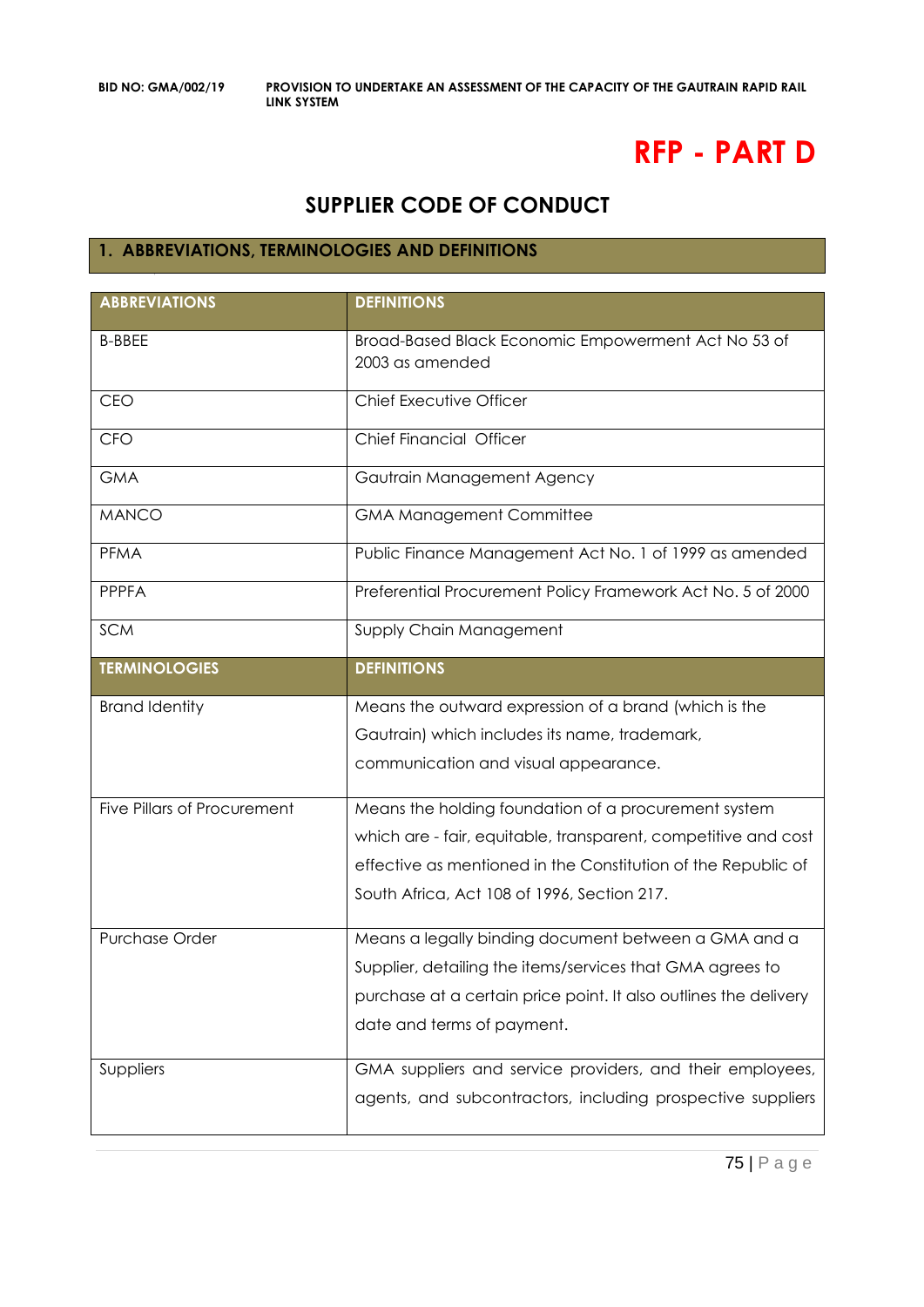# RFP - PART D

## SUPPLIER CODE OF CONDUCT

### 1. ABBREVIATIONS, TERMINOLOGIES AND DEFINITIONS

| ABBREVIATIONS | DEFINITIONS |
|---|---|
| B-BBEE | Broad-Based Black Economic Empowerment Act No 53 of 2003 as amended |
| CEO | Chief Executive Officer |
| CFO | Chief Financial Officer |
| GMA | Gautrain Management Agency |
| MANCO | GMA Management Committee |
| PFMA | Public Finance Management Act No. 1 of 1999 as amended |
| PPPFA | Preferential Procurement Policy Framework Act No. 5 of 2000 |
| SCM | Supply Chain Management |
| **TERMINOLOGIES** | **DEFINITIONS** |
| Brand Identity | Means the outward expression of a brand (which is the Gautrain) which includes its name, trademark, communication and visual appearance. |
| Five Pillars of Procurement | Means the holding foundation of a procurement system which are - fair, equitable, transparent, competitive and cost effective as mentioned in the Constitution of the Republic of South Africa, Act 108 of 1996, Section 217. |
| Purchase Order | Means a legally binding document between a GMA and a Supplier, detailing the items/services that GMA agrees to purchase at a certain price point. It also outlines the delivery date and terms of payment. |
| Suppliers | GMA suppliers and service providers, and their employees, agents, and subcontractors, including prospective suppliers |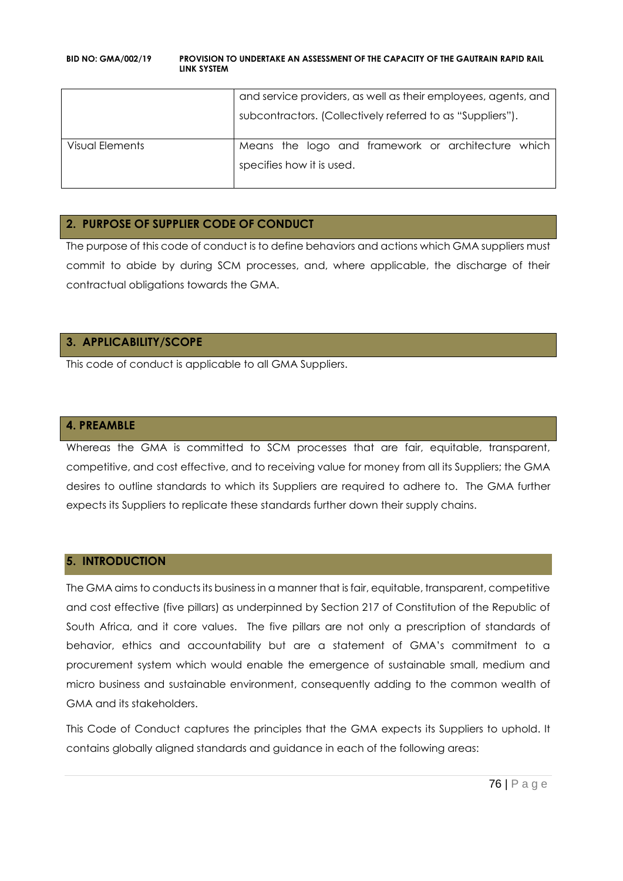| | |
|---|---|
| | and service providers, as well as their employees, agents, and subcontractors. (Collectively referred to as "Suppliers"). |
| Visual Elements | Means the logo and framework or architecture which specifies how it is used. |

## 2. PURPOSE OF SUPPLIER CODE OF CONDUCT

The purpose of this code of conduct is to define behaviors and actions which GMA suppliers must commit to abide by during SCM processes, and, where applicable, the discharge of their contractual obligations towards the GMA.

## 3. APPLICABILITY/SCOPE

This code of conduct is applicable to all GMA Suppliers.

## 4. PREAMBLE

Whereas the GMA is committed to SCM processes that are fair, equitable, transparent, competitive, and cost effective, and to receiving value for money from all its Suppliers; the GMA desires to outline standards to which its Suppliers are required to adhere to. The GMA further expects its Suppliers to replicate these standards further down their supply chains.

## 5. INTRODUCTION

The GMA aims to conducts its business in a manner that is fair, equitable, transparent, competitive and cost effective (five pillars) as underpinned by Section 217 of Constitution of the Republic of South Africa, and it core values. The five pillars are not only a prescription of standards of behavior, ethics and accountability but are a statement of GMA's commitment to a procurement system which would enable the emergence of sustainable small, medium and micro business and sustainable environment, consequently adding to the common wealth of GMA and its stakeholders.

This Code of Conduct captures the principles that the GMA expects its Suppliers to uphold. It contains globally aligned standards and guidance in each of the following areas: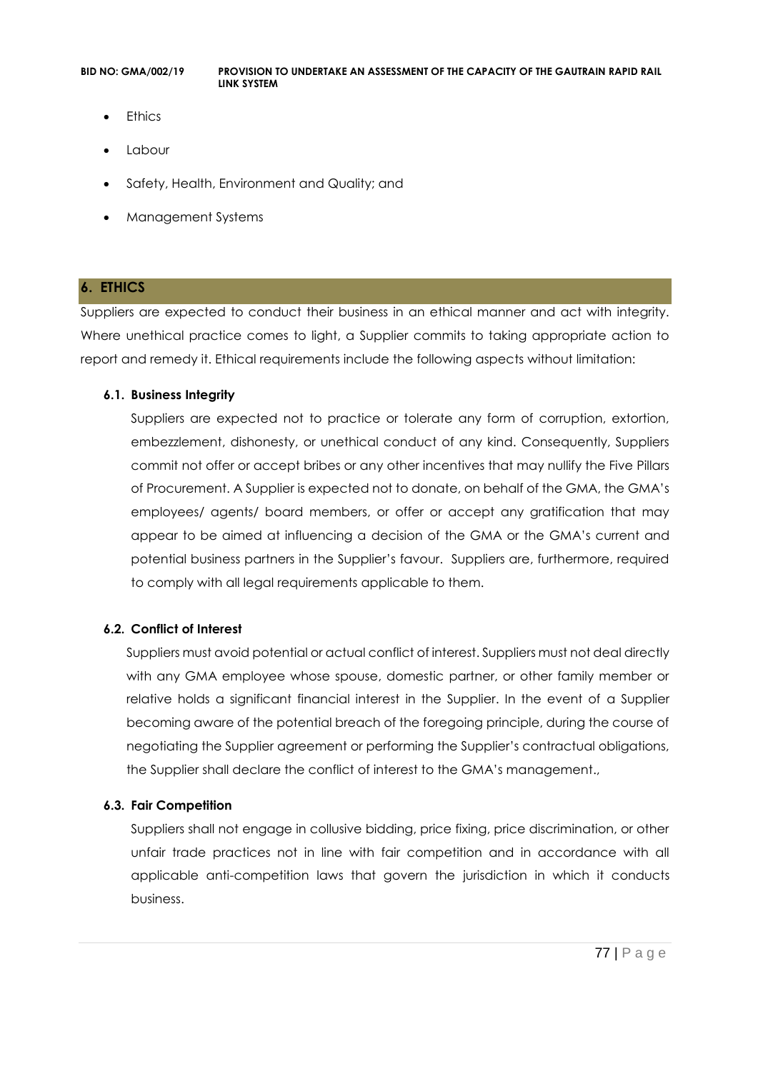- Ethics
- Labour
- Safety, Health, Environment and Quality; and
- Management Systems

## 6. ETHICS

Suppliers are expected to conduct their business in an ethical manner and act with integrity. Where unethical practice comes to light, a Supplier commits to taking appropriate action to report and remedy it. Ethical requirements include the following aspects without limitation:

### 6.1. Business Integrity

Suppliers are expected not to practice or tolerate any form of corruption, extortion, embezzlement, dishonesty, or unethical conduct of any kind. Consequently, Suppliers commit not offer or accept bribes or any other incentives that may nullify the Five Pillars of Procurement. A Supplier is expected not to donate, on behalf of the GMA, the GMA's employees/ agents/ board members, or offer or accept any gratification that may appear to be aimed at influencing a decision of the GMA or the GMA's current and potential business partners in the Supplier's favour. Suppliers are, furthermore, required to comply with all legal requirements applicable to them.

### 6.2. Conflict of Interest

Suppliers must avoid potential or actual conflict of interest. Suppliers must not deal directly with any GMA employee whose spouse, domestic partner, or other family member or relative holds a significant financial interest in the Supplier. In the event of a Supplier becoming aware of the potential breach of the foregoing principle, during the course of negotiating the Supplier agreement or performing the Supplier's contractual obligations, the Supplier shall declare the conflict of interest to the GMA's management.,

### 6.3. Fair Competition

Suppliers shall not engage in collusive bidding, price fixing, price discrimination, or other unfair trade practices not in line with fair competition and in accordance with all applicable anti-competition laws that govern the jurisdiction in which it conducts business.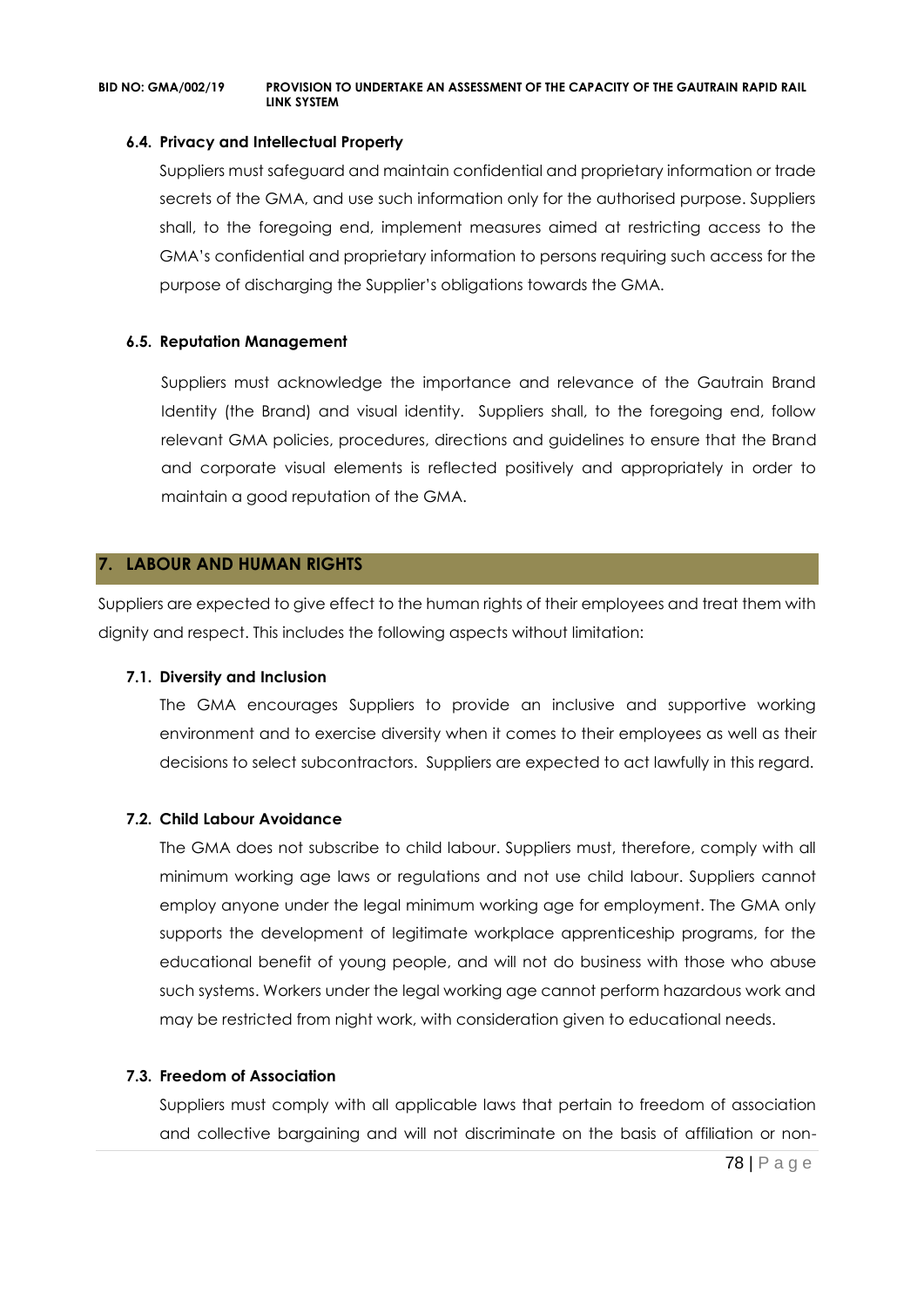### 6.4. Privacy and Intellectual Property

Suppliers must safeguard and maintain confidential and proprietary information or trade secrets of the GMA, and use such information only for the authorised purpose. Suppliers shall, to the foregoing end, implement measures aimed at restricting access to the GMA's confidential and proprietary information to persons requiring such access for the purpose of discharging the Supplier's obligations towards the GMA.

### 6.5. Reputation Management

Suppliers must acknowledge the importance and relevance of the Gautrain Brand Identity (the Brand) and visual identity. Suppliers shall, to the foregoing end, follow relevant GMA policies, procedures, directions and guidelines to ensure that the Brand and corporate visual elements is reflected positively and appropriately in order to maintain a good reputation of the GMA.

## 7. LABOUR AND HUMAN RIGHTS

Suppliers are expected to give effect to the human rights of their employees and treat them with dignity and respect. This includes the following aspects without limitation:

### 7.1. Diversity and Inclusion

The GMA encourages Suppliers to provide an inclusive and supportive working environment and to exercise diversity when it comes to their employees as well as their decisions to select subcontractors. Suppliers are expected to act lawfully in this regard.

### 7.2. Child Labour Avoidance

The GMA does not subscribe to child labour. Suppliers must, therefore, comply with all minimum working age laws or regulations and not use child labour. Suppliers cannot employ anyone under the legal minimum working age for employment. The GMA only supports the development of legitimate workplace apprenticeship programs, for the educational benefit of young people, and will not do business with those who abuse such systems. Workers under the legal working age cannot perform hazardous work and may be restricted from night work, with consideration given to educational needs.

### 7.3. Freedom of Association

Suppliers must comply with all applicable laws that pertain to freedom of association and collective bargaining and will not discriminate on the basis of affiliation or non-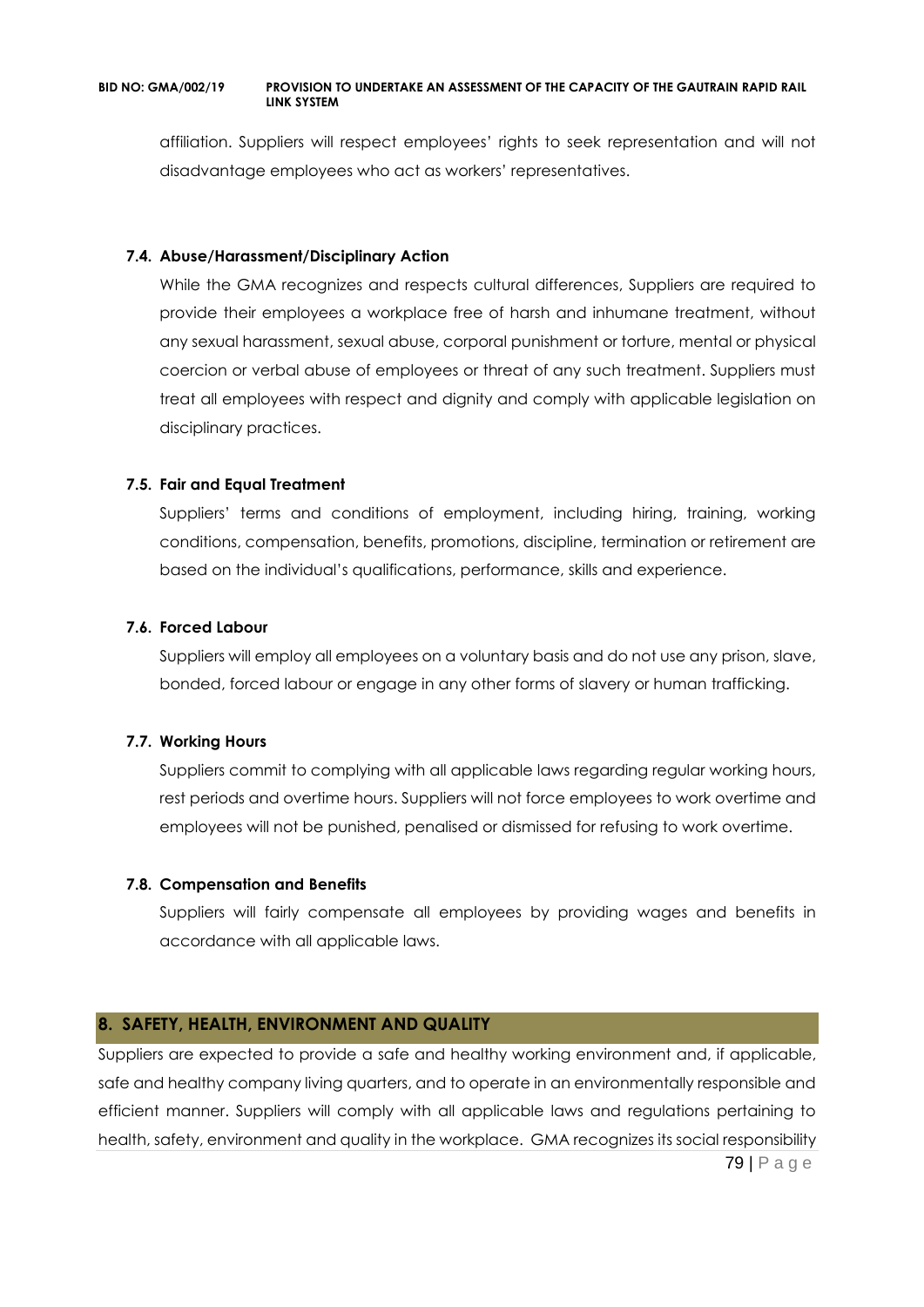affiliation. Suppliers will respect employees' rights to seek representation and will not disadvantage employees who act as workers' representatives.

### 7.4. Abuse/Harassment/Disciplinary Action

While the GMA recognizes and respects cultural differences, Suppliers are required to provide their employees a workplace free of harsh and inhumane treatment, without any sexual harassment, sexual abuse, corporal punishment or torture, mental or physical coercion or verbal abuse of employees or threat of any such treatment. Suppliers must treat all employees with respect and dignity and comply with applicable legislation on disciplinary practices.

### 7.5. Fair and Equal Treatment

Suppliers' terms and conditions of employment, including hiring, training, working conditions, compensation, benefits, promotions, discipline, termination or retirement are based on the individual's qualifications, performance, skills and experience.

### 7.6. Forced Labour

Suppliers will employ all employees on a voluntary basis and do not use any prison, slave, bonded, forced labour or engage in any other forms of slavery or human trafficking.

### 7.7. Working Hours

Suppliers commit to complying with all applicable laws regarding regular working hours, rest periods and overtime hours. Suppliers will not force employees to work overtime and employees will not be punished, penalised or dismissed for refusing to work overtime.

### 7.8. Compensation and Benefits

Suppliers will fairly compensate all employees by providing wages and benefits in accordance with all applicable laws.

## 8. SAFETY, HEALTH, ENVIRONMENT AND QUALITY

Suppliers are expected to provide a safe and healthy working environment and, if applicable, safe and healthy company living quarters, and to operate in an environmentally responsible and efficient manner. Suppliers will comply with all applicable laws and regulations pertaining to health, safety, environment and quality in the workplace. GMA recognizes its social responsibility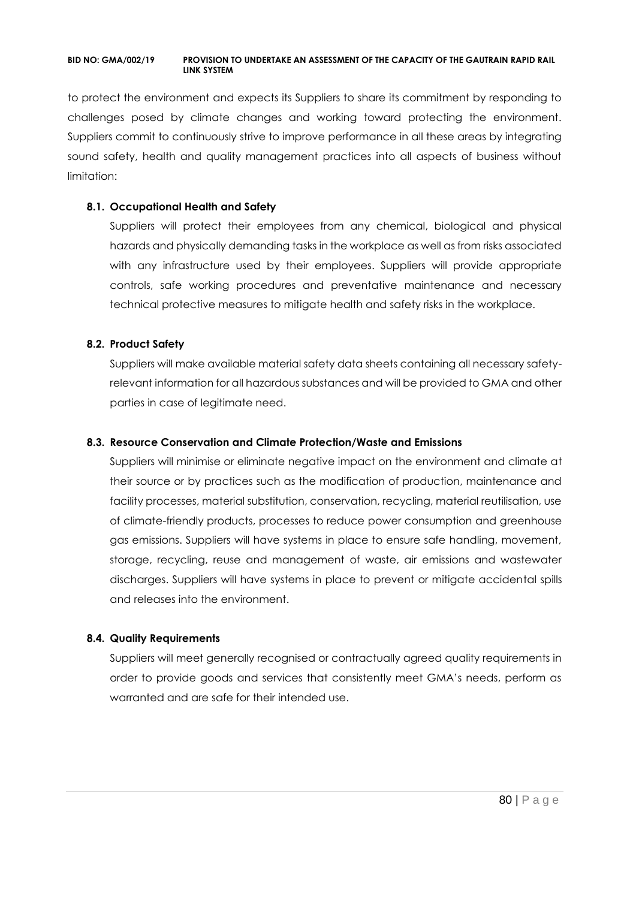to protect the environment and expects its Suppliers to share its commitment by responding to challenges posed by climate changes and working toward protecting the environment. Suppliers commit to continuously strive to improve performance in all these areas by integrating sound safety, health and quality management practices into all aspects of business without limitation:

### 8.1. Occupational Health and Safety

Suppliers will protect their employees from any chemical, biological and physical hazards and physically demanding tasks in the workplace as well as from risks associated with any infrastructure used by their employees. Suppliers will provide appropriate controls, safe working procedures and preventative maintenance and necessary technical protective measures to mitigate health and safety risks in the workplace.

### 8.2. Product Safety

Suppliers will make available material safety data sheets containing all necessary safety-relevant information for all hazardous substances and will be provided to GMA and other parties in case of legitimate need.

### 8.3. Resource Conservation and Climate Protection/Waste and Emissions

Suppliers will minimise or eliminate negative impact on the environment and climate at their source or by practices such as the modification of production, maintenance and facility processes, material substitution, conservation, recycling, material reutilisation, use of climate-friendly products, processes to reduce power consumption and greenhouse gas emissions. Suppliers will have systems in place to ensure safe handling, movement, storage, recycling, reuse and management of waste, air emissions and wastewater discharges. Suppliers will have systems in place to prevent or mitigate accidental spills and releases into the environment.

### 8.4. Quality Requirements

Suppliers will meet generally recognised or contractually agreed quality requirements in order to provide goods and services that consistently meet GMA's needs, perform as warranted and are safe for their intended use.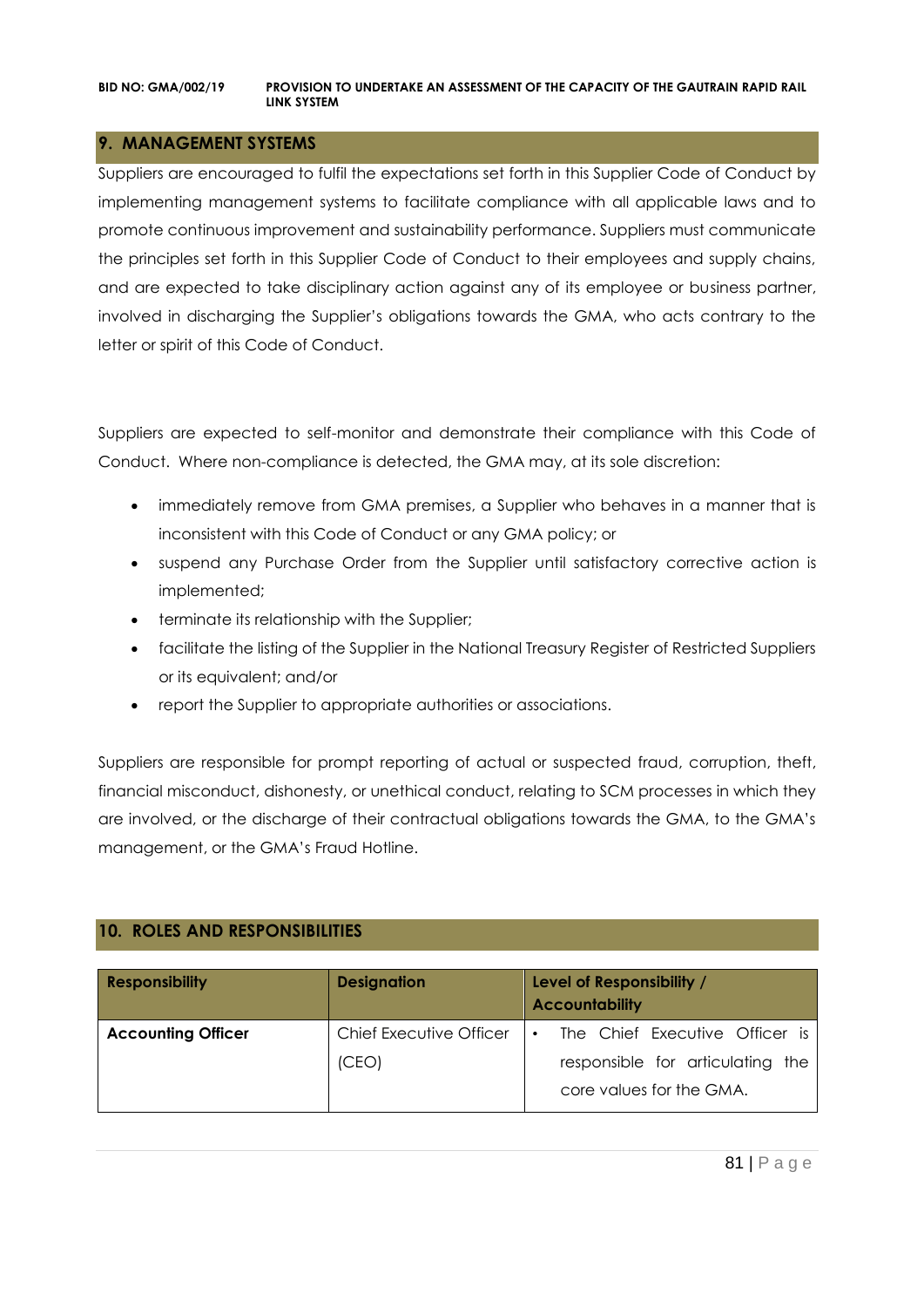## 9. MANAGEMENT SYSTEMS

Suppliers are encouraged to fulfil the expectations set forth in this Supplier Code of Conduct by implementing management systems to facilitate compliance with all applicable laws and to promote continuous improvement and sustainability performance. Suppliers must communicate the principles set forth in this Supplier Code of Conduct to their employees and supply chains, and are expected to take disciplinary action against any of its employee or business partner, involved in discharging the Supplier's obligations towards the GMA, who acts contrary to the letter or spirit of this Code of Conduct.

Suppliers are expected to self-monitor and demonstrate their compliance with this Code of Conduct. Where non-compliance is detected, the GMA may, at its sole discretion:

- immediately remove from GMA premises, a Supplier who behaves in a manner that is inconsistent with this Code of Conduct or any GMA policy; or
- suspend any Purchase Order from the Supplier until satisfactory corrective action is implemented;
- terminate its relationship with the Supplier;
- facilitate the listing of the Supplier in the National Treasury Register of Restricted Suppliers or its equivalent; and/or
- report the Supplier to appropriate authorities or associations.

Suppliers are responsible for prompt reporting of actual or suspected fraud, corruption, theft, financial misconduct, dishonesty, or unethical conduct, relating to SCM processes in which they are involved, or the discharge of their contractual obligations towards the GMA, to the GMA's management, or the GMA's Fraud Hotline.

## 10. ROLES AND RESPONSIBILITIES

| Responsibility | Designation | Level of Responsibility / Accountability |
|---|---|---|
| **Accounting Officer** | Chief Executive Officer (CEO) | • The Chief Executive Officer is responsible for articulating the core values for the GMA. |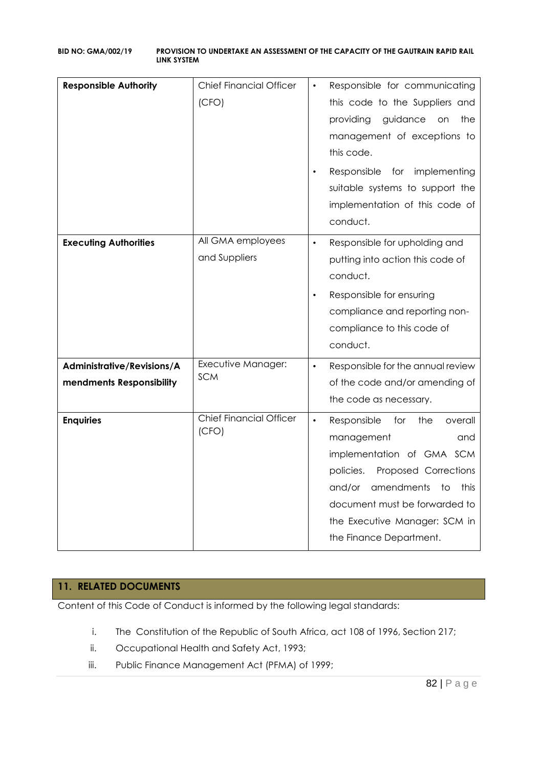| **Responsible Authority** | Chief Financial Officer (CFO) | • Responsible for communicating this code to the Suppliers and providing guidance on the management of exceptions to this code.<br>• Responsible for implementing suitable systems to support the implementation of this code of conduct. |
|---|---|---|
| **Executing Authorities** | All GMA employees and Suppliers | • Responsible for upholding and putting into action this code of conduct.<br>• Responsible for ensuring compliance and reporting non-compliance to this code of conduct. |
| **Administrative/Revisions/Amendments Responsibility** | Executive Manager: SCM | • Responsible for the annual review of the code and/or amending of the code as necessary. |
| **Enquiries** | Chief Financial Officer (CFO) | • Responsible for the overall management and implementation of GMA SCM policies. Proposed Corrections and/or amendments to this document must be forwarded to the Executive Manager: SCM in the Finance Department. |

## 11. RELATED DOCUMENTS

Content of this Code of Conduct is informed by the following legal standards:

i. The Constitution of the Republic of South Africa, act 108 of 1996, Section 217;
ii. Occupational Health and Safety Act, 1993;
iii. Public Finance Management Act (PFMA) of 1999;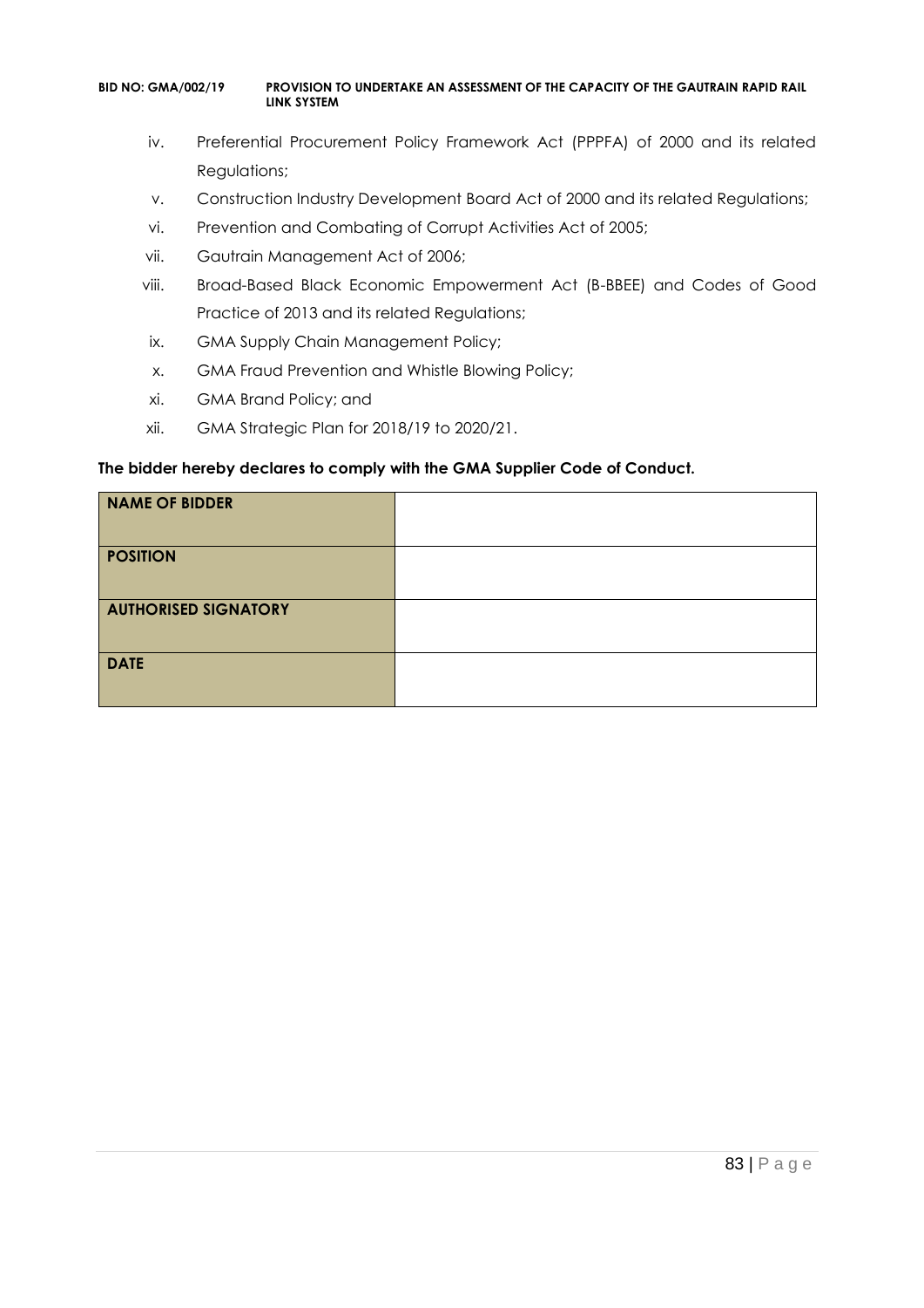iv. Preferential Procurement Policy Framework Act (PPPFA) of 2000 and its related Regulations;
v. Construction Industry Development Board Act of 2000 and its related Regulations;
vi. Prevention and Combating of Corrupt Activities Act of 2005;
vii. Gautrain Management Act of 2006;
viii. Broad-Based Black Economic Empowerment Act (B-BBEE) and Codes of Good Practice of 2013 and its related Regulations;
ix. GMA Supply Chain Management Policy;
x. GMA Fraud Prevention and Whistle Blowing Policy;
xi. GMA Brand Policy; and
xii. GMA Strategic Plan for 2018/19 to 2020/21.

**The bidder hereby declares to comply with the GMA Supplier Code of Conduct.**

| | |
|---|---|
| **NAME OF BIDDER** | |
| **POSITION** | |
| **AUTHORISED SIGNATORY** | |
| **DATE** | |